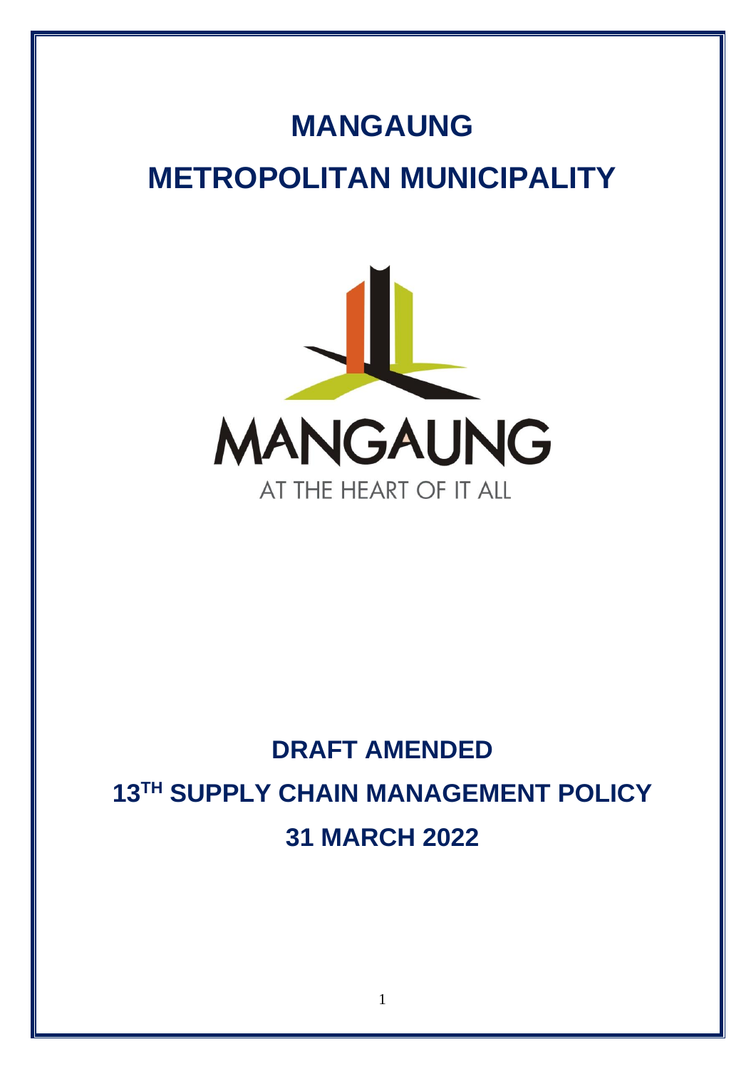# MANGAUNG

# METROPOLITAN MUNICIPALITY

MANGAUNG

AT THE HEART OF IT ALL

## DRAFT AMENDED

## 13TH SUPPLY CHAIN MANAGEMENT POLICY

## 31 MARCH 2022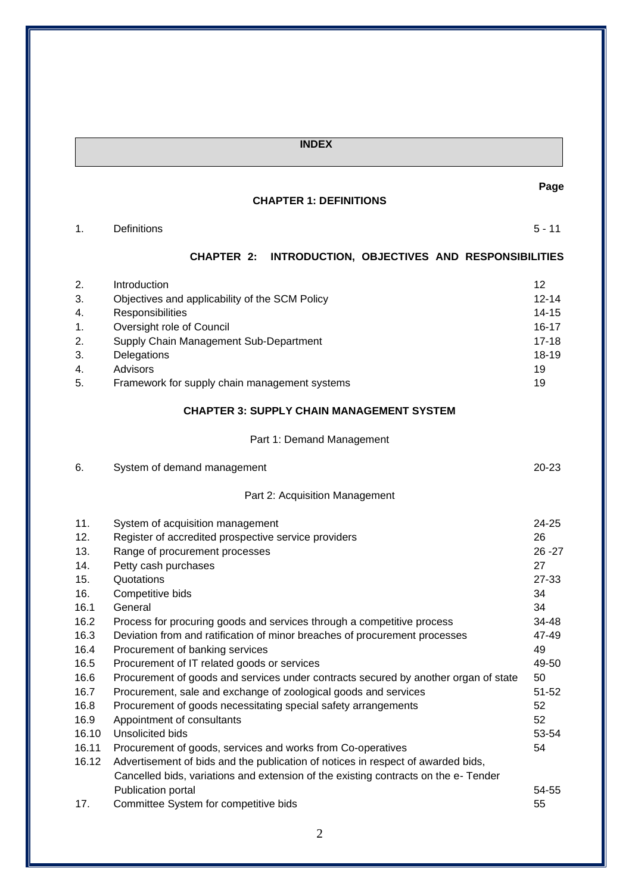# INDEX

| | | Page |
|---|---|---|
| | **CHAPTER 1: DEFINITIONS** | |
| 1. | Definitions | 5 - 11 |
| | **CHAPTER 2: INTRODUCTION, OBJECTIVES AND RESPONSIBILITIES** | |
| 2. | Introduction | 12 |
| 3. | Objectives and applicability of the SCM Policy | 12-14 |
| 4. | Responsibilities | 14-15 |
| 1. | Oversight role of Council | 16-17 |
| 2. | Supply Chain Management Sub-Department | 17-18 |
| 3. | Delegations | 18-19 |
| 4. | Advisors | 19 |
| 5. | Framework for supply chain management systems | 19 |
| | **CHAPTER 3: SUPPLY CHAIN MANAGEMENT SYSTEM** | |
| | Part 1: Demand Management | |
| 6. | System of demand management | 20-23 |
| | Part 2: Acquisition Management | |
| 11. | System of acquisition management | 24-25 |
| 12. | Register of accredited prospective service providers | 26 |
| 13. | Range of procurement processes | 26 -27 |
| 14. | Petty cash purchases | 27 |
| 15. | Quotations | 27-33 |
| 16. | Competitive bids | 34 |
| 16.1 | General | 34 |
| 16.2 | Process for procuring goods and services through a competitive process | 34-48 |
| 16.3 | Deviation from and ratification of minor breaches of procurement processes | 47-49 |
| 16.4 | Procurement of banking services | 49 |
| 16.5 | Procurement of IT related goods or services | 49-50 |
| 16.6 | Procurement of goods and services under contracts secured by another organ of state | 50 |
| 16.7 | Procurement, sale and exchange of zoological goods and services | 51-52 |
| 16.8 | Procurement of goods necessitating special safety arrangements | 52 |
| 16.9 | Appointment of consultants | 52 |
| 16.10 | Unsolicited bids | 53-54 |
| 16.11 | Procurement of goods, services and works from Co-operatives | 54 |
| 16.12 | Advertisement of bids and the publication of notices in respect of awarded bids, Cancelled bids, variations and extension of the existing contracts on the e- Tender Publication portal | 54-55 |
| 17. | Committee System for competitive bids | 55 |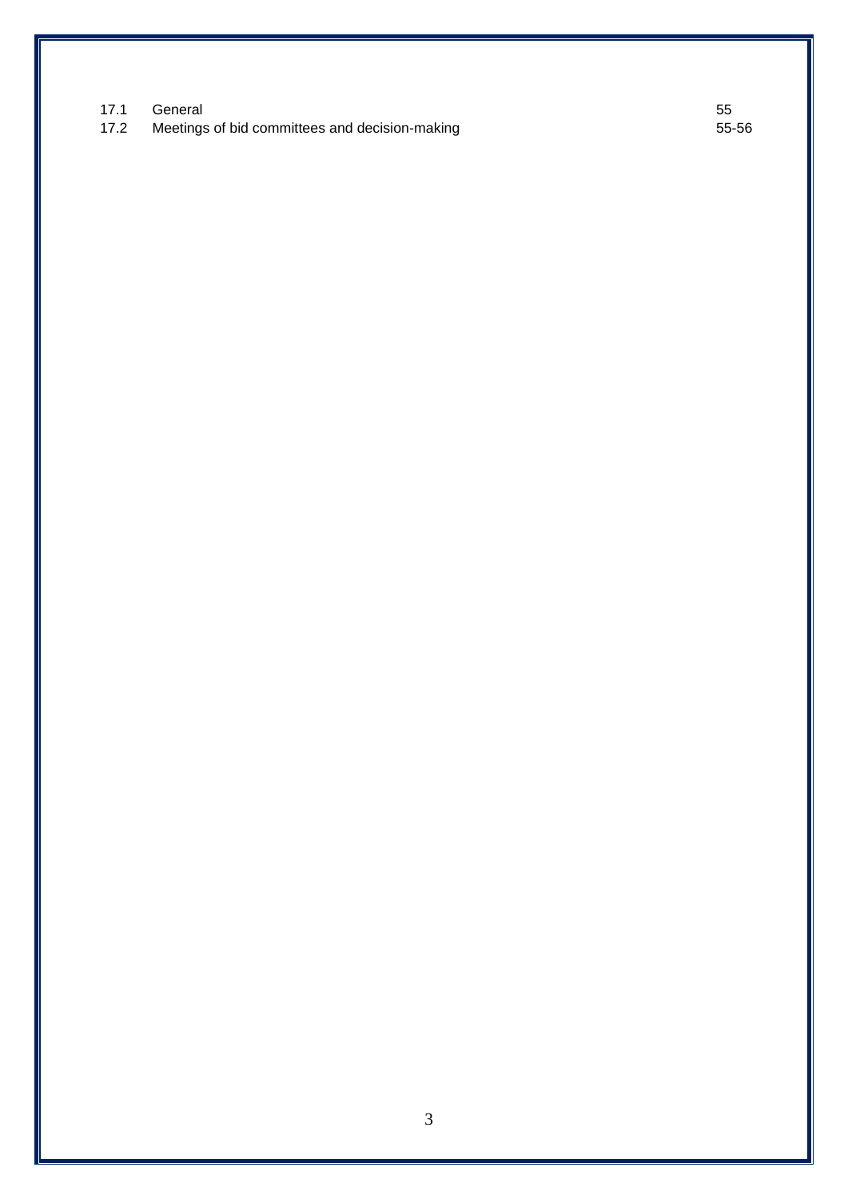| | | |
|---|---|---|
| 17.1 | General | 55 |
| 17.2 | Meetings of bid committees and decision-making | 55-56 |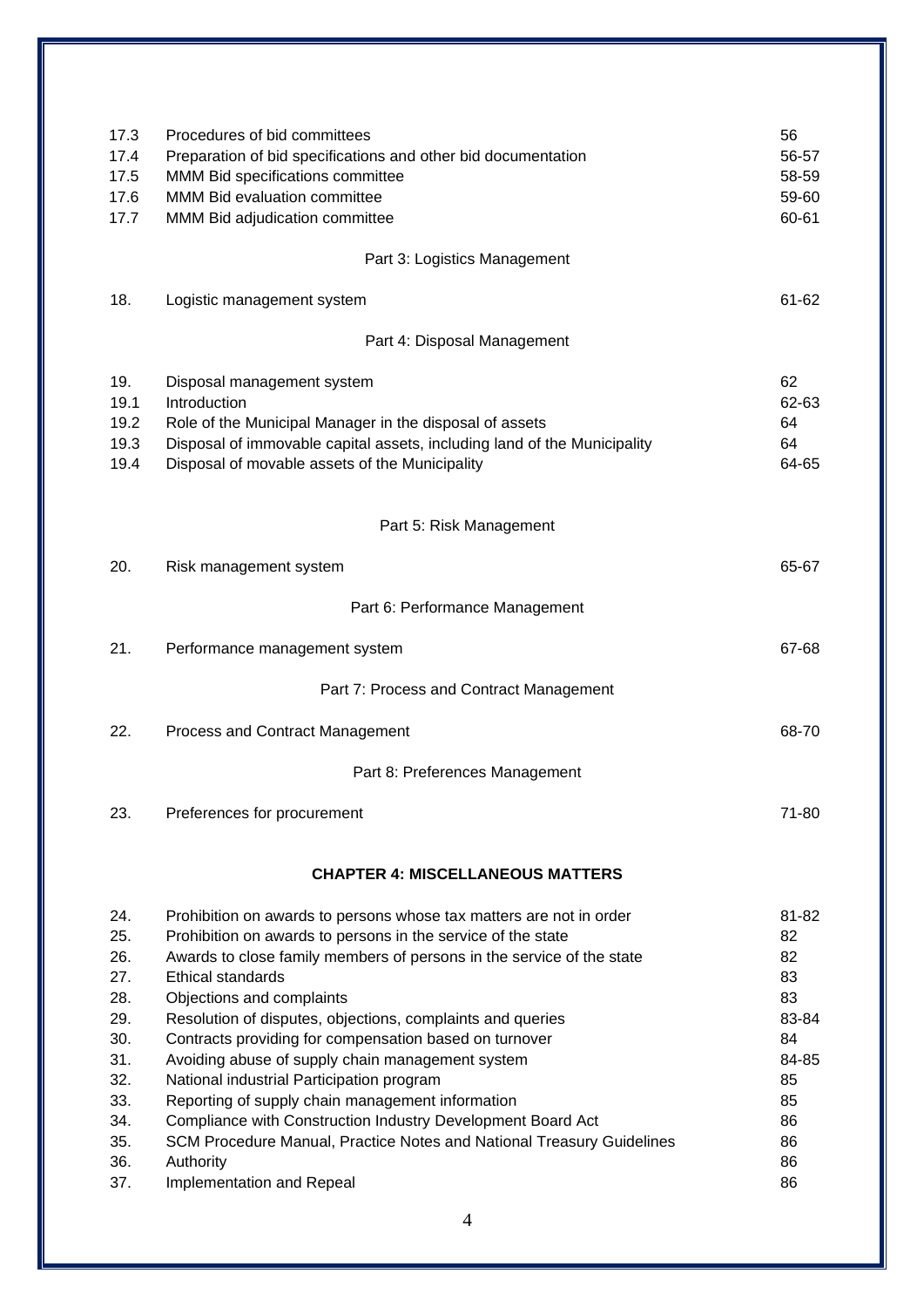| | | |
|---|---|---|
| 17.3 | Procedures of bid committees | 56 |
| 17.4 | Preparation of bid specifications and other bid documentation | 56-57 |
| 17.5 | MMM Bid specifications committee | 58-59 |
| 17.6 | MMM Bid evaluation committee | 59-60 |
| 17.7 | MMM Bid adjudication committee | 60-61 |
| | Part 3: Logistics Management | |
| 18. | Logistic management system | 61-62 |
| | Part 4: Disposal Management | |
| 19. | Disposal management system | 62 |
| 19.1 | Introduction | 62-63 |
| 19.2 | Role of the Municipal Manager in the disposal of assets | 64 |
| 19.3 | Disposal of immovable capital assets, including land of the Municipality | 64 |
| 19.4 | Disposal of movable assets of the Municipality | 64-65 |
| | Part 5: Risk Management | |
| 20. | Risk management system | 65-67 |
| | Part 6: Performance Management | |
| 21. | Performance management system | 67-68 |
| | Part 7: Process and Contract Management | |
| 22. | Process and Contract Management | 68-70 |
| | Part 8: Preferences Management | |
| 23. | Preferences for procurement | 71-80 |

**CHAPTER 4: MISCELLANEOUS MATTERS**

| | | |
|---|---|---|
| 24. | Prohibition on awards to persons whose tax matters are not in order | 81-82 |
| 25. | Prohibition on awards to persons in the service of the state | 82 |
| 26. | Awards to close family members of persons in the service of the state | 82 |
| 27. | Ethical standards | 83 |
| 28. | Objections and complaints | 83 |
| 29. | Resolution of disputes, objections, complaints and queries | 83-84 |
| 30. | Contracts providing for compensation based on turnover | 84 |
| 31. | Avoiding abuse of supply chain management system | 84-85 |
| 32. | National industrial Participation program | 85 |
| 33. | Reporting of supply chain management information | 85 |
| 34. | Compliance with Construction Industry Development Board Act | 86 |
| 35. | SCM Procedure Manual, Practice Notes and National Treasury Guidelines | 86 |
| 36. | Authority | 86 |
| 37. | Implementation and Repeal | 86 |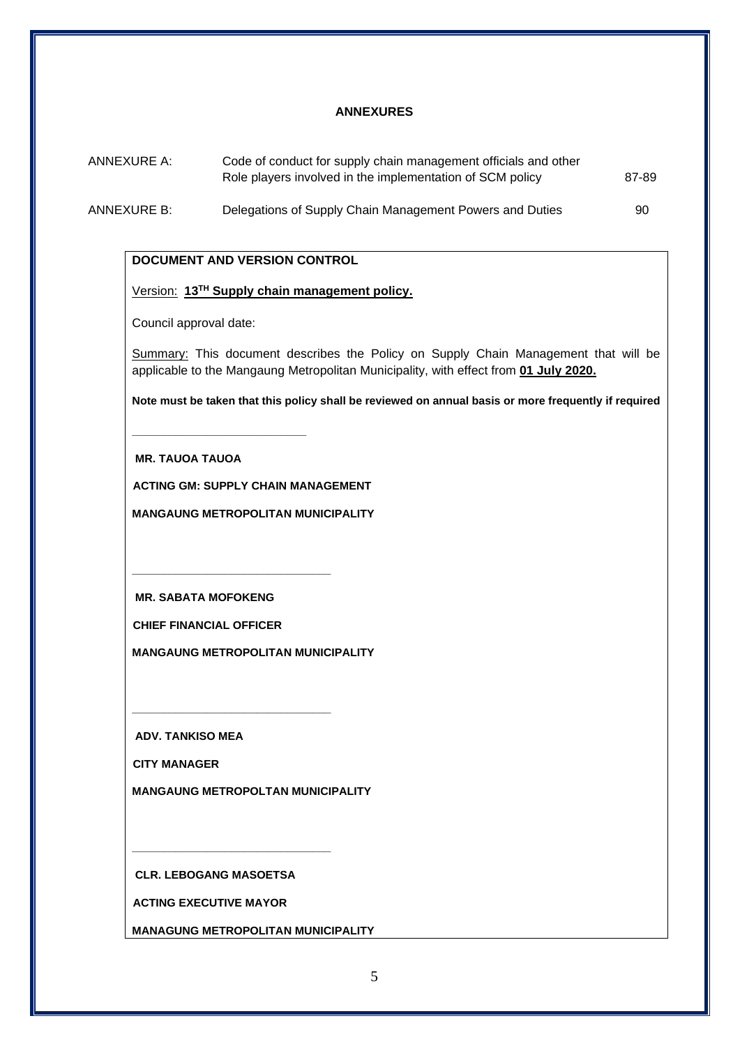**ANNEXURES**

| | | |
|---|---|---|
| ANNEXURE A: | Code of conduct for supply chain management officials and other Role players involved in the implementation of SCM policy | 87-89 |
| ANNEXURE B: | Delegations of Supply Chain Management Powers and Duties | 90 |

**DOCUMENT AND VERSION CONTROL**

Version: **13TH Supply chain management policy.**

Council approval date:

Summary: This document describes the Policy on Supply Chain Management that will be applicable to the Mangaung Metropolitan Municipality, with effect from **01 July 2020.**

**Note must be taken that this policy shall be reviewed on annual basis or more frequently if required**

___________________________

**MR. TAUOA TAUOA**

**ACTING GM: SUPPLY CHAIN MANAGEMENT**

**MANGAUNG METROPOLITAN MUNICIPALITY**

______________________________

**MR. SABATA MOFOKENG**

**CHIEF FINANCIAL OFFICER**

**MANGAUNG METROPOLITAN MUNICIPALITY**

______________________________

**ADV. TANKISO MEA**

**CITY MANAGER**

**MANGAUNG METROPOLTAN MUNICIPALITY**

______________________________

**CLR. LEBOGANG MASOETSA**

**ACTING EXECUTIVE MAYOR**

**MANAGUNG METROPOLITAN MUNICIPALITY**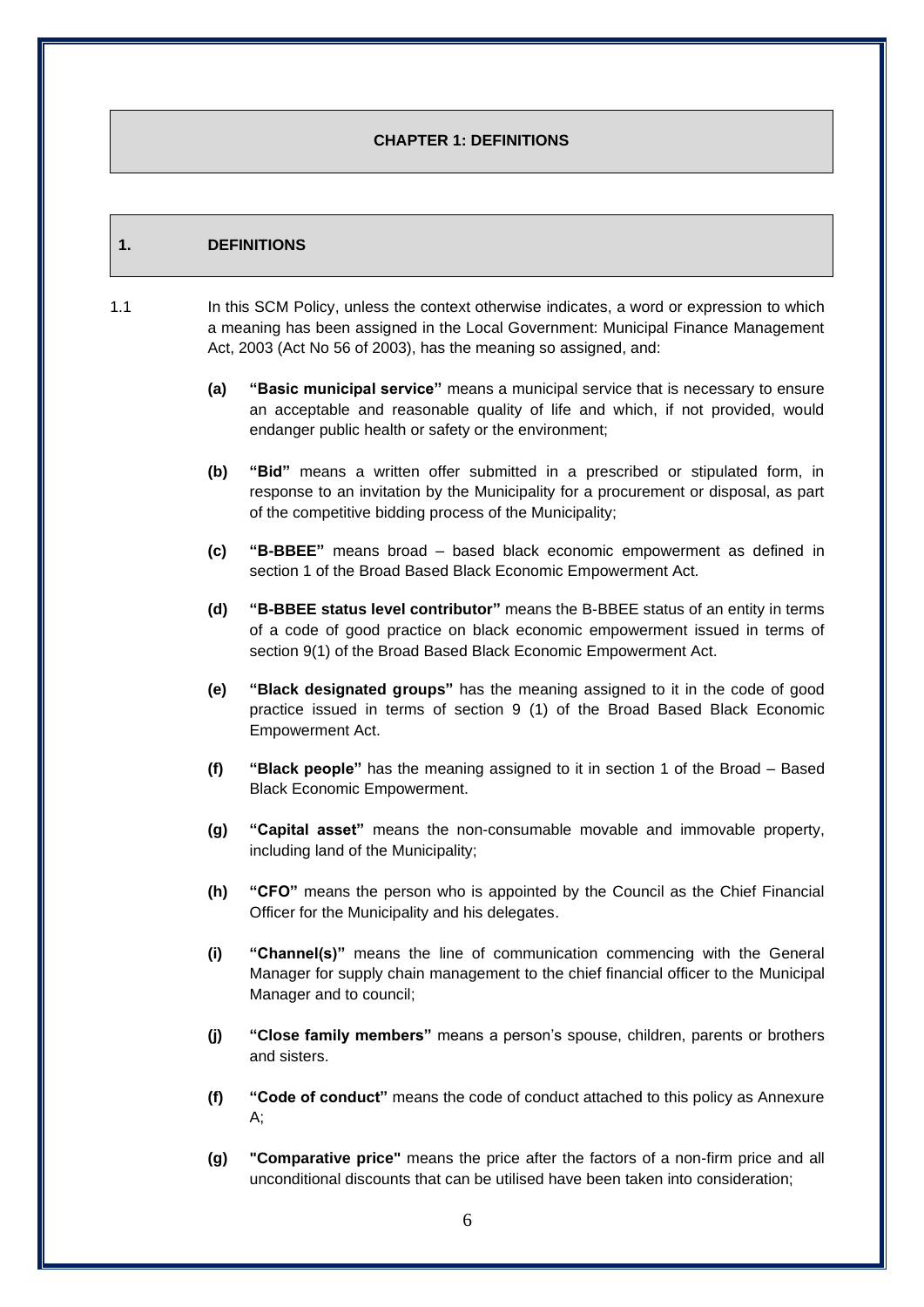## CHAPTER 1: DEFINITIONS

### 1. DEFINITIONS

1.1 In this SCM Policy, unless the context otherwise indicates, a word or expression to which a meaning has been assigned in the Local Government: Municipal Finance Management Act, 2003 (Act No 56 of 2003), has the meaning so assigned, and:

**(a)** **"Basic municipal service"** means a municipal service that is necessary to ensure an acceptable and reasonable quality of life and which, if not provided, would endanger public health or safety or the environment;

**(b)** **"Bid"** means a written offer submitted in a prescribed or stipulated form, in response to an invitation by the Municipality for a procurement or disposal, as part of the competitive bidding process of the Municipality;

**(c)** **"B-BBEE"** means broad – based black economic empowerment as defined in section 1 of the Broad Based Black Economic Empowerment Act.

**(d)** **"B-BBEE status level contributor"** means the B-BBEE status of an entity in terms of a code of good practice on black economic empowerment issued in terms of section 9(1) of the Broad Based Black Economic Empowerment Act.

**(e)** **"Black designated groups"** has the meaning assigned to it in the code of good practice issued in terms of section 9 (1) of the Broad Based Black Economic Empowerment Act.

**(f)** **"Black people"** has the meaning assigned to it in section 1 of the Broad – Based Black Economic Empowerment.

**(g)** **"Capital asset"** means the non-consumable movable and immovable property, including land of the Municipality;

**(h)** **"CFO"** means the person who is appointed by the Council as the Chief Financial Officer for the Municipality and his delegates.

**(i)** **"Channel(s)"** means the line of communication commencing with the General Manager for supply chain management to the chief financial officer to the Municipal Manager and to council;

**(j)** **"Close family members"** means a person's spouse, children, parents or brothers and sisters.

**(f)** **"Code of conduct"** means the code of conduct attached to this policy as Annexure A;

**(g)** **"Comparative price"** means the price after the factors of a non-firm price and all unconditional discounts that can be utilised have been taken into consideration;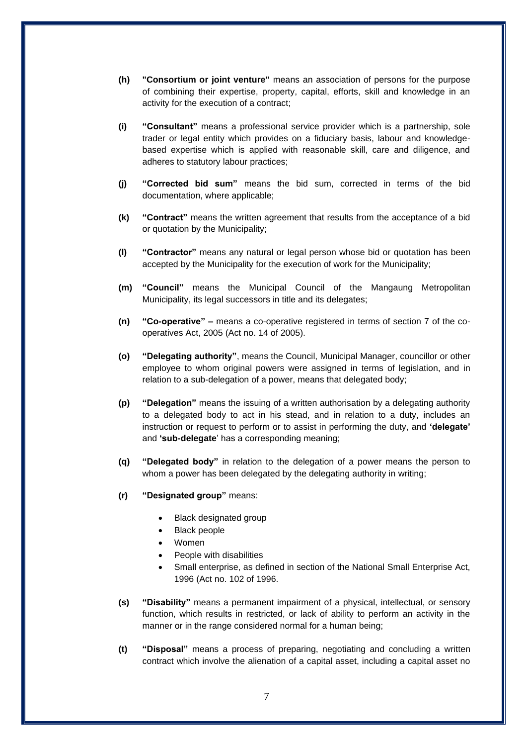**(h)** **"Consortium or joint venture"** means an association of persons for the purpose of combining their expertise, property, capital, efforts, skill and knowledge in an activity for the execution of a contract;

**(i)** **"Consultant"** means a professional service provider which is a partnership, sole trader or legal entity which provides on a fiduciary basis, labour and knowledge-based expertise which is applied with reasonable skill, care and diligence, and adheres to statutory labour practices;

**(j)** **"Corrected bid sum"** means the bid sum, corrected in terms of the bid documentation, where applicable;

**(k)** **"Contract"** means the written agreement that results from the acceptance of a bid or quotation by the Municipality;

**(l)** **"Contractor"** means any natural or legal person whose bid or quotation has been accepted by the Municipality for the execution of work for the Municipality;

**(m)** **"Council"** means the Municipal Council of the Mangaung Metropolitan Municipality, its legal successors in title and its delegates;

**(n)** **"Co-operative" –** means a co-operative registered in terms of section 7 of the co-operatives Act, 2005 (Act no. 14 of 2005).

**(o)** **"Delegating authority"**, means the Council, Municipal Manager, councillor or other employee to whom original powers were assigned in terms of legislation, and in relation to a sub-delegation of a power, means that delegated body;

**(p)** **"Delegation"** means the issuing of a written authorisation by a delegating authority to a delegated body to act in his stead, and in relation to a duty, includes an instruction or request to perform or to assist in performing the duty, and **'delegate'** and **'sub-delegate**' has a corresponding meaning;

**(q)** **"Delegated body"** in relation to the delegation of a power means the person to whom a power has been delegated by the delegating authority in writing;

**(r)** **"Designated group"** means:

- Black designated group
- Black people
- Women
- People with disabilities
- Small enterprise, as defined in section of the National Small Enterprise Act, 1996 (Act no. 102 of 1996.

**(s)** **"Disability"** means a permanent impairment of a physical, intellectual, or sensory function, which results in restricted, or lack of ability to perform an activity in the manner or in the range considered normal for a human being;

**(t)** **"Disposal"** means a process of preparing, negotiating and concluding a written contract which involve the alienation of a capital asset, including a capital asset no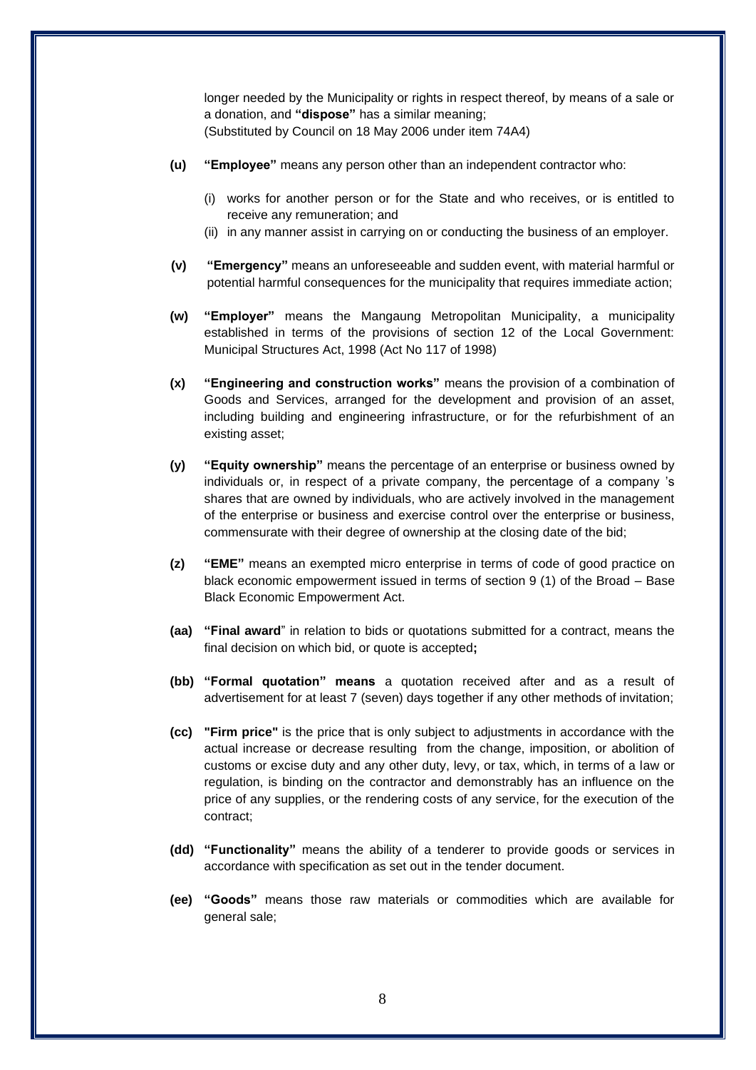longer needed by the Municipality or rights in respect thereof, by means of a sale or a donation, and **"dispose"** has a similar meaning;
(Substituted by Council on 18 May 2006 under item 74A4)

**(u)** **"Employee"** means any person other than an independent contractor who:

(i) works for another person or for the State and who receives, or is entitled to receive any remuneration; and
(ii) in any manner assist in carrying on or conducting the business of an employer.

**(v)** **"Emergency"** means an unforeseeable and sudden event, with material harmful or potential harmful consequences for the municipality that requires immediate action;

**(w)** **"Employer"** means the Mangaung Metropolitan Municipality, a municipality established in terms of the provisions of section 12 of the Local Government: Municipal Structures Act, 1998 (Act No 117 of 1998)

**(x)** **"Engineering and construction works"** means the provision of a combination of Goods and Services, arranged for the development and provision of an asset, including building and engineering infrastructure, or for the refurbishment of an existing asset;

**(y)** **"Equity ownership"** means the percentage of an enterprise or business owned by individuals or, in respect of a private company, the percentage of a company 's shares that are owned by individuals, who are actively involved in the management of the enterprise or business and exercise control over the enterprise or business, commensurate with their degree of ownership at the closing date of the bid;

**(z)** **"EME"** means an exempted micro enterprise in terms of code of good practice on black economic empowerment issued in terms of section 9 (1) of the Broad – Base Black Economic Empowerment Act.

**(aa)** **"Final award**" in relation to bids or quotations submitted for a contract, means the final decision on which bid, or quote is accepted**;**

**(bb)** **"Formal quotation" means** a quotation received after and as a result of advertisement for at least 7 (seven) days together if any other methods of invitation;

**(cc)** **"Firm price"** is the price that is only subject to adjustments in accordance with the actual increase or decrease resulting from the change, imposition, or abolition of customs or excise duty and any other duty, levy, or tax, which, in terms of a law or regulation, is binding on the contractor and demonstrably has an influence on the price of any supplies, or the rendering costs of any service, for the execution of the contract;

**(dd)** **"Functionality"** means the ability of a tenderer to provide goods or services in accordance with specification as set out in the tender document.

**(ee)** **"Goods"** means those raw materials or commodities which are available for general sale;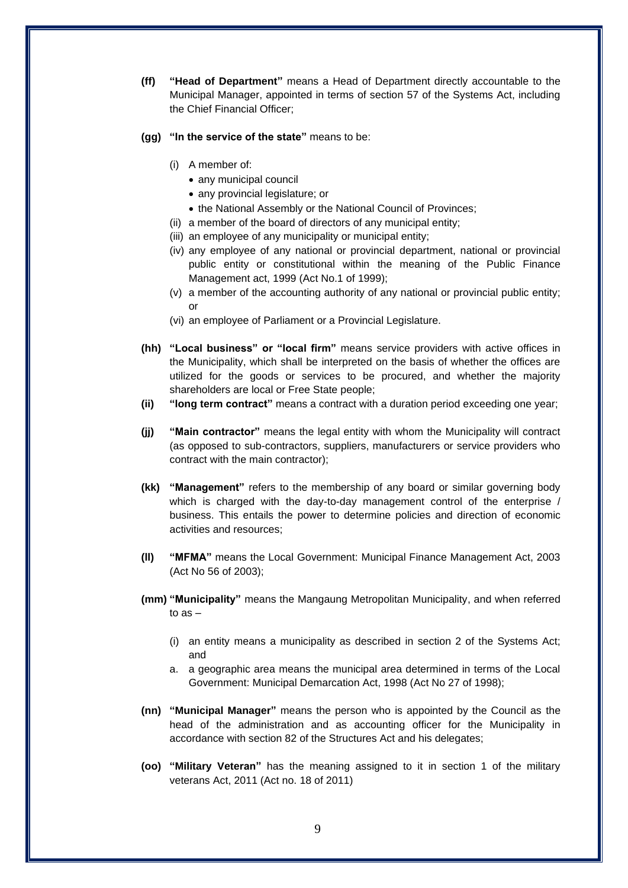**(ff)** **"Head of Department"** means a Head of Department directly accountable to the Municipal Manager, appointed in terms of section 57 of the Systems Act, including the Chief Financial Officer;

**(gg)** **"In the service of the state"** means to be:

(i) A member of:
- any municipal council
- any provincial legislature; or
- the National Assembly or the National Council of Provinces;

(ii) a member of the board of directors of any municipal entity;
(iii) an employee of any municipality or municipal entity;
(iv) any employee of any national or provincial department, national or provincial public entity or constitutional within the meaning of the Public Finance Management act, 1999 (Act No.1 of 1999);
(v) a member of the accounting authority of any national or provincial public entity; or
(vi) an employee of Parliament or a Provincial Legislature.

**(hh)** **"Local business" or "local firm"** means service providers with active offices in the Municipality, which shall be interpreted on the basis of whether the offices are utilized for the goods or services to be procured, and whether the majority shareholders are local or Free State people;

**(ii)** **"long term contract"** means a contract with a duration period exceeding one year;

**(jj)** **"Main contractor"** means the legal entity with whom the Municipality will contract (as opposed to sub-contractors, suppliers, manufacturers or service providers who contract with the main contractor);

**(kk)** **"Management"** refers to the membership of any board or similar governing body which is charged with the day-to-day management control of the enterprise / business. This entails the power to determine policies and direction of economic activities and resources;

**(ll)** **"MFMA"** means the Local Government: Municipal Finance Management Act, 2003 (Act No 56 of 2003);

**(mm)** **"Municipality"** means the Mangaung Metropolitan Municipality, and when referred to as –

(i) an entity means a municipality as described in section 2 of the Systems Act; and

a. a geographic area means the municipal area determined in terms of the Local Government: Municipal Demarcation Act, 1998 (Act No 27 of 1998);

**(nn)** **"Municipal Manager"** means the person who is appointed by the Council as the head of the administration and as accounting officer for the Municipality in accordance with section 82 of the Structures Act and his delegates;

**(oo)** **"Military Veteran"** has the meaning assigned to it in section 1 of the military veterans Act, 2011 (Act no. 18 of 2011)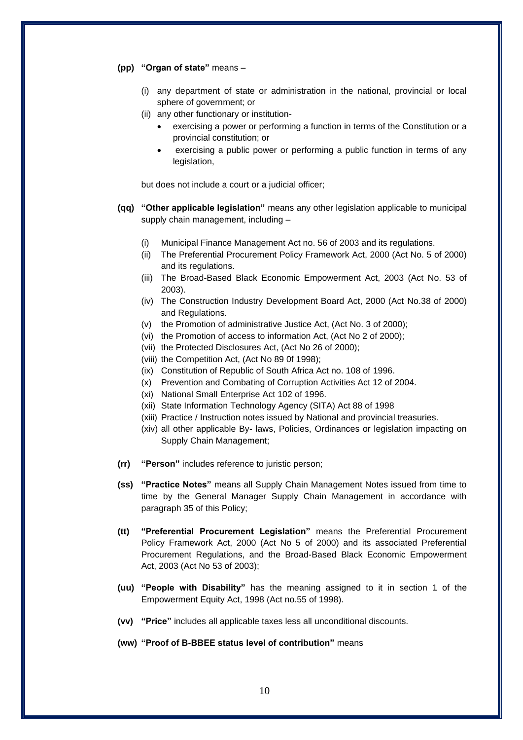**(pp)** **"Organ of state"** means –

- (i) any department of state or administration in the national, provincial or local sphere of government; or
- (ii) any other functionary or institution-
  - exercising a power or performing a function in terms of the Constitution or a provincial constitution; or
  - exercising a public power or performing a public function in terms of any legislation,

but does not include a court or a judicial officer;

**(qq)** **"Other applicable legislation"** means any other legislation applicable to municipal supply chain management, including –

- (i) Municipal Finance Management Act no. 56 of 2003 and its regulations.
- (ii) The Preferential Procurement Policy Framework Act, 2000 (Act No. 5 of 2000) and its regulations.
- (iii) The Broad-Based Black Economic Empowerment Act, 2003 (Act No. 53 of 2003).
- (iv) The Construction Industry Development Board Act, 2000 (Act No.38 of 2000) and Regulations.
- (v) the Promotion of administrative Justice Act, (Act No. 3 of 2000);
- (vi) the Promotion of access to information Act, (Act No 2 of 2000);
- (vii) the Protected Disclosures Act, (Act No 26 of 2000);
- (viii) the Competition Act, (Act No 89 0f 1998);
- (ix) Constitution of Republic of South Africa Act no. 108 of 1996.
- (x) Prevention and Combating of Corruption Activities Act 12 of 2004.
- (xi) National Small Enterprise Act 102 of 1996.
- (xii) State Information Technology Agency (SITA) Act 88 of 1998
- (xiii) Practice / Instruction notes issued by National and provincial treasuries.
- (xiv) all other applicable By- laws, Policies, Ordinances or legislation impacting on Supply Chain Management;

**(rr)** **"Person"** includes reference to juristic person;

**(ss)** **"Practice Notes"** means all Supply Chain Management Notes issued from time to time by the General Manager Supply Chain Management in accordance with paragraph 35 of this Policy;

**(tt)** **"Preferential Procurement Legislation"** means the Preferential Procurement Policy Framework Act, 2000 (Act No 5 of 2000) and its associated Preferential Procurement Regulations, and the Broad-Based Black Economic Empowerment Act, 2003 (Act No 53 of 2003);

**(uu)** **"People with Disability"** has the meaning assigned to it in section 1 of the Empowerment Equity Act, 1998 (Act no.55 of 1998).

**(vv)** **"Price"** includes all applicable taxes less all unconditional discounts.

**(ww)** **"Proof of B-BBEE status level of contribution"** means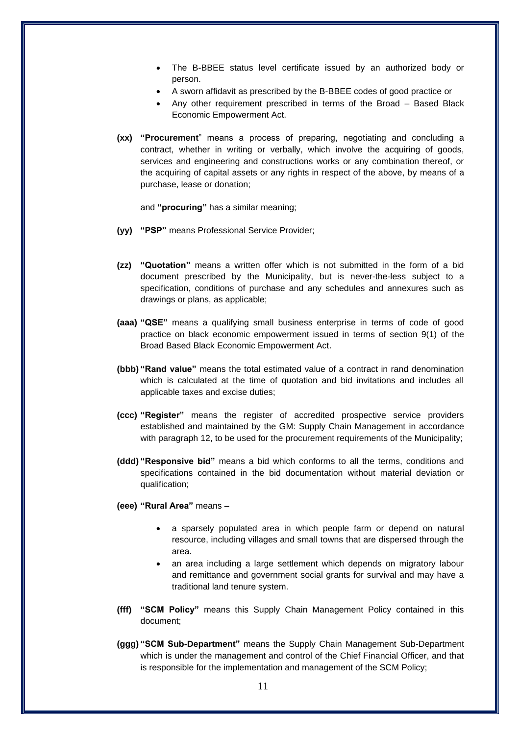- The B-BBEE status level certificate issued by an authorized body or person.
- A sworn affidavit as prescribed by the B-BBEE codes of good practice or
- Any other requirement prescribed in terms of the Broad – Based Black Economic Empowerment Act.

**(xx) "Procurement**" means a process of preparing, negotiating and concluding a contract, whether in writing or verbally, which involve the acquiring of goods, services and engineering and constructions works or any combination thereof, or the acquiring of capital assets or any rights in respect of the above, by means of a purchase, lease or donation;

and **"procuring"** has a similar meaning;

**(yy) "PSP"** means Professional Service Provider;

**(zz) "Quotation"** means a written offer which is not submitted in the form of a bid document prescribed by the Municipality, but is never-the-less subject to a specification, conditions of purchase and any schedules and annexures such as drawings or plans, as applicable;

**(aaa) "QSE"** means a qualifying small business enterprise in terms of code of good practice on black economic empowerment issued in terms of section 9(1) of the Broad Based Black Economic Empowerment Act.

**(bbb) "Rand value"** means the total estimated value of a contract in rand denomination which is calculated at the time of quotation and bid invitations and includes all applicable taxes and excise duties;

**(ccc) "Register"** means the register of accredited prospective service providers established and maintained by the GM: Supply Chain Management in accordance with paragraph 12, to be used for the procurement requirements of the Municipality;

**(ddd) "Responsive bid"** means a bid which conforms to all the terms, conditions and specifications contained in the bid documentation without material deviation or qualification;

**(eee) "Rural Area"** means –

- a sparsely populated area in which people farm or depend on natural resource, including villages and small towns that are dispersed through the area.
- an area including a large settlement which depends on migratory labour and remittance and government social grants for survival and may have a traditional land tenure system.

**(fff) "SCM Policy"** means this Supply Chain Management Policy contained in this document;

**(ggg) "SCM Sub-Department"** means the Supply Chain Management Sub-Department which is under the management and control of the Chief Financial Officer, and that is responsible for the implementation and management of the SCM Policy;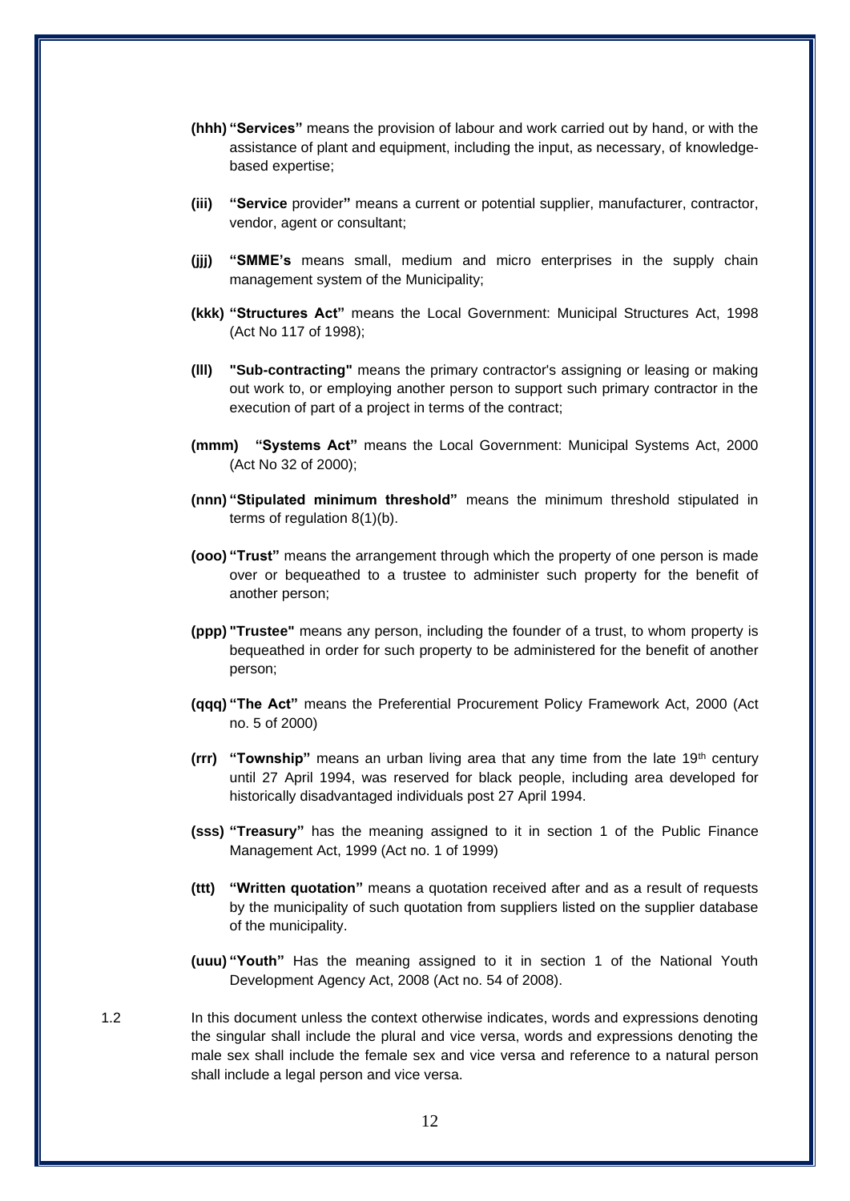**(hhh)** **"Services"** means the provision of labour and work carried out by hand, or with the assistance of plant and equipment, including the input, as necessary, of knowledge-based expertise;

**(iii)** **"Service** provider**"** means a current or potential supplier, manufacturer, contractor, vendor, agent or consultant;

**(jjj)** **"SMME's** means small, medium and micro enterprises in the supply chain management system of the Municipality;

**(kkk)** **"Structures Act"** means the Local Government: Municipal Structures Act, 1998 (Act No 117 of 1998);

**(lll)** **"Sub-contracting"** means the primary contractor's assigning or leasing or making out work to, or employing another person to support such primary contractor in the execution of part of a project in terms of the contract;

**(mmm)** **"Systems Act"** means the Local Government: Municipal Systems Act, 2000 (Act No 32 of 2000);

**(nnn)** **"Stipulated minimum threshold"** means the minimum threshold stipulated in terms of regulation 8(1)(b).

**(ooo)** **"Trust"** means the arrangement through which the property of one person is made over or bequeathed to a trustee to administer such property for the benefit of another person;

**(ppp)** **"Trustee"** means any person, including the founder of a trust, to whom property is bequeathed in order for such property to be administered for the benefit of another person;

**(qqq)** **"The Act"** means the Preferential Procurement Policy Framework Act, 2000 (Act no. 5 of 2000)

**(rrr)** **"Township"** means an urban living area that any time from the late 19th century until 27 April 1994, was reserved for black people, including area developed for historically disadvantaged individuals post 27 April 1994.

**(sss)** **"Treasury"** has the meaning assigned to it in section 1 of the Public Finance Management Act, 1999 (Act no. 1 of 1999)

**(ttt)** **"Written quotation"** means a quotation received after and as a result of requests by the municipality of such quotation from suppliers listed on the supplier database of the municipality.

**(uuu)** **"Youth"** Has the meaning assigned to it in section 1 of the National Youth Development Agency Act, 2008 (Act no. 54 of 2008).

1.2 In this document unless the context otherwise indicates, words and expressions denoting the singular shall include the plural and vice versa, words and expressions denoting the male sex shall include the female sex and vice versa and reference to a natural person shall include a legal person and vice versa.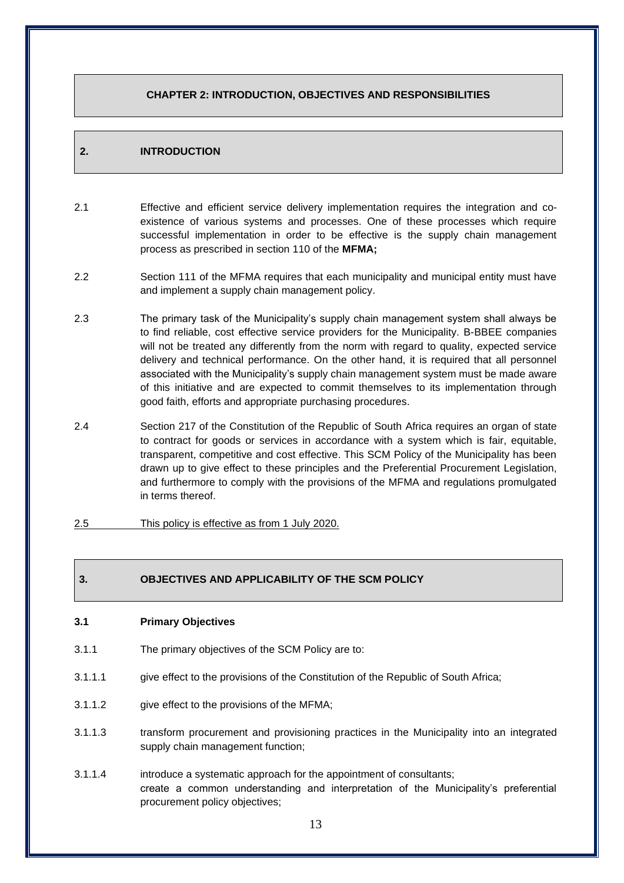## CHAPTER 2: INTRODUCTION, OBJECTIVES AND RESPONSIBILITIES

## 2. INTRODUCTION

2.1 Effective and efficient service delivery implementation requires the integration and co-existence of various systems and processes. One of these processes which require successful implementation in order to be effective is the supply chain management process as prescribed in section 110 of the **MFMA;**

2.2 Section 111 of the MFMA requires that each municipality and municipal entity must have and implement a supply chain management policy.

2.3 The primary task of the Municipality's supply chain management system shall always be to find reliable, cost effective service providers for the Municipality. B-BBEE companies will not be treated any differently from the norm with regard to quality, expected service delivery and technical performance. On the other hand, it is required that all personnel associated with the Municipality's supply chain management system must be made aware of this initiative and are expected to commit themselves to its implementation through good faith, efforts and appropriate purchasing procedures.

2.4 Section 217 of the Constitution of the Republic of South Africa requires an organ of state to contract for goods or services in accordance with a system which is fair, equitable, transparent, competitive and cost effective. This SCM Policy of the Municipality has been drawn up to give effect to these principles and the Preferential Procurement Legislation, and furthermore to comply with the provisions of the MFMA and regulations promulgated in terms thereof.

2.5 This policy is effective as from 1 July 2020.

## 3. OBJECTIVES AND APPLICABILITY OF THE SCM POLICY

### 3.1 Primary Objectives

3.1.1 The primary objectives of the SCM Policy are to:

3.1.1.1 give effect to the provisions of the Constitution of the Republic of South Africa;

3.1.1.2 give effect to the provisions of the MFMA;

3.1.1.3 transform procurement and provisioning practices in the Municipality into an integrated supply chain management function;

3.1.1.4 introduce a systematic approach for the appointment of consultants;
create a common understanding and interpretation of the Municipality's preferential procurement policy objectives;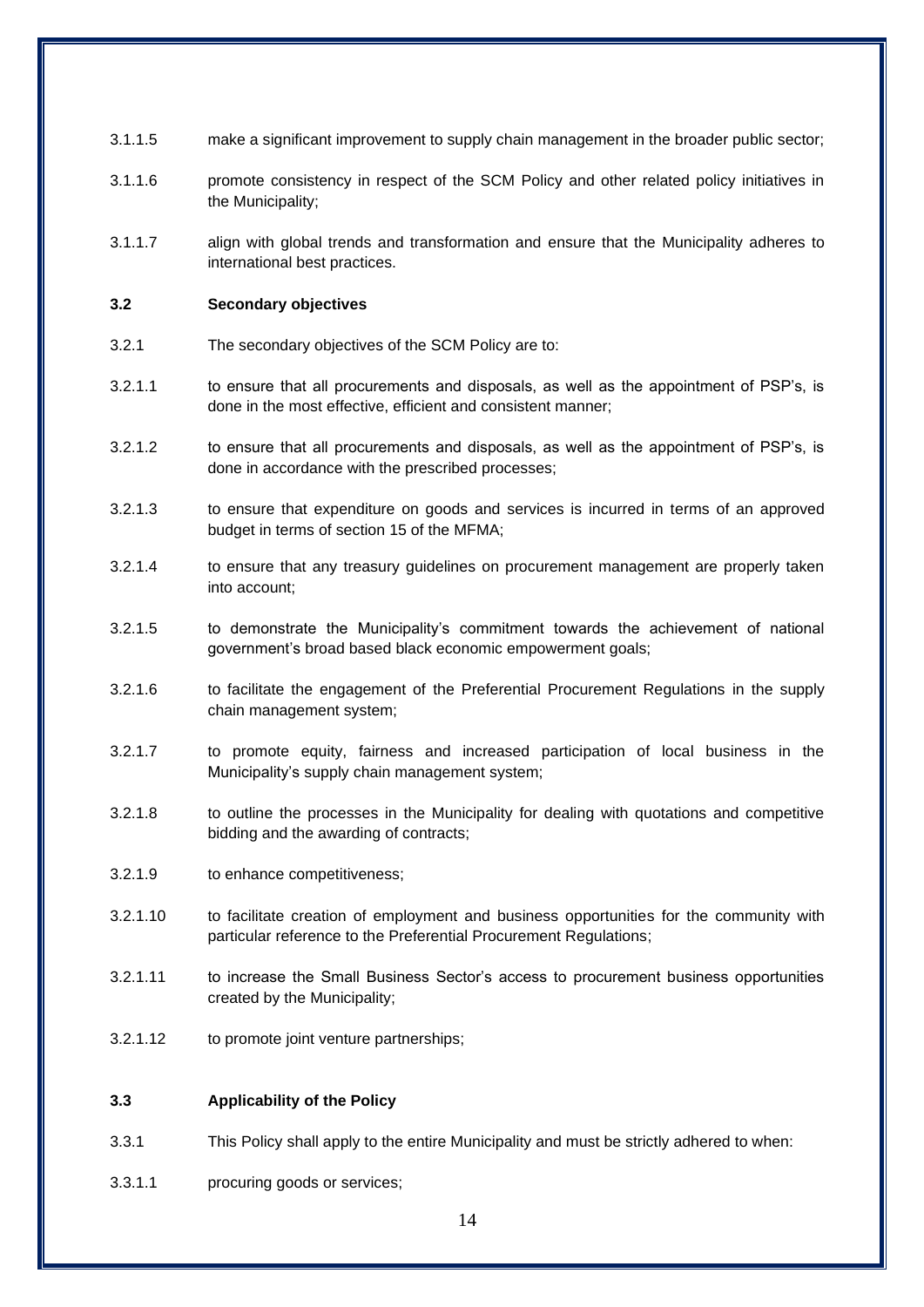3.1.1.5 make a significant improvement to supply chain management in the broader public sector;

3.1.1.6 promote consistency in respect of the SCM Policy and other related policy initiatives in the Municipality;

3.1.1.7 align with global trends and transformation and ensure that the Municipality adheres to international best practices.

**3.2 Secondary objectives**

3.2.1 The secondary objectives of the SCM Policy are to:

3.2.1.1 to ensure that all procurements and disposals, as well as the appointment of PSP's, is done in the most effective, efficient and consistent manner;

3.2.1.2 to ensure that all procurements and disposals, as well as the appointment of PSP's, is done in accordance with the prescribed processes;

3.2.1.3 to ensure that expenditure on goods and services is incurred in terms of an approved budget in terms of section 15 of the MFMA;

3.2.1.4 to ensure that any treasury guidelines on procurement management are properly taken into account;

3.2.1.5 to demonstrate the Municipality's commitment towards the achievement of national government's broad based black economic empowerment goals;

3.2.1.6 to facilitate the engagement of the Preferential Procurement Regulations in the supply chain management system;

3.2.1.7 to promote equity, fairness and increased participation of local business in the Municipality's supply chain management system;

3.2.1.8 to outline the processes in the Municipality for dealing with quotations and competitive bidding and the awarding of contracts;

3.2.1.9 to enhance competitiveness;

3.2.1.10 to facilitate creation of employment and business opportunities for the community with particular reference to the Preferential Procurement Regulations;

3.2.1.11 to increase the Small Business Sector's access to procurement business opportunities created by the Municipality;

3.2.1.12 to promote joint venture partnerships;

**3.3 Applicability of the Policy**

3.3.1 This Policy shall apply to the entire Municipality and must be strictly adhered to when:

3.3.1.1 procuring goods or services;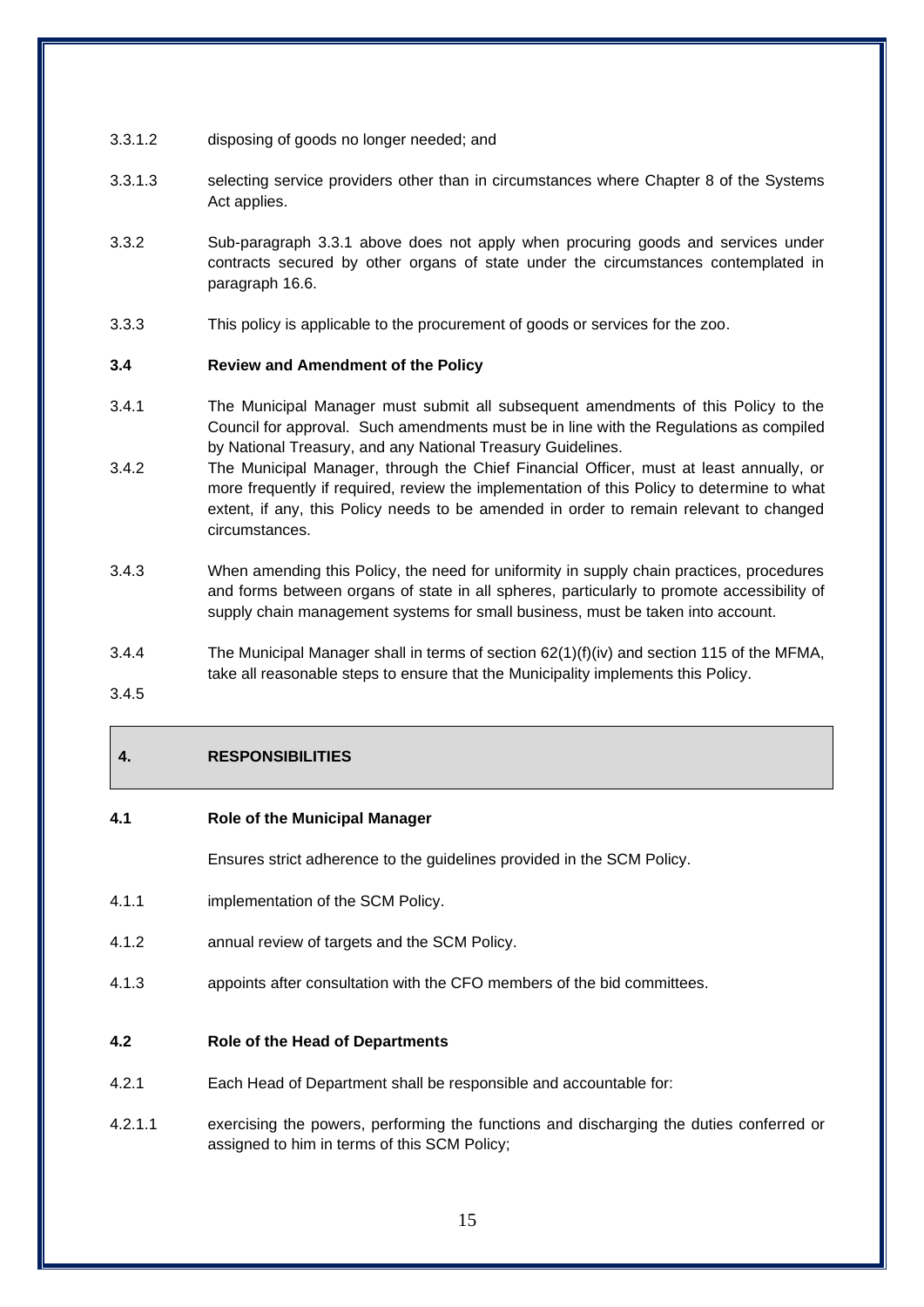3.3.1.2 disposing of goods no longer needed; and

3.3.1.3 selecting service providers other than in circumstances where Chapter 8 of the Systems Act applies.

3.3.2 Sub-paragraph 3.3.1 above does not apply when procuring goods and services under contracts secured by other organs of state under the circumstances contemplated in paragraph 16.6.

3.3.3 This policy is applicable to the procurement of goods or services for the zoo.

**3.4 Review and Amendment of the Policy**

3.4.1 The Municipal Manager must submit all subsequent amendments of this Policy to the Council for approval. Such amendments must be in line with the Regulations as compiled by National Treasury, and any National Treasury Guidelines.

3.4.2 The Municipal Manager, through the Chief Financial Officer, must at least annually, or more frequently if required, review the implementation of this Policy to determine to what extent, if any, this Policy needs to be amended in order to remain relevant to changed circumstances.

3.4.3 When amending this Policy, the need for uniformity in supply chain practices, procedures and forms between organs of state in all spheres, particularly to promote accessibility of supply chain management systems for small business, must be taken into account.

3.4.4 The Municipal Manager shall in terms of section 62(1)(f)(iv) and section 115 of the MFMA, take all reasonable steps to ensure that the Municipality implements this Policy.

3.4.5

## 4. RESPONSIBILITIES

**4.1 Role of the Municipal Manager**

Ensures strict adherence to the guidelines provided in the SCM Policy.

4.1.1 implementation of the SCM Policy.

4.1.2 annual review of targets and the SCM Policy.

4.1.3 appoints after consultation with the CFO members of the bid committees.

**4.2 Role of the Head of Departments**

4.2.1 Each Head of Department shall be responsible and accountable for:

4.2.1.1 exercising the powers, performing the functions and discharging the duties conferred or assigned to him in terms of this SCM Policy;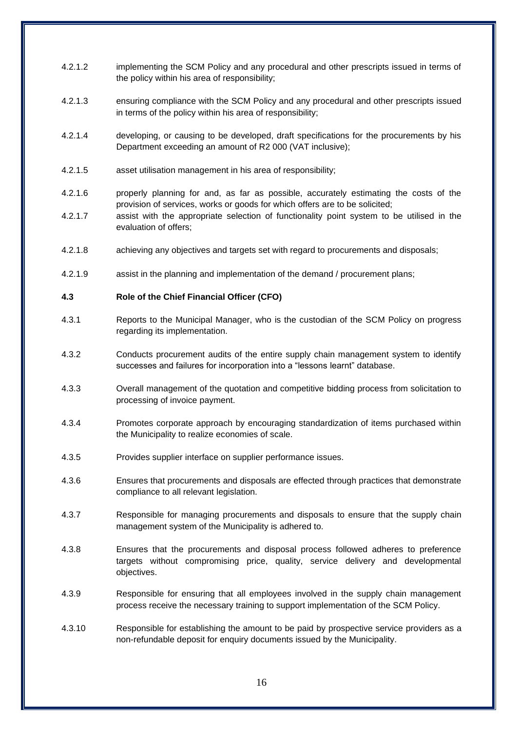4.2.1.2 implementing the SCM Policy and any procedural and other prescripts issued in terms of the policy within his area of responsibility;

4.2.1.3 ensuring compliance with the SCM Policy and any procedural and other prescripts issued in terms of the policy within his area of responsibility;

4.2.1.4 developing, or causing to be developed, draft specifications for the procurements by his Department exceeding an amount of R2 000 (VAT inclusive);

4.2.1.5 asset utilisation management in his area of responsibility;

4.2.1.6 properly planning for and, as far as possible, accurately estimating the costs of the provision of services, works or goods for which offers are to be solicited;

4.2.1.7 assist with the appropriate selection of functionality point system to be utilised in the evaluation of offers;

4.2.1.8 achieving any objectives and targets set with regard to procurements and disposals;

4.2.1.9 assist in the planning and implementation of the demand / procurement plans;

**4.3 Role of the Chief Financial Officer (CFO)**

4.3.1 Reports to the Municipal Manager, who is the custodian of the SCM Policy on progress regarding its implementation.

4.3.2 Conducts procurement audits of the entire supply chain management system to identify successes and failures for incorporation into a "lessons learnt" database.

4.3.3 Overall management of the quotation and competitive bidding process from solicitation to processing of invoice payment.

4.3.4 Promotes corporate approach by encouraging standardization of items purchased within the Municipality to realize economies of scale.

4.3.5 Provides supplier interface on supplier performance issues.

4.3.6 Ensures that procurements and disposals are effected through practices that demonstrate compliance to all relevant legislation.

4.3.7 Responsible for managing procurements and disposals to ensure that the supply chain management system of the Municipality is adhered to.

4.3.8 Ensures that the procurements and disposal process followed adheres to preference targets without compromising price, quality, service delivery and developmental objectives.

4.3.9 Responsible for ensuring that all employees involved in the supply chain management process receive the necessary training to support implementation of the SCM Policy.

4.3.10 Responsible for establishing the amount to be paid by prospective service providers as a non-refundable deposit for enquiry documents issued by the Municipality.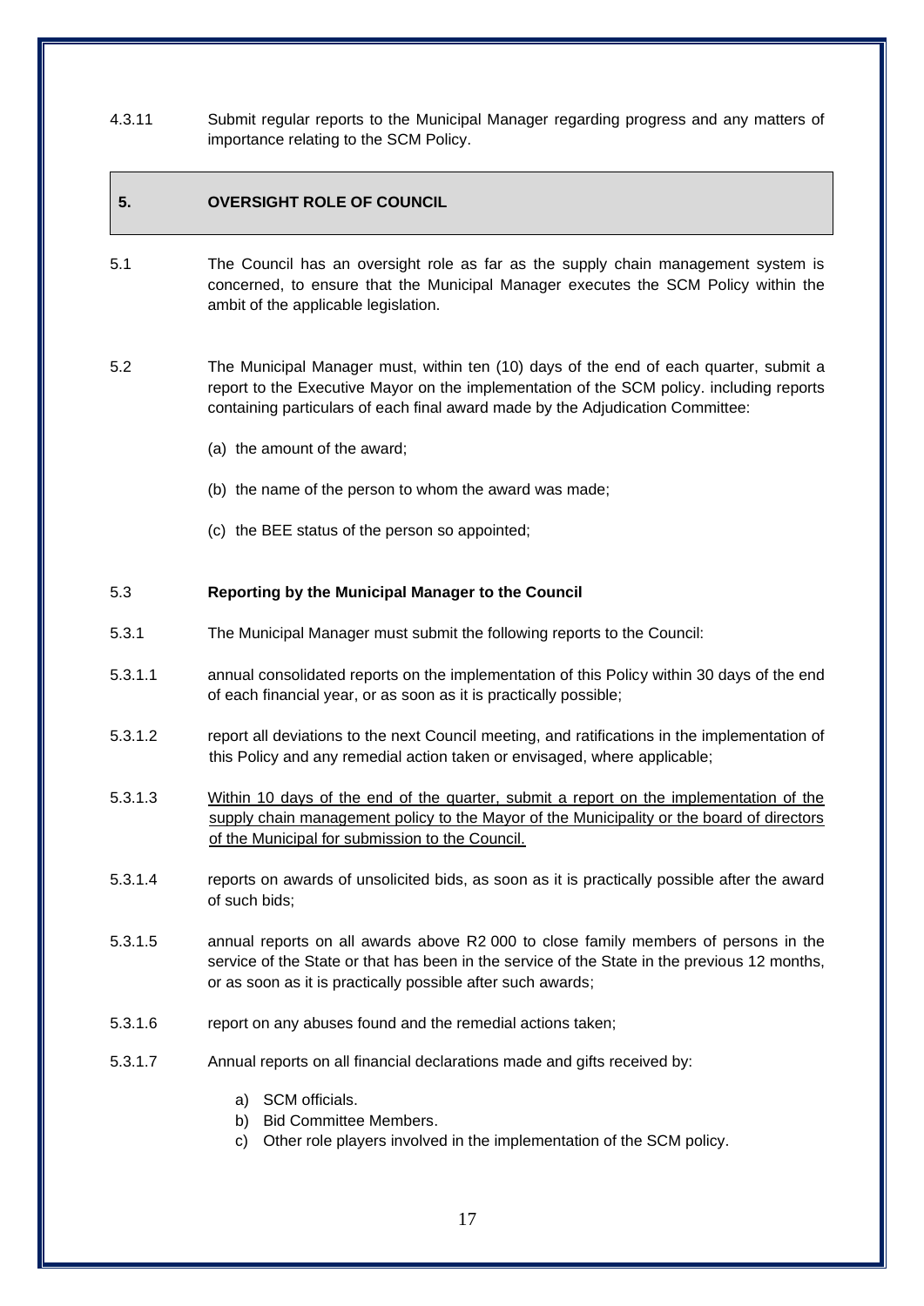4.3.11 Submit regular reports to the Municipal Manager regarding progress and any matters of importance relating to the SCM Policy.

## 5. OVERSIGHT ROLE OF COUNCIL

5.1 The Council has an oversight role as far as the supply chain management system is concerned, to ensure that the Municipal Manager executes the SCM Policy within the ambit of the applicable legislation.

5.2 The Municipal Manager must, within ten (10) days of the end of each quarter, submit a report to the Executive Mayor on the implementation of the SCM policy. including reports containing particulars of each final award made by the Adjudication Committee:

(a) the amount of the award;

(b) the name of the person to whom the award was made;

(c) the BEE status of the person so appointed;

5.3 **Reporting by the Municipal Manager to the Council**

5.3.1 The Municipal Manager must submit the following reports to the Council:

5.3.1.1 annual consolidated reports on the implementation of this Policy within 30 days of the end of each financial year, or as soon as it is practically possible;

5.3.1.2 report all deviations to the next Council meeting, and ratifications in the implementation of this Policy and any remedial action taken or envisaged, where applicable;

5.3.1.3 <u>Within 10 days of the end of the quarter, submit a report on the implementation of the supply chain management policy to the Mayor of the Municipality or the board of directors of the Municipal for submission to the Council.</u>

5.3.1.4 reports on awards of unsolicited bids, as soon as it is practically possible after the award of such bids;

5.3.1.5 annual reports on all awards above R2 000 to close family members of persons in the service of the State or that has been in the service of the State in the previous 12 months, or as soon as it is practically possible after such awards;

5.3.1.6 report on any abuses found and the remedial actions taken;

5.3.1.7 Annual reports on all financial declarations made and gifts received by:

a) SCM officials.
b) Bid Committee Members.
c) Other role players involved in the implementation of the SCM policy.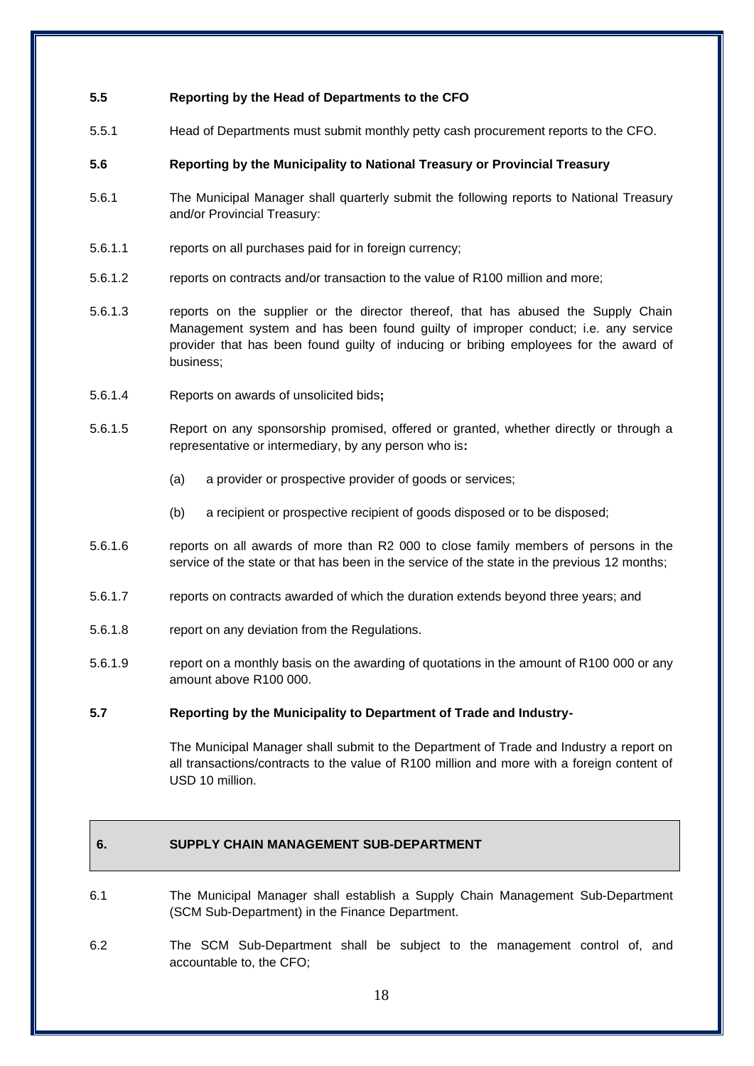**5.5 Reporting by the Head of Departments to the CFO**

5.5.1 Head of Departments must submit monthly petty cash procurement reports to the CFO.

**5.6 Reporting by the Municipality to National Treasury or Provincial Treasury**

5.6.1 The Municipal Manager shall quarterly submit the following reports to National Treasury and/or Provincial Treasury:

5.6.1.1 reports on all purchases paid for in foreign currency;

5.6.1.2 reports on contracts and/or transaction to the value of R100 million and more;

5.6.1.3 reports on the supplier or the director thereof, that has abused the Supply Chain Management system and has been found guilty of improper conduct; i.e. any service provider that has been found guilty of inducing or bribing employees for the award of business;

5.6.1.4 Reports on awards of unsolicited bids**;**

5.6.1.5 Report on any sponsorship promised, offered or granted, whether directly or through a representative or intermediary, by any person who is**:**

(a) a provider or prospective provider of goods or services;

(b) a recipient or prospective recipient of goods disposed or to be disposed;

5.6.1.6 reports on all awards of more than R2 000 to close family members of persons in the service of the state or that has been in the service of the state in the previous 12 months;

5.6.1.7 reports on contracts awarded of which the duration extends beyond three years; and

5.6.1.8 report on any deviation from the Regulations.

5.6.1.9 report on a monthly basis on the awarding of quotations in the amount of R100 000 or any amount above R100 000.

**5.7 Reporting by the Municipality to Department of Trade and Industry-**

The Municipal Manager shall submit to the Department of Trade and Industry a report on all transactions/contracts to the value of R100 million and more with a foreign content of USD 10 million.

## 6. SUPPLY CHAIN MANAGEMENT SUB-DEPARTMENT

6.1 The Municipal Manager shall establish a Supply Chain Management Sub-Department (SCM Sub-Department) in the Finance Department.

6.2 The SCM Sub-Department shall be subject to the management control of, and accountable to, the CFO;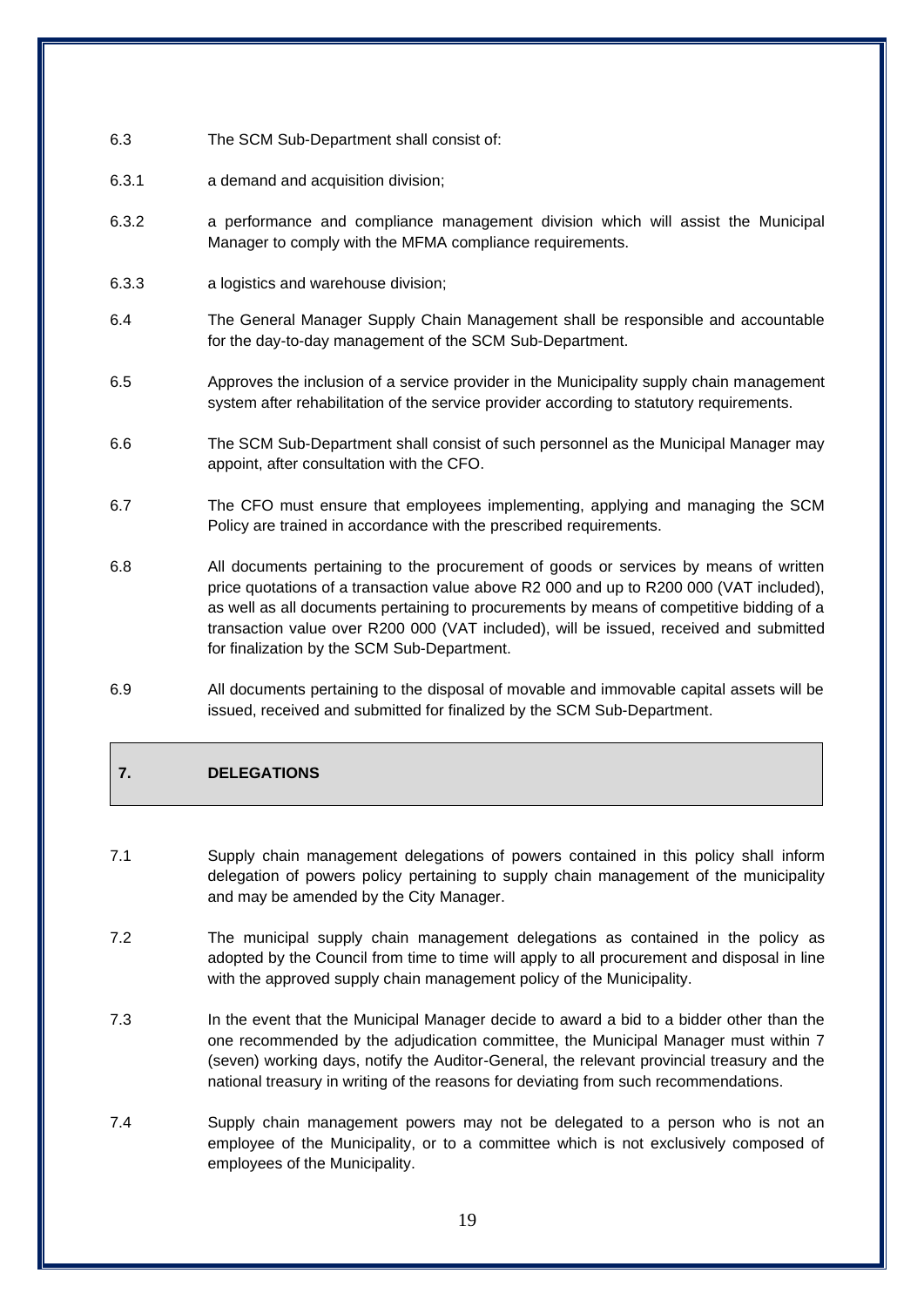6.3 The SCM Sub-Department shall consist of:

6.3.1 a demand and acquisition division;

6.3.2 a performance and compliance management division which will assist the Municipal Manager to comply with the MFMA compliance requirements.

6.3.3 a logistics and warehouse division;

6.4 The General Manager Supply Chain Management shall be responsible and accountable for the day-to-day management of the SCM Sub-Department.

6.5 Approves the inclusion of a service provider in the Municipality supply chain management system after rehabilitation of the service provider according to statutory requirements.

6.6 The SCM Sub-Department shall consist of such personnel as the Municipal Manager may appoint, after consultation with the CFO.

6.7 The CFO must ensure that employees implementing, applying and managing the SCM Policy are trained in accordance with the prescribed requirements.

6.8 All documents pertaining to the procurement of goods or services by means of written price quotations of a transaction value above R2 000 and up to R200 000 (VAT included), as well as all documents pertaining to procurements by means of competitive bidding of a transaction value over R200 000 (VAT included), will be issued, received and submitted for finalization by the SCM Sub-Department.

6.9 All documents pertaining to the disposal of movable and immovable capital assets will be issued, received and submitted for finalized by the SCM Sub-Department.

## 7. DELEGATIONS

7.1 Supply chain management delegations of powers contained in this policy shall inform delegation of powers policy pertaining to supply chain management of the municipality and may be amended by the City Manager.

7.2 The municipal supply chain management delegations as contained in the policy as adopted by the Council from time to time will apply to all procurement and disposal in line with the approved supply chain management policy of the Municipality.

7.3 In the event that the Municipal Manager decide to award a bid to a bidder other than the one recommended by the adjudication committee, the Municipal Manager must within 7 (seven) working days, notify the Auditor-General, the relevant provincial treasury and the national treasury in writing of the reasons for deviating from such recommendations.

7.4 Supply chain management powers may not be delegated to a person who is not an employee of the Municipality, or to a committee which is not exclusively composed of employees of the Municipality.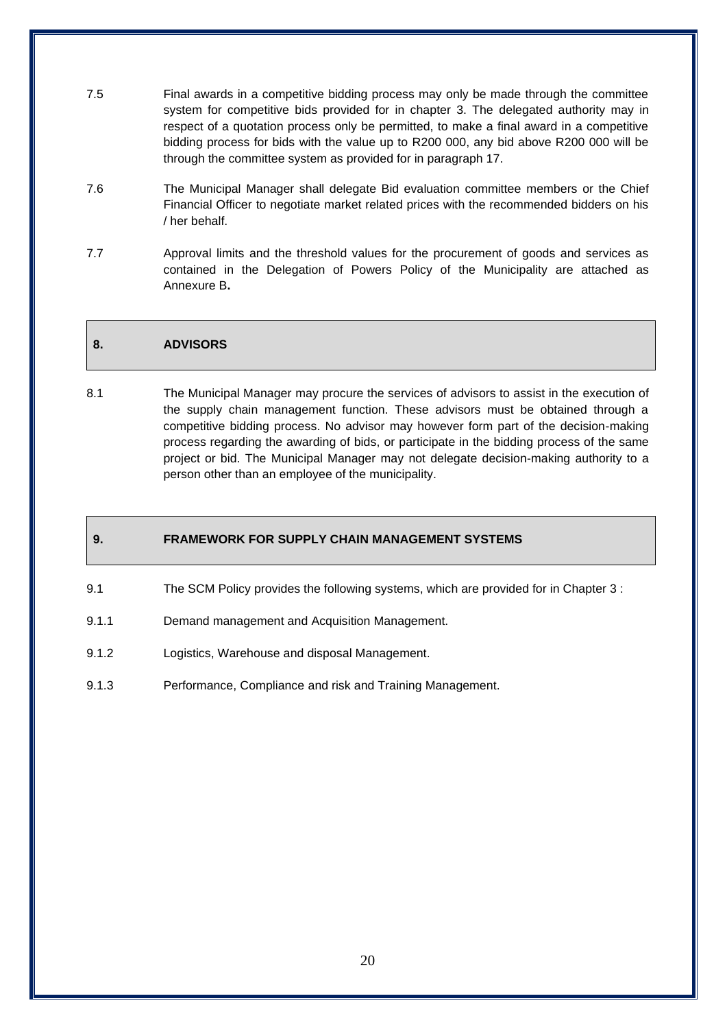7.5 Final awards in a competitive bidding process may only be made through the committee system for competitive bids provided for in chapter 3. The delegated authority may in respect of a quotation process only be permitted, to make a final award in a competitive bidding process for bids with the value up to R200 000, any bid above R200 000 will be through the committee system as provided for in paragraph 17.

7.6 The Municipal Manager shall delegate Bid evaluation committee members or the Chief Financial Officer to negotiate market related prices with the recommended bidders on his / her behalf.

7.7 Approval limits and the threshold values for the procurement of goods and services as contained in the Delegation of Powers Policy of the Municipality are attached as Annexure B**.**

## 8. ADVISORS

8.1 The Municipal Manager may procure the services of advisors to assist in the execution of the supply chain management function. These advisors must be obtained through a competitive bidding process. No advisor may however form part of the decision-making process regarding the awarding of bids, or participate in the bidding process of the same project or bid. The Municipal Manager may not delegate decision-making authority to a person other than an employee of the municipality.

## 9. FRAMEWORK FOR SUPPLY CHAIN MANAGEMENT SYSTEMS

9.1 The SCM Policy provides the following systems, which are provided for in Chapter 3 :

9.1.1 Demand management and Acquisition Management.

9.1.2 Logistics, Warehouse and disposal Management.

9.1.3 Performance, Compliance and risk and Training Management.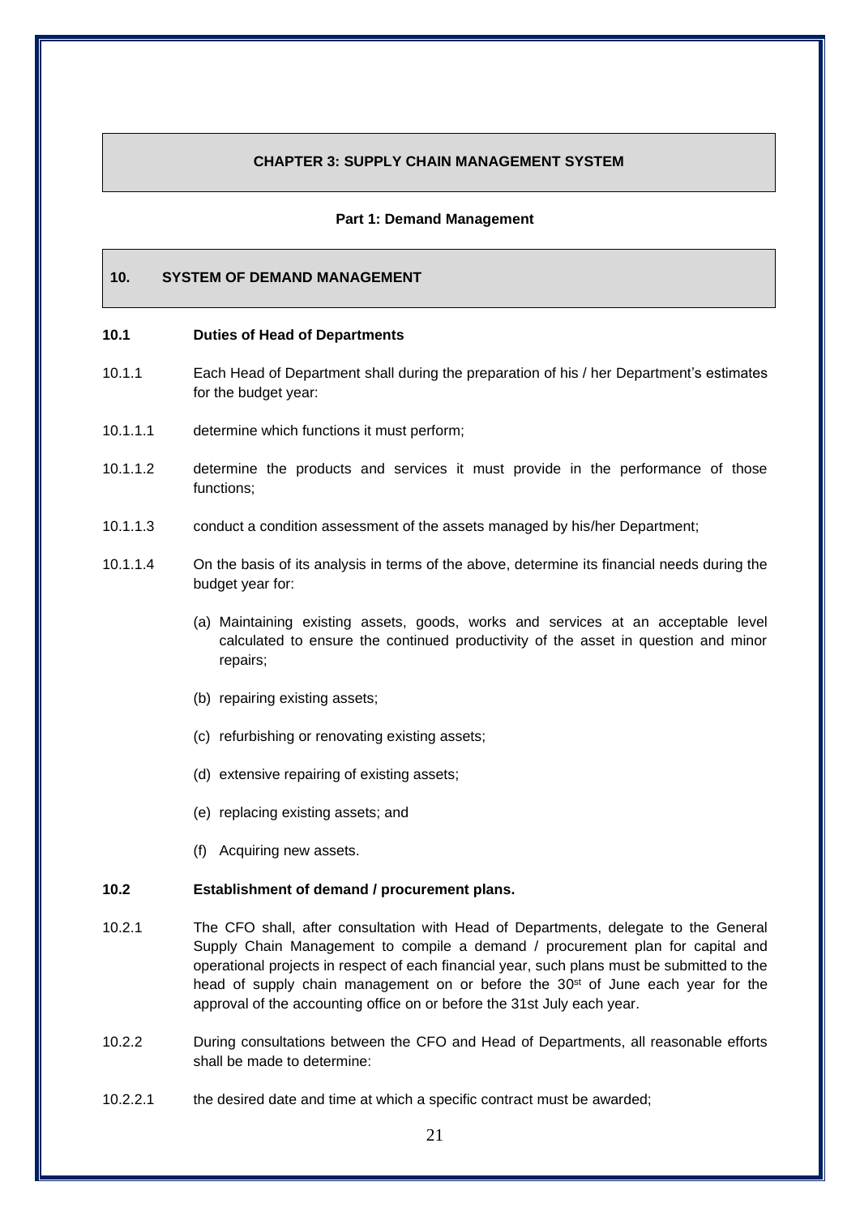# CHAPTER 3: SUPPLY CHAIN MANAGEMENT SYSTEM

## Part 1: Demand Management

## 10. SYSTEM OF DEMAND MANAGEMENT

### 10.1 Duties of Head of Departments

10.1.1 Each Head of Department shall during the preparation of his / her Department's estimates for the budget year:

10.1.1.1 determine which functions it must perform;

10.1.1.2 determine the products and services it must provide in the performance of those functions;

10.1.1.3 conduct a condition assessment of the assets managed by his/her Department;

10.1.1.4 On the basis of its analysis in terms of the above, determine its financial needs during the budget year for:

(a) Maintaining existing assets, goods, works and services at an acceptable level calculated to ensure the continued productivity of the asset in question and minor repairs;

(b) repairing existing assets;

(c) refurbishing or renovating existing assets;

(d) extensive repairing of existing assets;

(e) replacing existing assets; and

(f) Acquiring new assets.

### 10.2 Establishment of demand / procurement plans.

10.2.1 The CFO shall, after consultation with Head of Departments, delegate to the General Supply Chain Management to compile a demand / procurement plan for capital and operational projects in respect of each financial year, such plans must be submitted to the head of supply chain management on or before the 30st of June each year for the approval of the accounting office on or before the 31st July each year.

10.2.2 During consultations between the CFO and Head of Departments, all reasonable efforts shall be made to determine:

10.2.2.1 the desired date and time at which a specific contract must be awarded;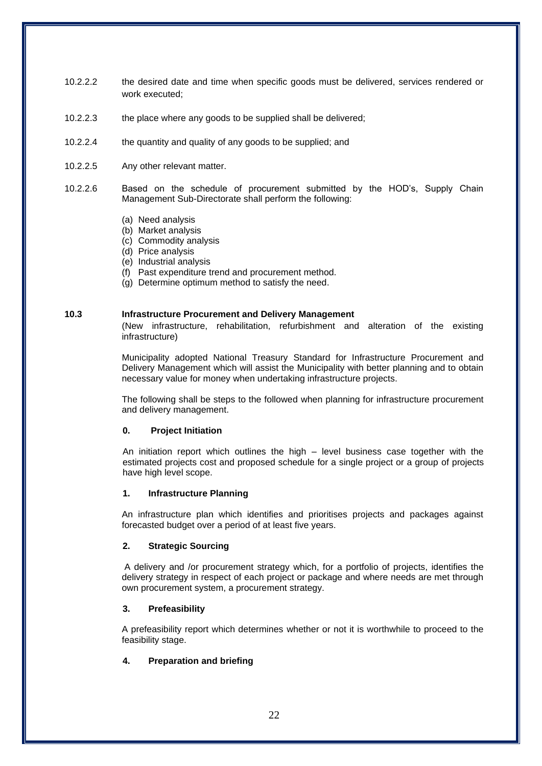10.2.2.2 the desired date and time when specific goods must be delivered, services rendered or work executed;

10.2.2.3 the place where any goods to be supplied shall be delivered;

10.2.2.4 the quantity and quality of any goods to be supplied; and

10.2.2.5 Any other relevant matter.

10.2.2.6 Based on the schedule of procurement submitted by the HOD's, Supply Chain Management Sub-Directorate shall perform the following:

(a) Need analysis
(b) Market analysis
(c) Commodity analysis
(d) Price analysis
(e) Industrial analysis
(f) Past expenditure trend and procurement method.
(g) Determine optimum method to satisfy the need.

**10.3 Infrastructure Procurement and Delivery Management**

(New infrastructure, rehabilitation, refurbishment and alteration of the existing infrastructure)

Municipality adopted National Treasury Standard for Infrastructure Procurement and Delivery Management which will assist the Municipality with better planning and to obtain necessary value for money when undertaking infrastructure projects.

The following shall be steps to the followed when planning for infrastructure procurement and delivery management.

**0. Project Initiation**

An initiation report which outlines the high – level business case together with the estimated projects cost and proposed schedule for a single project or a group of projects have high level scope.

**1. Infrastructure Planning**

An infrastructure plan which identifies and prioritises projects and packages against forecasted budget over a period of at least five years.

**2. Strategic Sourcing**

A delivery and /or procurement strategy which, for a portfolio of projects, identifies the delivery strategy in respect of each project or package and where needs are met through own procurement system, a procurement strategy.

**3. Prefeasibility**

A prefeasibility report which determines whether or not it is worthwhile to proceed to the feasibility stage.

**4. Preparation and briefing**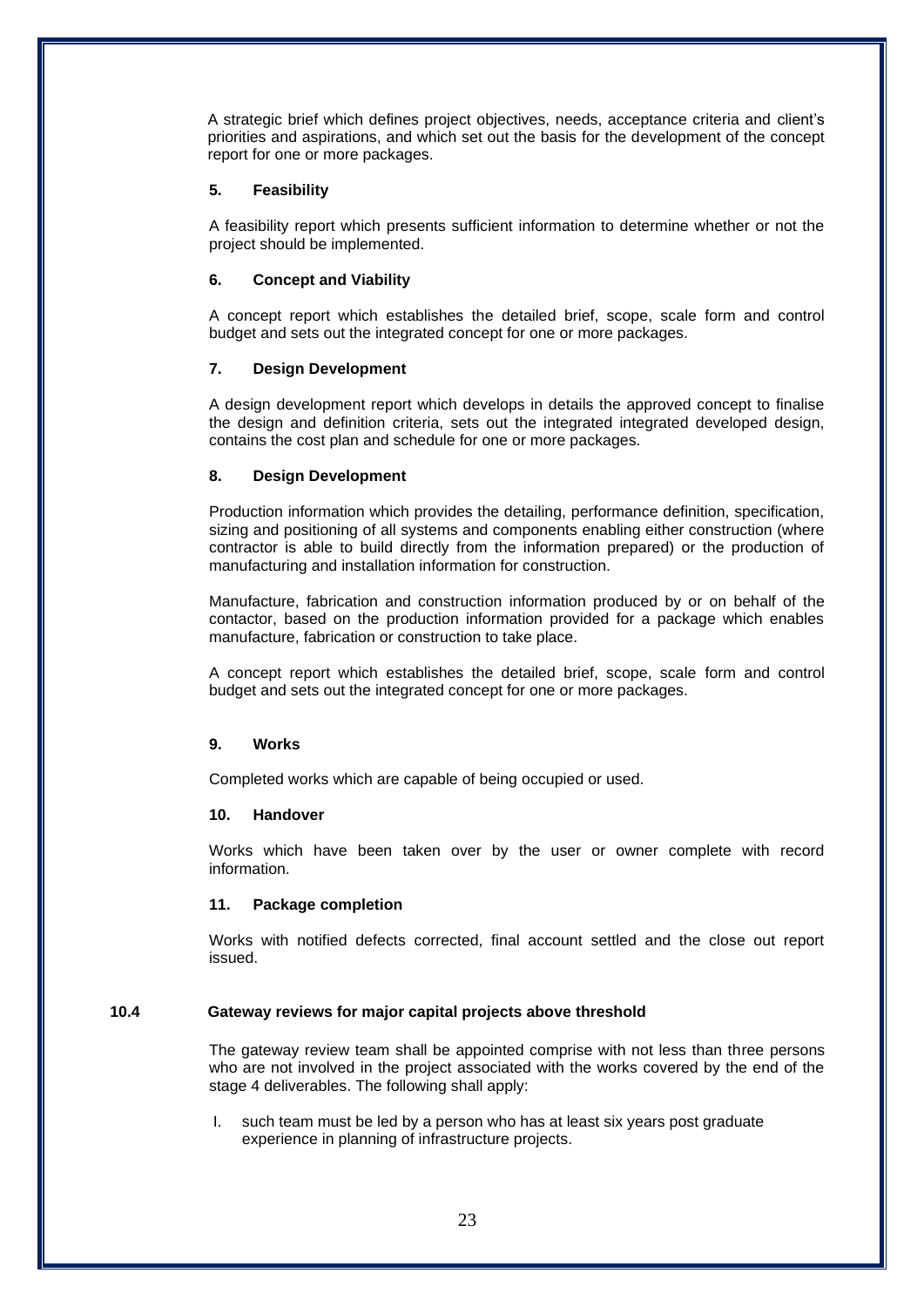A strategic brief which defines project objectives, needs, acceptance criteria and client's priorities and aspirations, and which set out the basis for the development of the concept report for one or more packages.

**5. Feasibility**

A feasibility report which presents sufficient information to determine whether or not the project should be implemented.

**6. Concept and Viability**

A concept report which establishes the detailed brief, scope, scale form and control budget and sets out the integrated concept for one or more packages.

**7. Design Development**

A design development report which develops in details the approved concept to finalise the design and definition criteria, sets out the integrated integrated developed design, contains the cost plan and schedule for one or more packages.

**8. Design Development**

Production information which provides the detailing, performance definition, specification, sizing and positioning of all systems and components enabling either construction (where contractor is able to build directly from the information prepared) or the production of manufacturing and installation information for construction.

Manufacture, fabrication and construction information produced by or on behalf of the contactor, based on the production information provided for a package which enables manufacture, fabrication or construction to take place.

A concept report which establishes the detailed brief, scope, scale form and control budget and sets out the integrated concept for one or more packages.

**9. Works**

Completed works which are capable of being occupied or used.

**10. Handover**

Works which have been taken over by the user or owner complete with record information.

**11. Package completion**

Works with notified defects corrected, final account settled and the close out report issued.

## 10.4 Gateway reviews for major capital projects above threshold

The gateway review team shall be appointed comprise with not less than three persons who are not involved in the project associated with the works covered by the end of the stage 4 deliverables. The following shall apply:

I. such team must be led by a person who has at least six years post graduate experience in planning of infrastructure projects.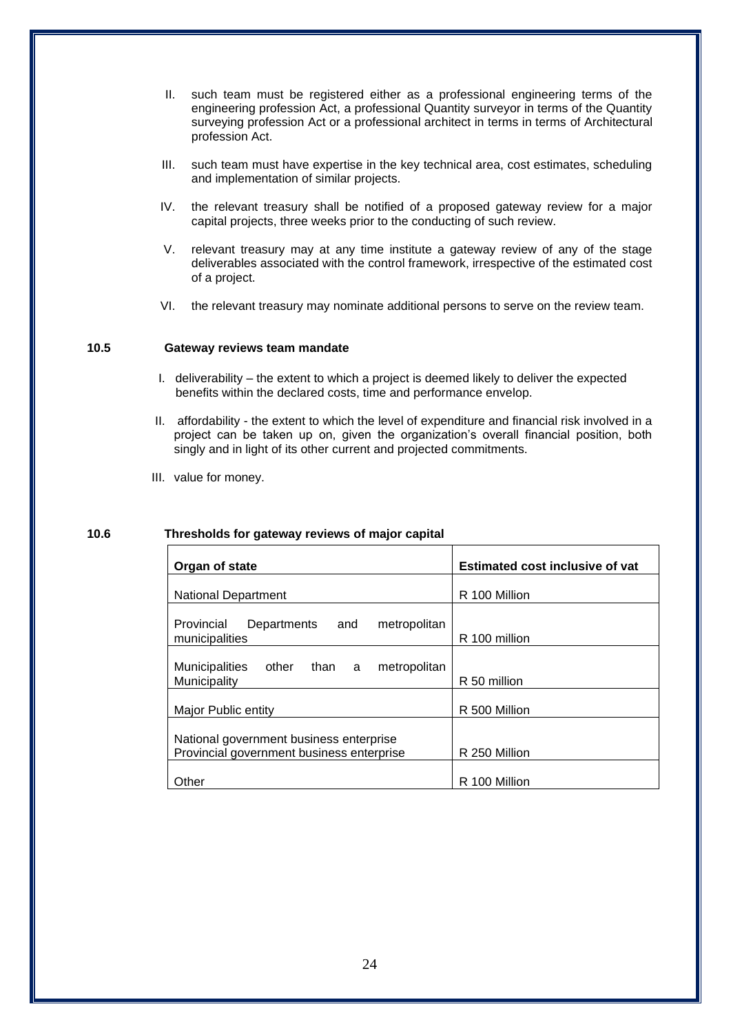II. such team must be registered either as a professional engineering terms of the engineering profession Act, a professional Quantity surveyor in terms of the Quantity surveying profession Act or a professional architect in terms in terms of Architectural profession Act.

III. such team must have expertise in the key technical area, cost estimates, scheduling and implementation of similar projects.

IV. the relevant treasury shall be notified of a proposed gateway review for a major capital projects, three weeks prior to the conducting of such review.

V. relevant treasury may at any time institute a gateway review of any of the stage deliverables associated with the control framework, irrespective of the estimated cost of a project.

VI. the relevant treasury may nominate additional persons to serve on the review team.

### 10.5 Gateway reviews team mandate

I. deliverability – the extent to which a project is deemed likely to deliver the expected benefits within the declared costs, time and performance envelop.

II. affordability - the extent to which the level of expenditure and financial risk involved in a project can be taken up on, given the organization's overall financial position, both singly and in light of its other current and projected commitments.

III. value for money.

### 10.6 Thresholds for gateway reviews of major capital

| Organ of state | Estimated cost inclusive of vat |
|---|---|
| National Department | R 100 Million |
| Provincial Departments and metropolitan municipalities | R 100 million |
| Municipalities other than a metropolitan Municipality | R 50 million |
| Major Public entity | R 500 Million |
| National government business enterprise<br>Provincial government business enterprise | R 250 Million |
| Other | R 100 Million |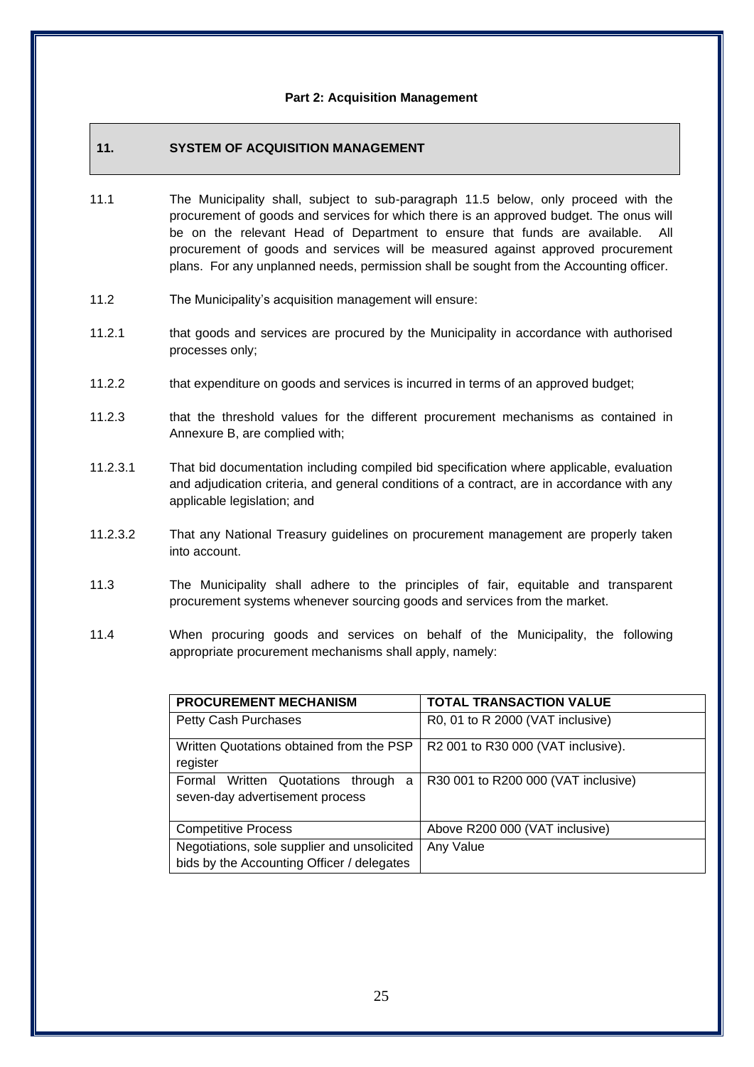**Part 2: Acquisition Management**

## 11. SYSTEM OF ACQUISITION MANAGEMENT

11.1 The Municipality shall, subject to sub-paragraph 11.5 below, only proceed with the procurement of goods and services for which there is an approved budget. The onus will be on the relevant Head of Department to ensure that funds are available. All procurement of goods and services will be measured against approved procurement plans. For any unplanned needs, permission shall be sought from the Accounting officer.

11.2 The Municipality's acquisition management will ensure:

11.2.1 that goods and services are procured by the Municipality in accordance with authorised processes only;

11.2.2 that expenditure on goods and services is incurred in terms of an approved budget;

11.2.3 that the threshold values for the different procurement mechanisms as contained in Annexure B, are complied with;

11.2.3.1 That bid documentation including compiled bid specification where applicable, evaluation and adjudication criteria, and general conditions of a contract, are in accordance with any applicable legislation; and

11.2.3.2 That any National Treasury guidelines on procurement management are properly taken into account.

11.3 The Municipality shall adhere to the principles of fair, equitable and transparent procurement systems whenever sourcing goods and services from the market.

11.4 When procuring goods and services on behalf of the Municipality, the following appropriate procurement mechanisms shall apply, namely:

| PROCUREMENT MECHANISM | TOTAL TRANSACTION VALUE |
|---|---|
| Petty Cash Purchases | R0, 01 to R 2000 (VAT inclusive) |
| Written Quotations obtained from the PSP register | R2 001 to R30 000 (VAT inclusive). |
| Formal Written Quotations through a seven-day advertisement process | R30 001 to R200 000 (VAT inclusive) |
| Competitive Process | Above R200 000 (VAT inclusive) |
| Negotiations, sole supplier and unsolicited bids by the Accounting Officer / delegates | Any Value |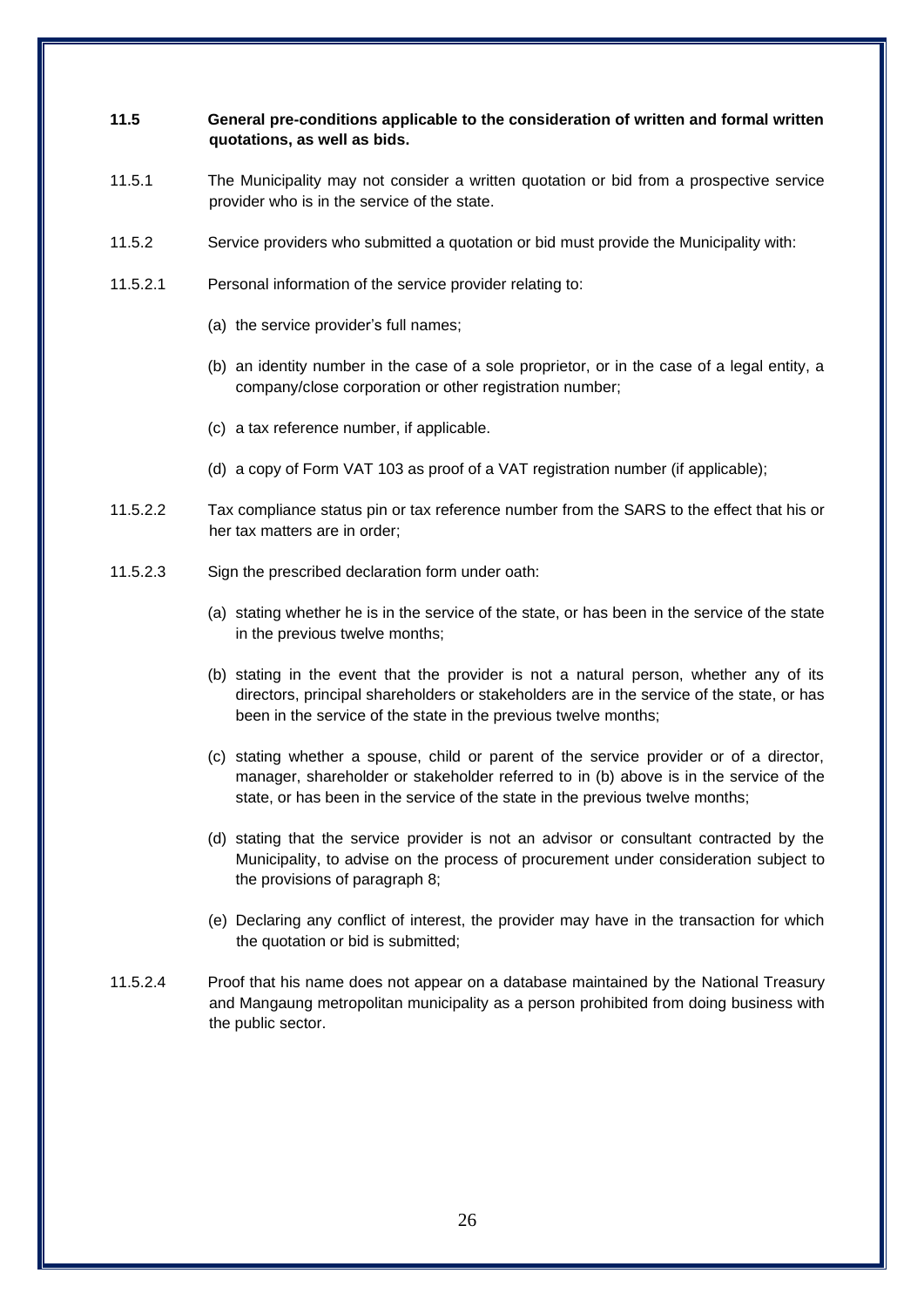**11.5 General pre-conditions applicable to the consideration of written and formal written quotations, as well as bids.**

11.5.1 The Municipality may not consider a written quotation or bid from a prospective service provider who is in the service of the state.

11.5.2 Service providers who submitted a quotation or bid must provide the Municipality with:

11.5.2.1 Personal information of the service provider relating to:

(a) the service provider's full names;

(b) an identity number in the case of a sole proprietor, or in the case of a legal entity, a company/close corporation or other registration number;

(c) a tax reference number, if applicable.

(d) a copy of Form VAT 103 as proof of a VAT registration number (if applicable);

11.5.2.2 Tax compliance status pin or tax reference number from the SARS to the effect that his or her tax matters are in order;

11.5.2.3 Sign the prescribed declaration form under oath:

(a) stating whether he is in the service of the state, or has been in the service of the state in the previous twelve months;

(b) stating in the event that the provider is not a natural person, whether any of its directors, principal shareholders or stakeholders are in the service of the state, or has been in the service of the state in the previous twelve months;

(c) stating whether a spouse, child or parent of the service provider or of a director, manager, shareholder or stakeholder referred to in (b) above is in the service of the state, or has been in the service of the state in the previous twelve months;

(d) stating that the service provider is not an advisor or consultant contracted by the Municipality, to advise on the process of procurement under consideration subject to the provisions of paragraph 8;

(e) Declaring any conflict of interest, the provider may have in the transaction for which the quotation or bid is submitted;

11.5.2.4 Proof that his name does not appear on a database maintained by the National Treasury and Mangaung metropolitan municipality as a person prohibited from doing business with the public sector.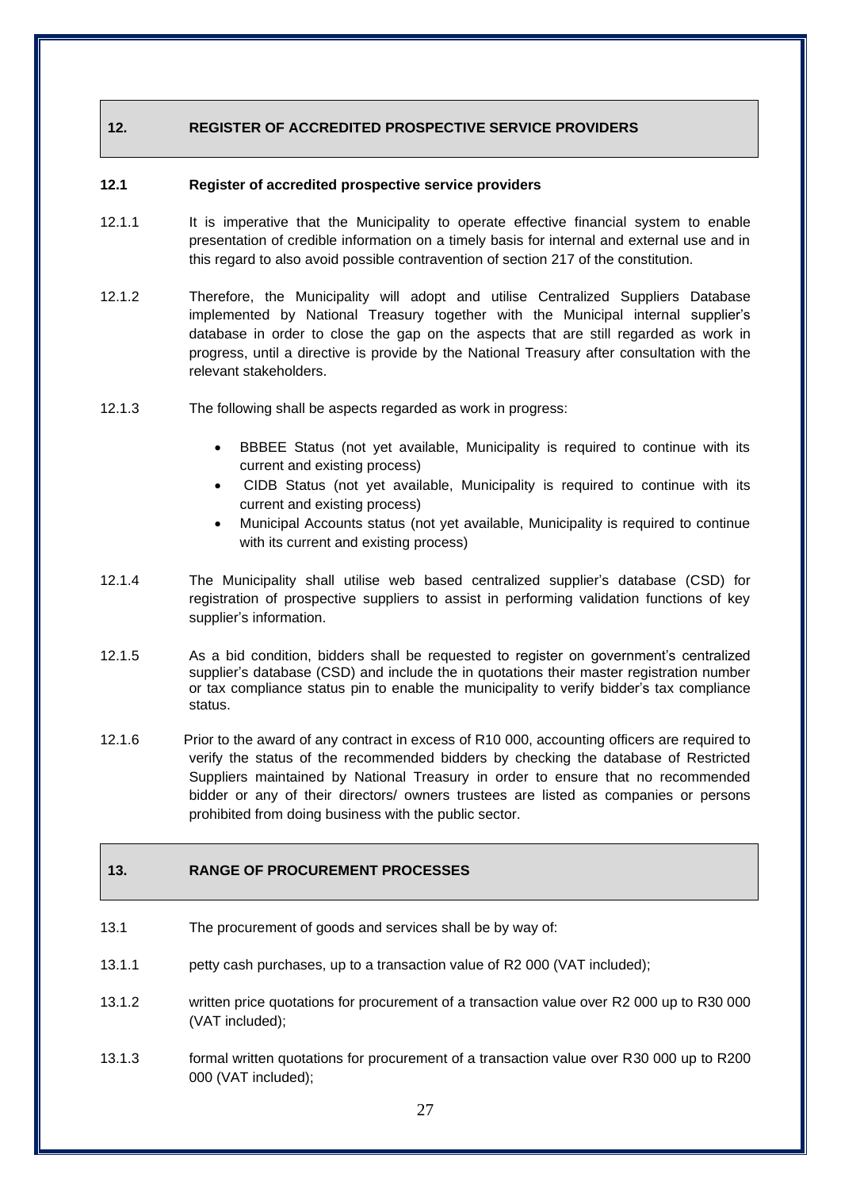## 12. REGISTER OF ACCREDITED PROSPECTIVE SERVICE PROVIDERS

### 12.1 Register of accredited prospective service providers

12.1.1 It is imperative that the Municipality to operate effective financial system to enable presentation of credible information on a timely basis for internal and external use and in this regard to also avoid possible contravention of section 217 of the constitution.

12.1.2 Therefore, the Municipality will adopt and utilise Centralized Suppliers Database implemented by National Treasury together with the Municipal internal supplier's database in order to close the gap on the aspects that are still regarded as work in progress, until a directive is provide by the National Treasury after consultation with the relevant stakeholders.

12.1.3 The following shall be aspects regarded as work in progress:

- BBBEE Status (not yet available, Municipality is required to continue with its current and existing process)
- CIDB Status (not yet available, Municipality is required to continue with its current and existing process)
- Municipal Accounts status (not yet available, Municipality is required to continue with its current and existing process)

12.1.4 The Municipality shall utilise web based centralized supplier's database (CSD) for registration of prospective suppliers to assist in performing validation functions of key supplier's information.

12.1.5 As a bid condition, bidders shall be requested to register on government's centralized supplier's database (CSD) and include the in quotations their master registration number or tax compliance status pin to enable the municipality to verify bidder's tax compliance status.

12.1.6 Prior to the award of any contract in excess of R10 000, accounting officers are required to verify the status of the recommended bidders by checking the database of Restricted Suppliers maintained by National Treasury in order to ensure that no recommended bidder or any of their directors/ owners trustees are listed as companies or persons prohibited from doing business with the public sector.

## 13. RANGE OF PROCUREMENT PROCESSES

13.1 The procurement of goods and services shall be by way of:

13.1.1 petty cash purchases, up to a transaction value of R2 000 (VAT included);

13.1.2 written price quotations for procurement of a transaction value over R2 000 up to R30 000 (VAT included);

13.1.3 formal written quotations for procurement of a transaction value over R30 000 up to R200 000 (VAT included);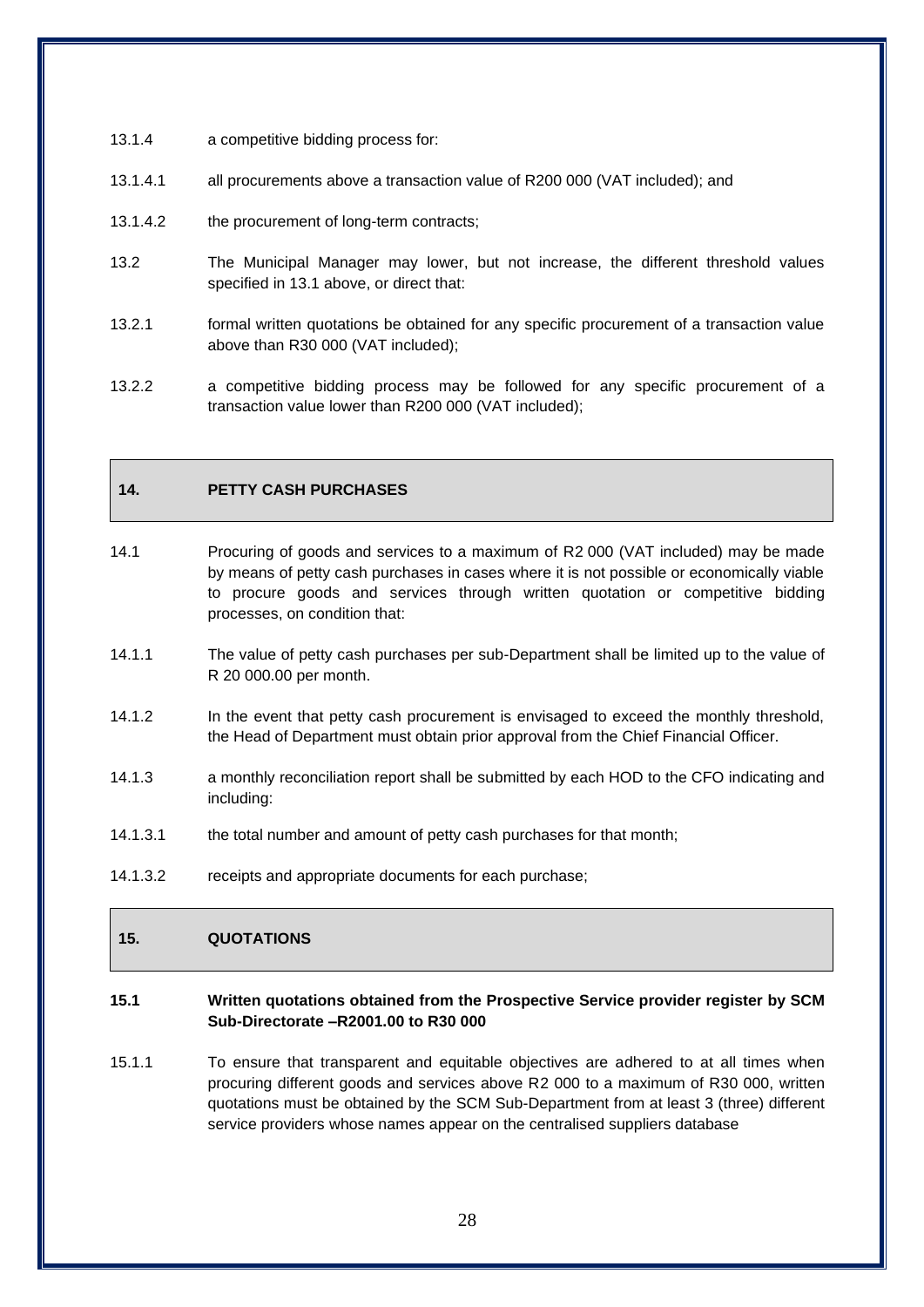13.1.4 a competitive bidding process for:

13.1.4.1 all procurements above a transaction value of R200 000 (VAT included); and

13.1.4.2 the procurement of long-term contracts;

13.2 The Municipal Manager may lower, but not increase, the different threshold values specified in 13.1 above, or direct that:

13.2.1 formal written quotations be obtained for any specific procurement of a transaction value above than R30 000 (VAT included);

13.2.2 a competitive bidding process may be followed for any specific procurement of a transaction value lower than R200 000 (VAT included);

## 14. PETTY CASH PURCHASES

14.1 Procuring of goods and services to a maximum of R2 000 (VAT included) may be made by means of petty cash purchases in cases where it is not possible or economically viable to procure goods and services through written quotation or competitive bidding processes, on condition that:

14.1.1 The value of petty cash purchases per sub-Department shall be limited up to the value of R 20 000.00 per month.

14.1.2 In the event that petty cash procurement is envisaged to exceed the monthly threshold, the Head of Department must obtain prior approval from the Chief Financial Officer.

14.1.3 a monthly reconciliation report shall be submitted by each HOD to the CFO indicating and including:

14.1.3.1 the total number and amount of petty cash purchases for that month;

14.1.3.2 receipts and appropriate documents for each purchase;

## 15. QUOTATIONS

**15.1 Written quotations obtained from the Prospective Service provider register by SCM Sub-Directorate –R2001.00 to R30 000**

15.1.1 To ensure that transparent and equitable objectives are adhered to at all times when procuring different goods and services above R2 000 to a maximum of R30 000, written quotations must be obtained by the SCM Sub-Department from at least 3 (three) different service providers whose names appear on the centralised suppliers database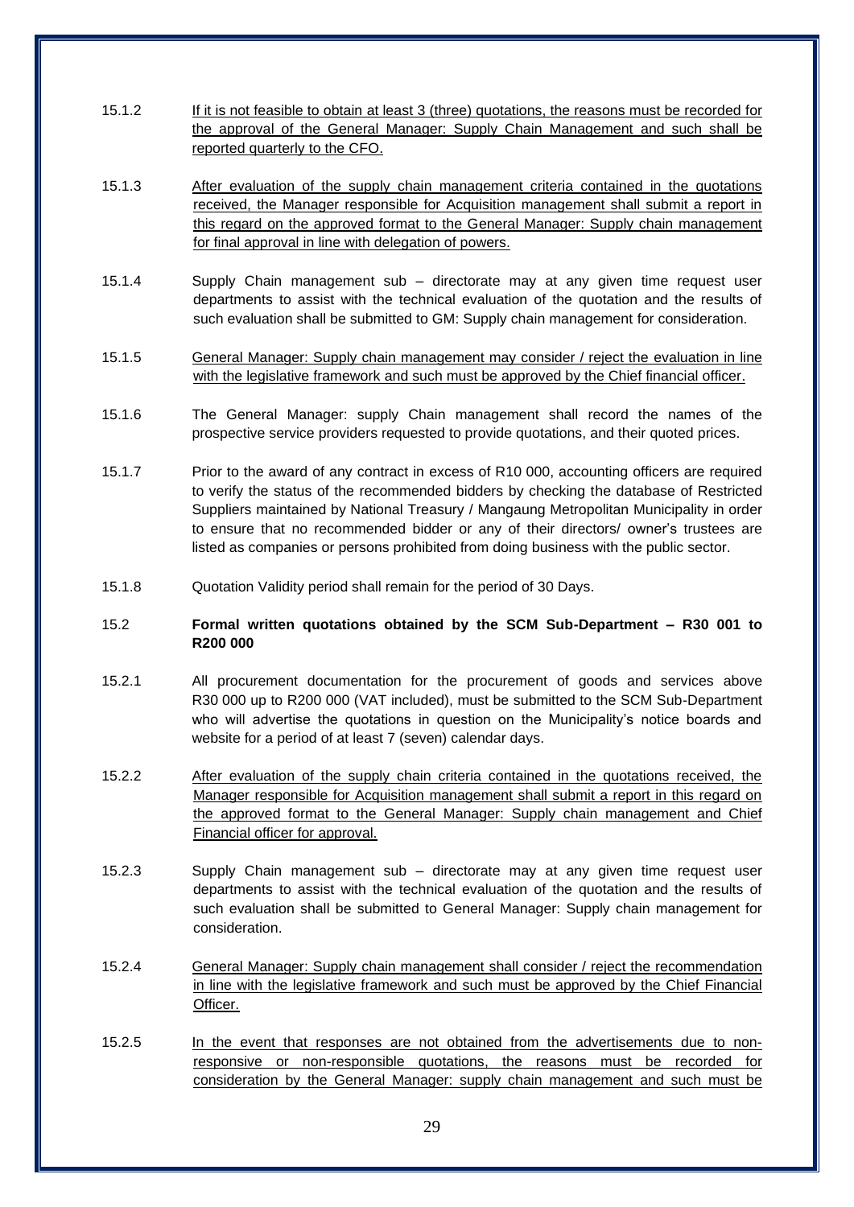15.1.2 If it is not feasible to obtain at least 3 (three) quotations, the reasons must be recorded for the approval of the General Manager: Supply Chain Management and such shall be reported quarterly to the CFO.

15.1.3 After evaluation of the supply chain management criteria contained in the quotations received, the Manager responsible for Acquisition management shall submit a report in this regard on the approved format to the General Manager: Supply chain management for final approval in line with delegation of powers.

15.1.4 Supply Chain management sub – directorate may at any given time request user departments to assist with the technical evaluation of the quotation and the results of such evaluation shall be submitted to GM: Supply chain management for consideration.

15.1.5 General Manager: Supply chain management may consider / reject the evaluation in line with the legislative framework and such must be approved by the Chief financial officer.

15.1.6 The General Manager: supply Chain management shall record the names of the prospective service providers requested to provide quotations, and their quoted prices.

15.1.7 Prior to the award of any contract in excess of R10 000, accounting officers are required to verify the status of the recommended bidders by checking the database of Restricted Suppliers maintained by National Treasury / Mangaung Metropolitan Municipality in order to ensure that no recommended bidder or any of their directors/ owner's trustees are listed as companies or persons prohibited from doing business with the public sector.

15.1.8 Quotation Validity period shall remain for the period of 30 Days.

**15.2 Formal written quotations obtained by the SCM Sub-Department – R30 001 to R200 000**

15.2.1 All procurement documentation for the procurement of goods and services above R30 000 up to R200 000 (VAT included), must be submitted to the SCM Sub-Department who will advertise the quotations in question on the Municipality's notice boards and website for a period of at least 7 (seven) calendar days.

15.2.2 After evaluation of the supply chain criteria contained in the quotations received, the Manager responsible for Acquisition management shall submit a report in this regard on the approved format to the General Manager: Supply chain management and Chief Financial officer for approval.

15.2.3 Supply Chain management sub – directorate may at any given time request user departments to assist with the technical evaluation of the quotation and the results of such evaluation shall be submitted to General Manager: Supply chain management for consideration.

15.2.4 General Manager: Supply chain management shall consider / reject the recommendation in line with the legislative framework and such must be approved by the Chief Financial Officer.

15.2.5 In the event that responses are not obtained from the advertisements due to non-responsive or non-responsible quotations, the reasons must be recorded for consideration by the General Manager: supply chain management and such must be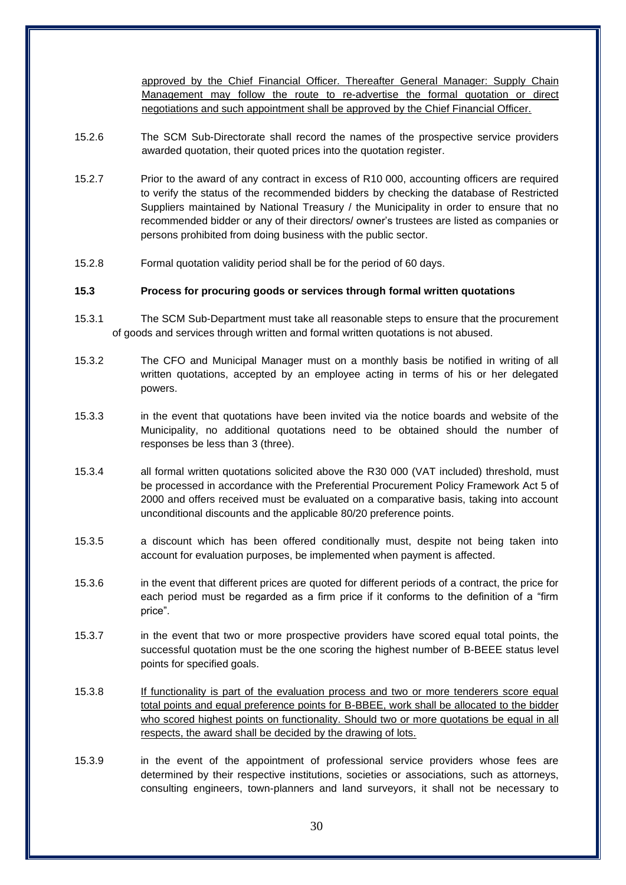approved by the Chief Financial Officer. Thereafter General Manager: Supply Chain Management may follow the route to re-advertise the formal quotation or direct negotiations and such appointment shall be approved by the Chief Financial Officer.

15.2.6 The SCM Sub-Directorate shall record the names of the prospective service providers awarded quotation, their quoted prices into the quotation register.

15.2.7 Prior to the award of any contract in excess of R10 000, accounting officers are required to verify the status of the recommended bidders by checking the database of Restricted Suppliers maintained by National Treasury / the Municipality in order to ensure that no recommended bidder or any of their directors/ owner's trustees are listed as companies or persons prohibited from doing business with the public sector.

15.2.8 Formal quotation validity period shall be for the period of 60 days.

**15.3 Process for procuring goods or services through formal written quotations**

15.3.1 The SCM Sub-Department must take all reasonable steps to ensure that the procurement of goods and services through written and formal written quotations is not abused.

15.3.2 The CFO and Municipal Manager must on a monthly basis be notified in writing of all written quotations, accepted by an employee acting in terms of his or her delegated powers.

15.3.3 in the event that quotations have been invited via the notice boards and website of the Municipality, no additional quotations need to be obtained should the number of responses be less than 3 (three).

15.3.4 all formal written quotations solicited above the R30 000 (VAT included) threshold, must be processed in accordance with the Preferential Procurement Policy Framework Act 5 of 2000 and offers received must be evaluated on a comparative basis, taking into account unconditional discounts and the applicable 80/20 preference points.

15.3.5 a discount which has been offered conditionally must, despite not being taken into account for evaluation purposes, be implemented when payment is affected.

15.3.6 in the event that different prices are quoted for different periods of a contract, the price for each period must be regarded as a firm price if it conforms to the definition of a "firm price".

15.3.7 in the event that two or more prospective providers have scored equal total points, the successful quotation must be the one scoring the highest number of B-BEEE status level points for specified goals.

15.3.8 If functionality is part of the evaluation process and two or more tenderers score equal total points and equal preference points for B-BBEE, work shall be allocated to the bidder who scored highest points on functionality. Should two or more quotations be equal in all respects, the award shall be decided by the drawing of lots.

15.3.9 in the event of the appointment of professional service providers whose fees are determined by their respective institutions, societies or associations, such as attorneys, consulting engineers, town-planners and land surveyors, it shall not be necessary to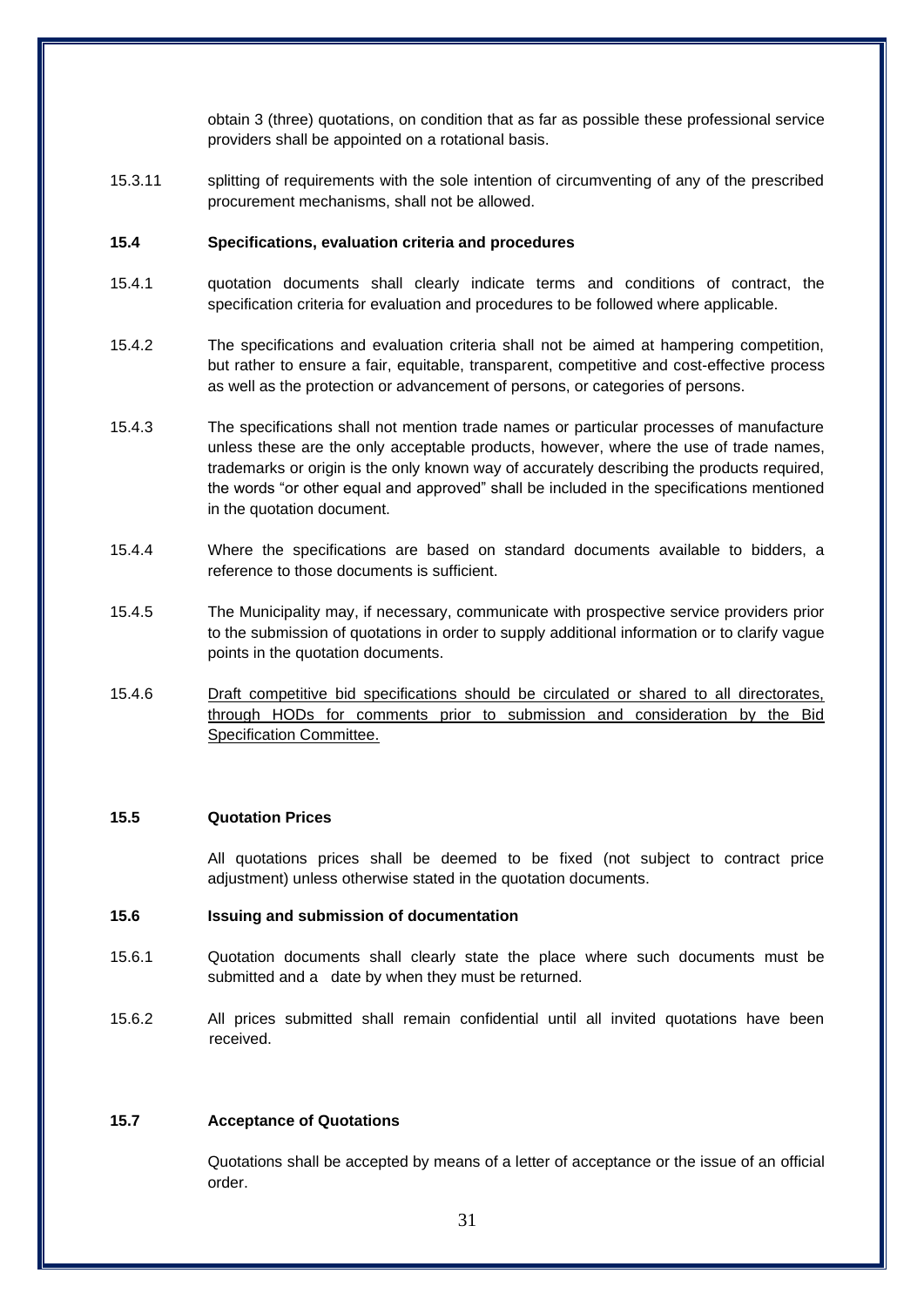obtain 3 (three) quotations, on condition that as far as possible these professional service providers shall be appointed on a rotational basis.

15.3.11 splitting of requirements with the sole intention of circumventing of any of the prescribed procurement mechanisms, shall not be allowed.

**15.4 Specifications, evaluation criteria and procedures**

15.4.1 quotation documents shall clearly indicate terms and conditions of contract, the specification criteria for evaluation and procedures to be followed where applicable.

15.4.2 The specifications and evaluation criteria shall not be aimed at hampering competition, but rather to ensure a fair, equitable, transparent, competitive and cost-effective process as well as the protection or advancement of persons, or categories of persons.

15.4.3 The specifications shall not mention trade names or particular processes of manufacture unless these are the only acceptable products, however, where the use of trade names, trademarks or origin is the only known way of accurately describing the products required, the words "or other equal and approved" shall be included in the specifications mentioned in the quotation document.

15.4.4 Where the specifications are based on standard documents available to bidders, a reference to those documents is sufficient.

15.4.5 The Municipality may, if necessary, communicate with prospective service providers prior to the submission of quotations in order to supply additional information or to clarify vague points in the quotation documents.

15.4.6 Draft competitive bid specifications should be circulated or shared to all directorates, through HODs for comments prior to submission and consideration by the Bid Specification Committee.

**15.5 Quotation Prices**

All quotations prices shall be deemed to be fixed (not subject to contract price adjustment) unless otherwise stated in the quotation documents.

**15.6 Issuing and submission of documentation**

15.6.1 Quotation documents shall clearly state the place where such documents must be submitted and a date by when they must be returned.

15.6.2 All prices submitted shall remain confidential until all invited quotations have been received.

**15.7 Acceptance of Quotations**

Quotations shall be accepted by means of a letter of acceptance or the issue of an official order.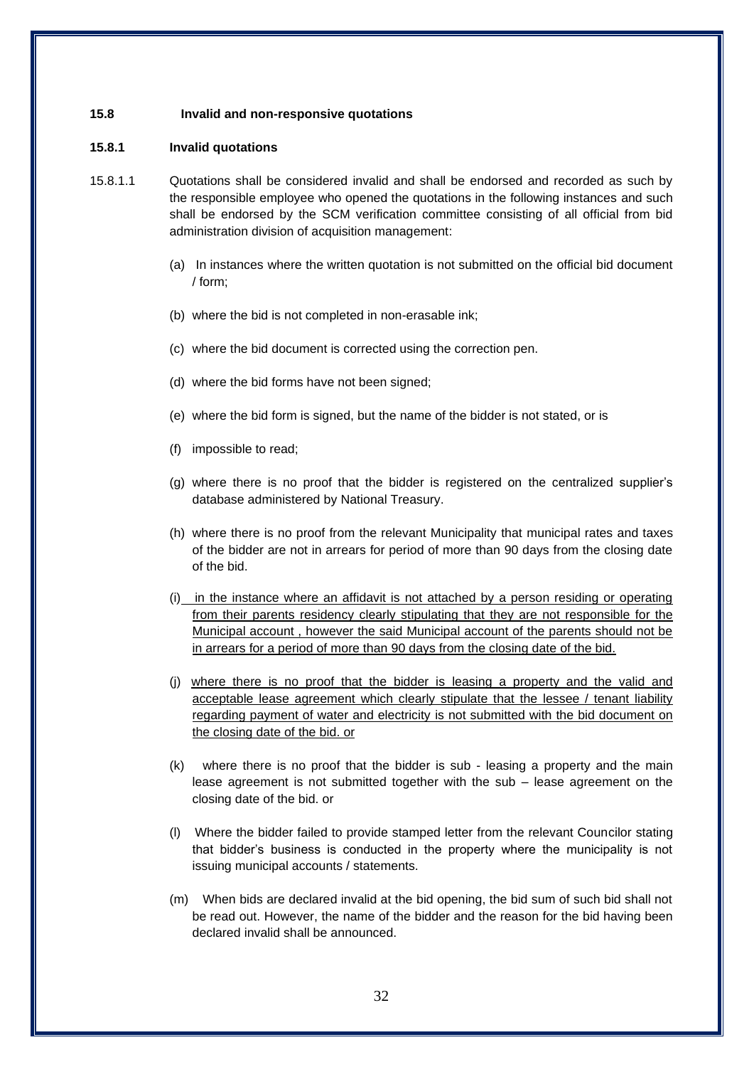### 15.8 Invalid and non-responsive quotations

#### 15.8.1 Invalid quotations

15.8.1.1 Quotations shall be considered invalid and shall be endorsed and recorded as such by the responsible employee who opened the quotations in the following instances and such shall be endorsed by the SCM verification committee consisting of all official from bid administration division of acquisition management:

(a) In instances where the written quotation is not submitted on the official bid document / form;

(b) where the bid is not completed in non-erasable ink;

(c) where the bid document is corrected using the correction pen.

(d) where the bid forms have not been signed;

(e) where the bid form is signed, but the name of the bidder is not stated, or is

(f) impossible to read;

(g) where there is no proof that the bidder is registered on the centralized supplier's database administered by National Treasury.

(h) where there is no proof from the relevant Municipality that municipal rates and taxes of the bidder are not in arrears for period of more than 90 days from the closing date of the bid.

(i) in the instance where an affidavit is not attached by a person residing or operating from their parents residency clearly stipulating that they are not responsible for the Municipal account , however the said Municipal account of the parents should not be in arrears for a period of more than 90 days from the closing date of the bid.

(j) where there is no proof that the bidder is leasing a property and the valid and acceptable lease agreement which clearly stipulate that the lessee / tenant liability regarding payment of water and electricity is not submitted with the bid document on the closing date of the bid. or

(k) where there is no proof that the bidder is sub - leasing a property and the main lease agreement is not submitted together with the sub – lease agreement on the closing date of the bid. or

(l) Where the bidder failed to provide stamped letter from the relevant Councilor stating that bidder's business is conducted in the property where the municipality is not issuing municipal accounts / statements.

(m) When bids are declared invalid at the bid opening, the bid sum of such bid shall not be read out. However, the name of the bidder and the reason for the bid having been declared invalid shall be announced.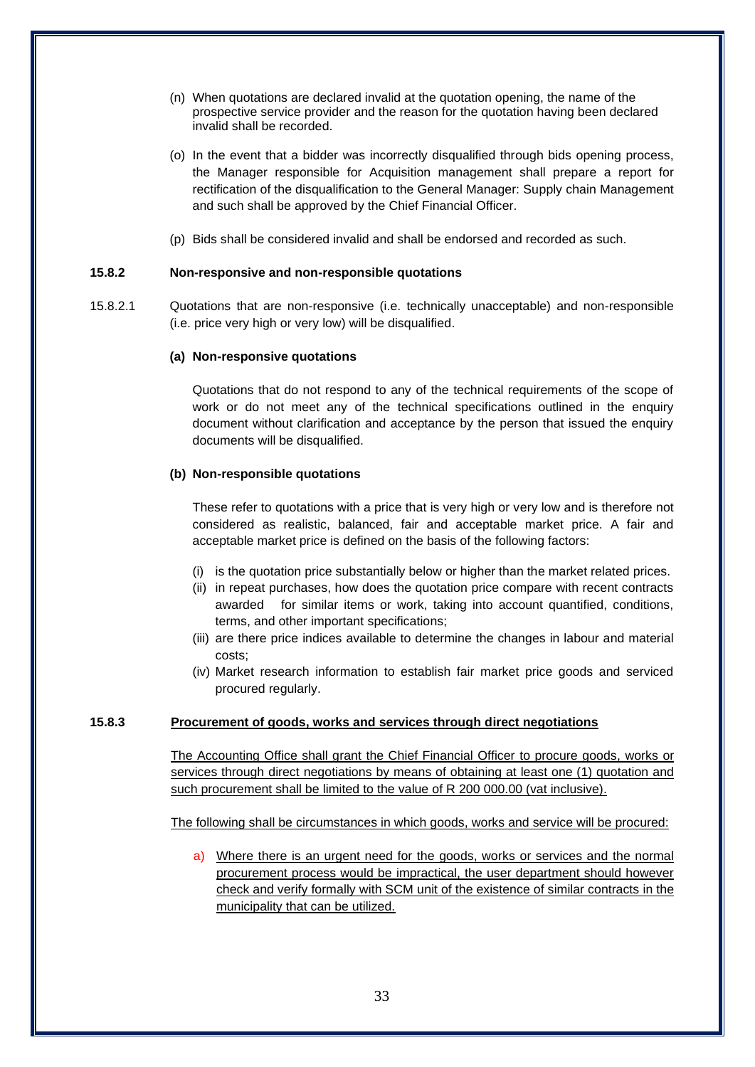(n) When quotations are declared invalid at the quotation opening, the name of the prospective service provider and the reason for the quotation having been declared invalid shall be recorded.

(o) In the event that a bidder was incorrectly disqualified through bids opening process, the Manager responsible for Acquisition management shall prepare a report for rectification of the disqualification to the General Manager: Supply chain Management and such shall be approved by the Chief Financial Officer.

(p) Bids shall be considered invalid and shall be endorsed and recorded as such.

**15.8.2 Non-responsive and non-responsible quotations**

15.8.2.1 Quotations that are non-responsive (i.e. technically unacceptable) and non-responsible (i.e. price very high or very low) will be disqualified.

**(a) Non-responsive quotations**

Quotations that do not respond to any of the technical requirements of the scope of work or do not meet any of the technical specifications outlined in the enquiry document without clarification and acceptance by the person that issued the enquiry documents will be disqualified.

**(b) Non-responsible quotations**

These refer to quotations with a price that is very high or very low and is therefore not considered as realistic, balanced, fair and acceptable market price. A fair and acceptable market price is defined on the basis of the following factors:

(i) is the quotation price substantially below or higher than the market related prices.
(ii) in repeat purchases, how does the quotation price compare with recent contracts awarded for similar items or work, taking into account quantified, conditions, terms, and other important specifications;
(iii) are there price indices available to determine the changes in labour and material costs;
(iv) Market research information to establish fair market price goods and serviced procured regularly.

**15.8.3 <u>Procurement of goods, works and services through direct negotiations</u>**

<u>The Accounting Office shall grant the Chief Financial Officer to procure goods, works or services through direct negotiations by means of obtaining at least one (1) quotation and such procurement shall be limited to the value of R 200 000.00 (vat inclusive).</u>

<u>The following shall be circumstances in which goods, works and service will be procured:</u>

a) <u>Where there is an urgent need for the goods, works or services and the normal procurement process would be impractical, the user department should however check and verify formally with SCM unit of the existence of similar contracts in the municipality that can be utilized.</u>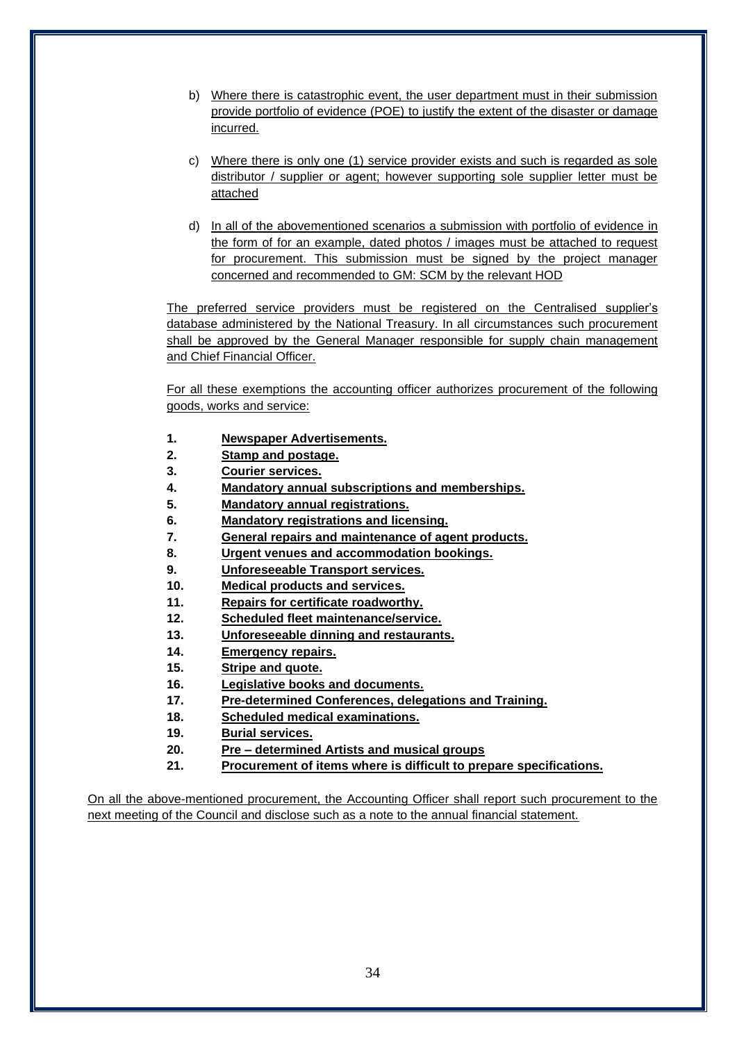b) Where there is catastrophic event, the user department must in their submission provide portfolio of evidence (POE) to justify the extent of the disaster or damage incurred.

c) Where there is only one (1) service provider exists and such is regarded as sole distributor / supplier or agent; however supporting sole supplier letter must be attached

d) In all of the abovementioned scenarios a submission with portfolio of evidence in the form of for an example, dated photos / images must be attached to request for procurement. This submission must be signed by the project manager concerned and recommended to GM: SCM by the relevant HOD

The preferred service providers must be registered on the Centralised supplier's database administered by the National Treasury. In all circumstances such procurement shall be approved by the General Manager responsible for supply chain management and Chief Financial Officer.

For all these exemptions the accounting officer authorizes procurement of the following goods, works and service:

1. **Newspaper Advertisements.**
2. **Stamp and postage.**
3. **Courier services.**
4. **Mandatory annual subscriptions and memberships.**
5. **Mandatory annual registrations.**
6. **Mandatory registrations and licensing.**
7. **General repairs and maintenance of agent products.**
8. **Urgent venues and accommodation bookings.**
9. **Unforeseeable Transport services.**
10. **Medical products and services.**
11. **Repairs for certificate roadworthy.**
12. **Scheduled fleet maintenance/service.**
13. **Unforeseeable dinning and restaurants.**
14. **Emergency repairs.**
15. **Stripe and quote.**
16. **Legislative books and documents.**
17. **Pre-determined Conferences, delegations and Training.**
18. **Scheduled medical examinations.**
19. **Burial services.**
20. **Pre – determined Artists and musical groups**
21. **Procurement of items where is difficult to prepare specifications.**

On all the above-mentioned procurement, the Accounting Officer shall report such procurement to the next meeting of the Council and disclose such as a note to the annual financial statement.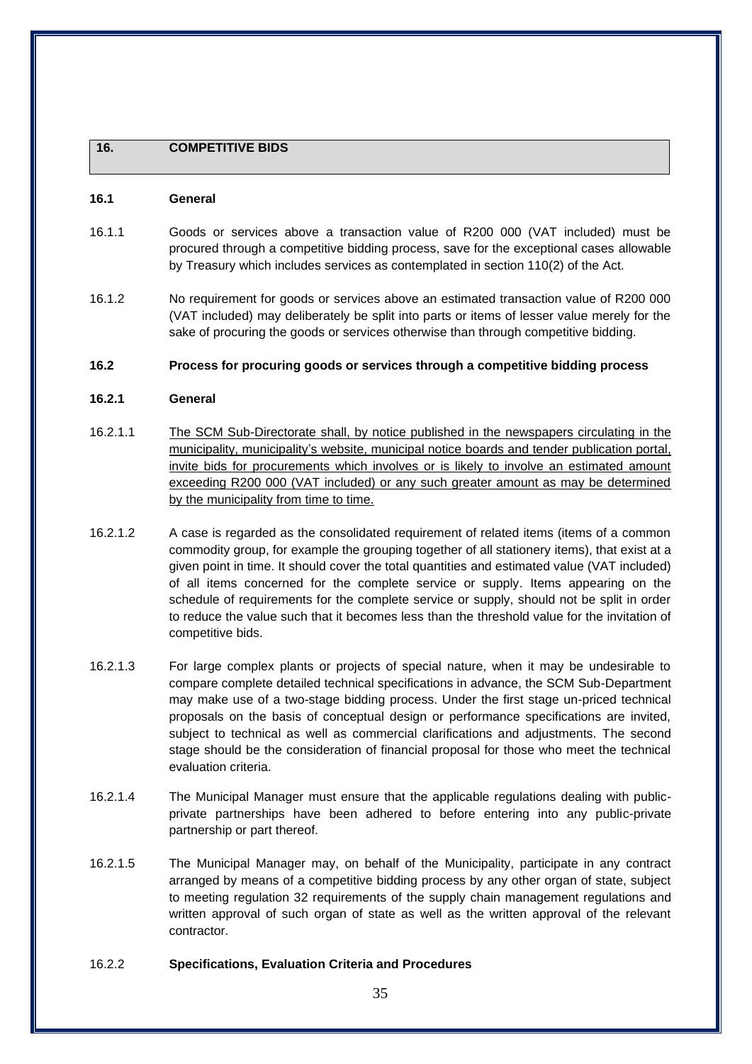## 16. COMPETITIVE BIDS

### 16.1 General

16.1.1 Goods or services above a transaction value of R200 000 (VAT included) must be procured through a competitive bidding process, save for the exceptional cases allowable by Treasury which includes services as contemplated in section 110(2) of the Act.

16.1.2 No requirement for goods or services above an estimated transaction value of R200 000 (VAT included) may deliberately be split into parts or items of lesser value merely for the sake of procuring the goods or services otherwise than through competitive bidding.

### 16.2 Process for procuring goods or services through a competitive bidding process

#### 16.2.1 General

16.2.1.1 <u>The SCM Sub-Directorate shall, by notice published in the newspapers circulating in the municipality, municipality's website, municipal notice boards and tender publication portal, invite bids for procurements which involves or is likely to involve an estimated amount exceeding R200 000 (VAT included) or any such greater amount as may be determined by the municipality from time to time.</u>

16.2.1.2 A case is regarded as the consolidated requirement of related items (items of a common commodity group, for example the grouping together of all stationery items), that exist at a given point in time. It should cover the total quantities and estimated value (VAT included) of all items concerned for the complete service or supply. Items appearing on the schedule of requirements for the complete service or supply, should not be split in order to reduce the value such that it becomes less than the threshold value for the invitation of competitive bids.

16.2.1.3 For large complex plants or projects of special nature, when it may be undesirable to compare complete detailed technical specifications in advance, the SCM Sub-Department may make use of a two-stage bidding process. Under the first stage un-priced technical proposals on the basis of conceptual design or performance specifications are invited, subject to technical as well as commercial clarifications and adjustments. The second stage should be the consideration of financial proposal for those who meet the technical evaluation criteria.

16.2.1.4 The Municipal Manager must ensure that the applicable regulations dealing with public-private partnerships have been adhered to before entering into any public-private partnership or part thereof.

16.2.1.5 The Municipal Manager may, on behalf of the Municipality, participate in any contract arranged by means of a competitive bidding process by any other organ of state, subject to meeting regulation 32 requirements of the supply chain management regulations and written approval of such organ of state as well as the written approval of the relevant contractor.

#### 16.2.2 Specifications, Evaluation Criteria and Procedures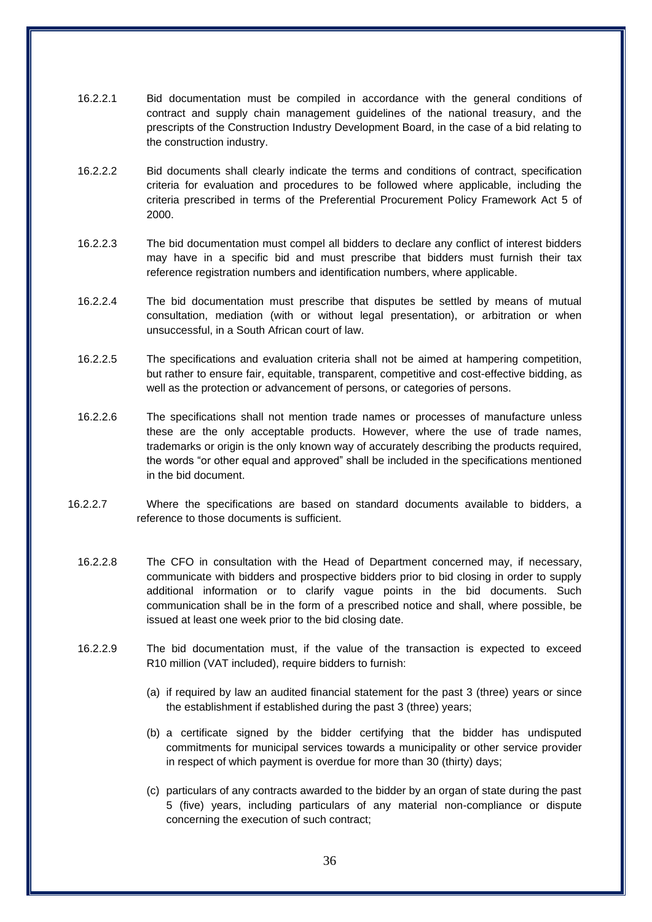16.2.2.1 Bid documentation must be compiled in accordance with the general conditions of contract and supply chain management guidelines of the national treasury, and the prescripts of the Construction Industry Development Board, in the case of a bid relating to the construction industry.

16.2.2.2 Bid documents shall clearly indicate the terms and conditions of contract, specification criteria for evaluation and procedures to be followed where applicable, including the criteria prescribed in terms of the Preferential Procurement Policy Framework Act 5 of 2000.

16.2.2.3 The bid documentation must compel all bidders to declare any conflict of interest bidders may have in a specific bid and must prescribe that bidders must furnish their tax reference registration numbers and identification numbers, where applicable.

16.2.2.4 The bid documentation must prescribe that disputes be settled by means of mutual consultation, mediation (with or without legal presentation), or arbitration or when unsuccessful, in a South African court of law.

16.2.2.5 The specifications and evaluation criteria shall not be aimed at hampering competition, but rather to ensure fair, equitable, transparent, competitive and cost-effective bidding, as well as the protection or advancement of persons, or categories of persons.

16.2.2.6 The specifications shall not mention trade names or processes of manufacture unless these are the only acceptable products. However, where the use of trade names, trademarks or origin is the only known way of accurately describing the products required, the words "or other equal and approved" shall be included in the specifications mentioned in the bid document.

16.2.2.7 Where the specifications are based on standard documents available to bidders, a reference to those documents is sufficient.

16.2.2.8 The CFO in consultation with the Head of Department concerned may, if necessary, communicate with bidders and prospective bidders prior to bid closing in order to supply additional information or to clarify vague points in the bid documents. Such communication shall be in the form of a prescribed notice and shall, where possible, be issued at least one week prior to the bid closing date.

16.2.2.9 The bid documentation must, if the value of the transaction is expected to exceed R10 million (VAT included), require bidders to furnish:

(a) if required by law an audited financial statement for the past 3 (three) years or since the establishment if established during the past 3 (three) years;

(b) a certificate signed by the bidder certifying that the bidder has undisputed commitments for municipal services towards a municipality or other service provider in respect of which payment is overdue for more than 30 (thirty) days;

(c) particulars of any contracts awarded to the bidder by an organ of state during the past 5 (five) years, including particulars of any material non-compliance or dispute concerning the execution of such contract;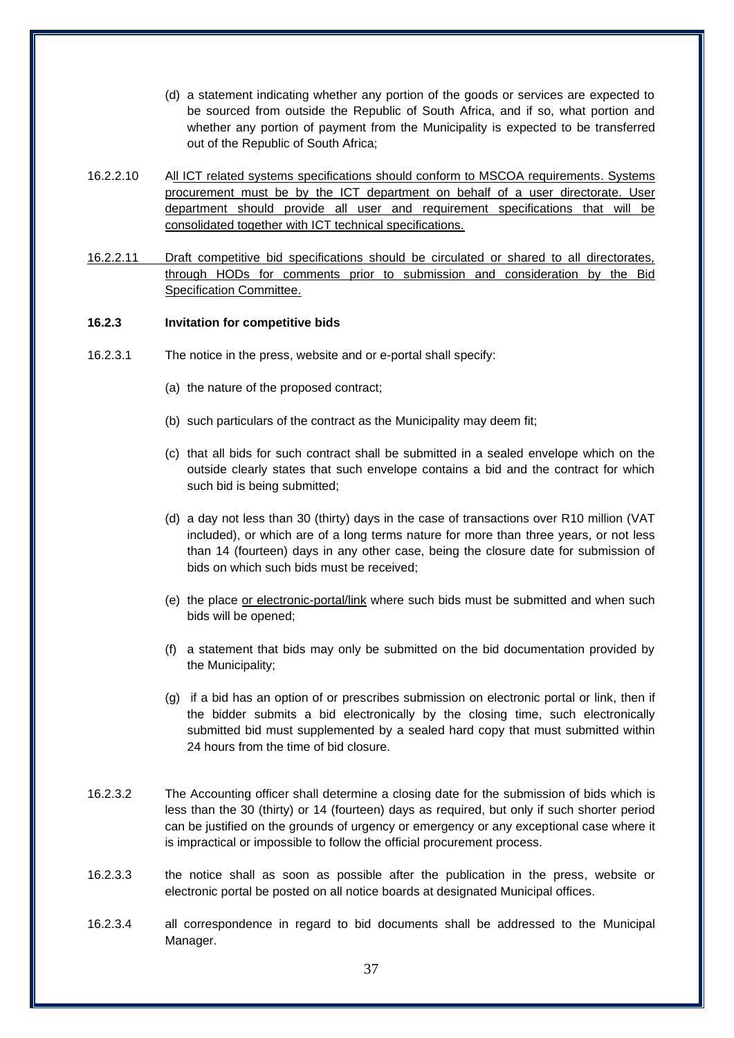(d) a statement indicating whether any portion of the goods or services are expected to be sourced from outside the Republic of South Africa, and if so, what portion and whether any portion of payment from the Municipality is expected to be transferred out of the Republic of South Africa;

16.2.2.10 All ICT related systems specifications should conform to MSCOA requirements. Systems procurement must be by the ICT department on behalf of a user directorate. User department should provide all user and requirement specifications that will be consolidated together with ICT technical specifications.

16.2.2.11 Draft competitive bid specifications should be circulated or shared to all directorates, through HODs for comments prior to submission and consideration by the Bid Specification Committee.

**16.2.3 Invitation for competitive bids**

16.2.3.1 The notice in the press, website and or e-portal shall specify:

(a) the nature of the proposed contract;

(b) such particulars of the contract as the Municipality may deem fit;

(c) that all bids for such contract shall be submitted in a sealed envelope which on the outside clearly states that such envelope contains a bid and the contract for which such bid is being submitted;

(d) a day not less than 30 (thirty) days in the case of transactions over R10 million (VAT included), or which are of a long terms nature for more than three years, or not less than 14 (fourteen) days in any other case, being the closure date for submission of bids on which such bids must be received;

(e) the place or electronic-portal/link where such bids must be submitted and when such bids will be opened;

(f) a statement that bids may only be submitted on the bid documentation provided by the Municipality;

(g) if a bid has an option of or prescribes submission on electronic portal or link, then if the bidder submits a bid electronically by the closing time, such electronically submitted bid must supplemented by a sealed hard copy that must submitted within 24 hours from the time of bid closure.

16.2.3.2 The Accounting officer shall determine a closing date for the submission of bids which is less than the 30 (thirty) or 14 (fourteen) days as required, but only if such shorter period can be justified on the grounds of urgency or emergency or any exceptional case where it is impractical or impossible to follow the official procurement process.

16.2.3.3 the notice shall as soon as possible after the publication in the press, website or electronic portal be posted on all notice boards at designated Municipal offices.

16.2.3.4 all correspondence in regard to bid documents shall be addressed to the Municipal Manager.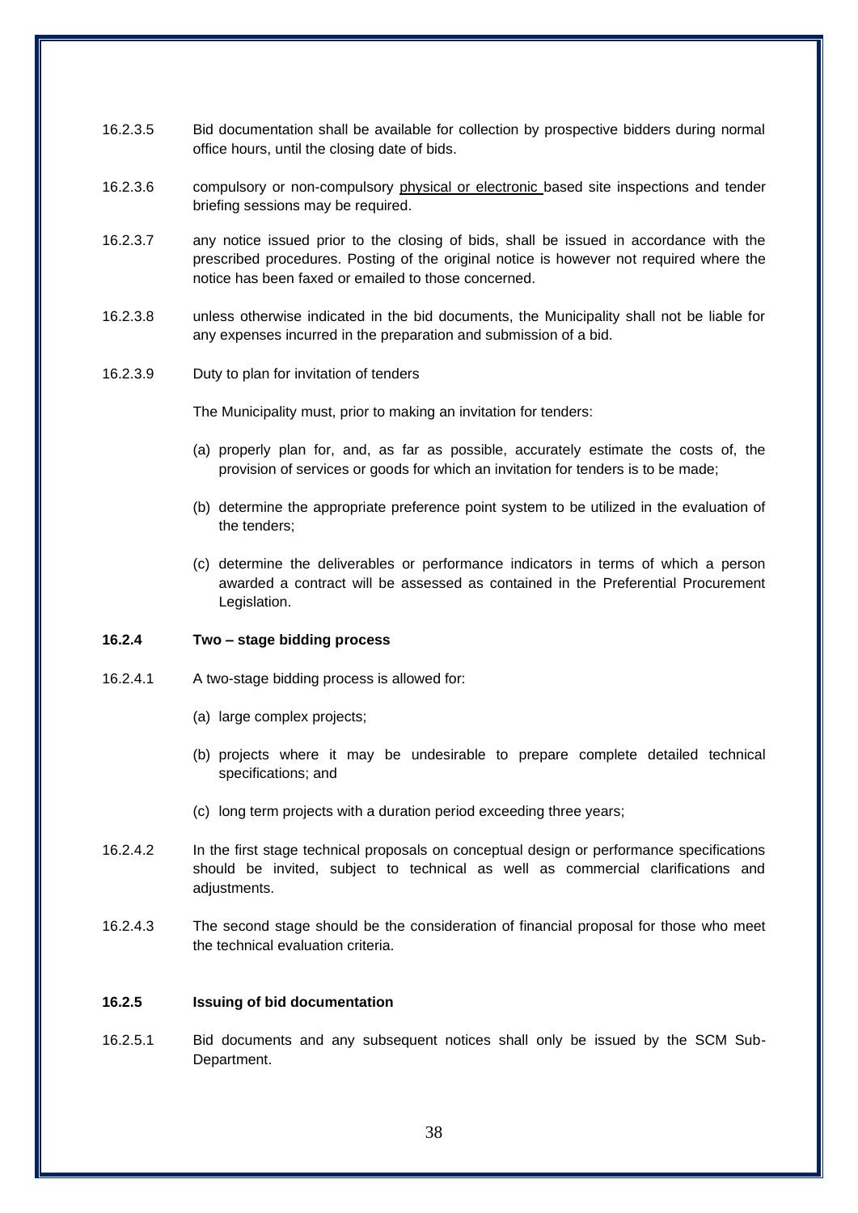16.2.3.5 Bid documentation shall be available for collection by prospective bidders during normal office hours, until the closing date of bids.

16.2.3.6 compulsory or non-compulsory physical or electronic based site inspections and tender briefing sessions may be required.

16.2.3.7 any notice issued prior to the closing of bids, shall be issued in accordance with the prescribed procedures. Posting of the original notice is however not required where the notice has been faxed or emailed to those concerned.

16.2.3.8 unless otherwise indicated in the bid documents, the Municipality shall not be liable for any expenses incurred in the preparation and submission of a bid.

16.2.3.9 Duty to plan for invitation of tenders

The Municipality must, prior to making an invitation for tenders:

(a) properly plan for, and, as far as possible, accurately estimate the costs of, the provision of services or goods for which an invitation for tenders is to be made;

(b) determine the appropriate preference point system to be utilized in the evaluation of the tenders;

(c) determine the deliverables or performance indicators in terms of which a person awarded a contract will be assessed as contained in the Preferential Procurement Legislation.

**16.2.4 Two – stage bidding process**

16.2.4.1 A two-stage bidding process is allowed for:

(a) large complex projects;

(b) projects where it may be undesirable to prepare complete detailed technical specifications; and

(c) long term projects with a duration period exceeding three years;

16.2.4.2 In the first stage technical proposals on conceptual design or performance specifications should be invited, subject to technical as well as commercial clarifications and adjustments.

16.2.4.3 The second stage should be the consideration of financial proposal for those who meet the technical evaluation criteria.

**16.2.5 Issuing of bid documentation**

16.2.5.1 Bid documents and any subsequent notices shall only be issued by the SCM Sub-Department.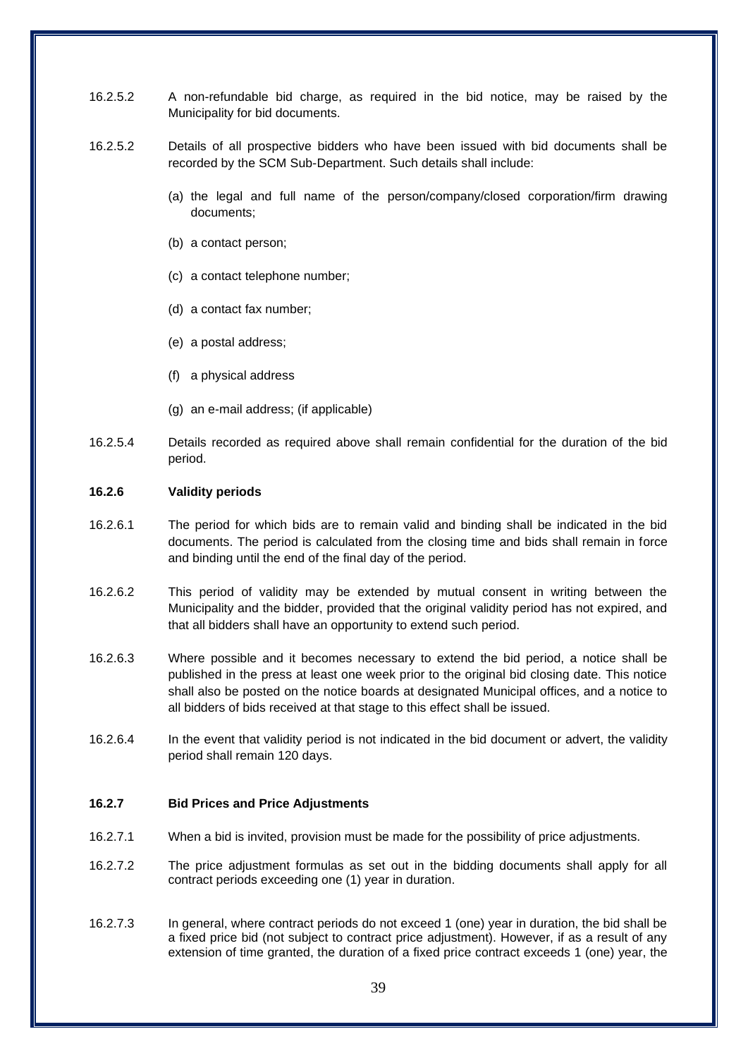16.2.5.2 A non-refundable bid charge, as required in the bid notice, may be raised by the Municipality for bid documents.

16.2.5.2 Details of all prospective bidders who have been issued with bid documents shall be recorded by the SCM Sub-Department. Such details shall include:

(a) the legal and full name of the person/company/closed corporation/firm drawing documents;

(b) a contact person;

(c) a contact telephone number;

(d) a contact fax number;

(e) a postal address;

(f) a physical address

(g) an e-mail address; (if applicable)

16.2.5.4 Details recorded as required above shall remain confidential for the duration of the bid period.

**16.2.6 Validity periods**

16.2.6.1 The period for which bids are to remain valid and binding shall be indicated in the bid documents. The period is calculated from the closing time and bids shall remain in force and binding until the end of the final day of the period.

16.2.6.2 This period of validity may be extended by mutual consent in writing between the Municipality and the bidder, provided that the original validity period has not expired, and that all bidders shall have an opportunity to extend such period.

16.2.6.3 Where possible and it becomes necessary to extend the bid period, a notice shall be published in the press at least one week prior to the original bid closing date. This notice shall also be posted on the notice boards at designated Municipal offices, and a notice to all bidders of bids received at that stage to this effect shall be issued.

16.2.6.4 In the event that validity period is not indicated in the bid document or advert, the validity period shall remain 120 days.

**16.2.7 Bid Prices and Price Adjustments**

16.2.7.1 When a bid is invited, provision must be made for the possibility of price adjustments.

16.2.7.2 The price adjustment formulas as set out in the bidding documents shall apply for all contract periods exceeding one (1) year in duration.

16.2.7.3 In general, where contract periods do not exceed 1 (one) year in duration, the bid shall be a fixed price bid (not subject to contract price adjustment). However, if as a result of any extension of time granted, the duration of a fixed price contract exceeds 1 (one) year, the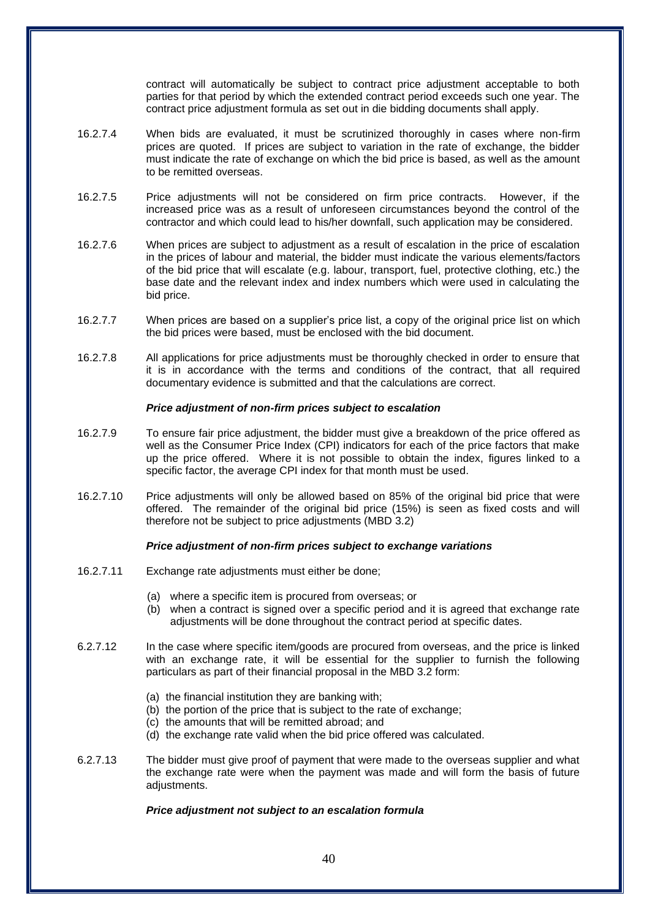contract will automatically be subject to contract price adjustment acceptable to both parties for that period by which the extended contract period exceeds such one year. The contract price adjustment formula as set out in die bidding documents shall apply.

16.2.7.4 When bids are evaluated, it must be scrutinized thoroughly in cases where non-firm prices are quoted. If prices are subject to variation in the rate of exchange, the bidder must indicate the rate of exchange on which the bid price is based, as well as the amount to be remitted overseas.

16.2.7.5 Price adjustments will not be considered on firm price contracts. However, if the increased price was as a result of unforeseen circumstances beyond the control of the contractor and which could lead to his/her downfall, such application may be considered.

16.2.7.6 When prices are subject to adjustment as a result of escalation in the price of escalation in the prices of labour and material, the bidder must indicate the various elements/factors of the bid price that will escalate (e.g. labour, transport, fuel, protective clothing, etc.) the base date and the relevant index and index numbers which were used in calculating the bid price.

16.2.7.7 When prices are based on a supplier's price list, a copy of the original price list on which the bid prices were based, must be enclosed with the bid document.

16.2.7.8 All applications for price adjustments must be thoroughly checked in order to ensure that it is in accordance with the terms and conditions of the contract, that all required documentary evidence is submitted and that the calculations are correct.

***Price adjustment of non-firm prices subject to escalation***

16.2.7.9 To ensure fair price adjustment, the bidder must give a breakdown of the price offered as well as the Consumer Price Index (CPI) indicators for each of the price factors that make up the price offered. Where it is not possible to obtain the index, figures linked to a specific factor, the average CPI index for that month must be used.

16.2.7.10 Price adjustments will only be allowed based on 85% of the original bid price that were offered. The remainder of the original bid price (15%) is seen as fixed costs and will therefore not be subject to price adjustments (MBD 3.2)

***Price adjustment of non-firm prices subject to exchange variations***

16.2.7.11 Exchange rate adjustments must either be done;

(a) where a specific item is procured from overseas; or
(b) when a contract is signed over a specific period and it is agreed that exchange rate adjustments will be done throughout the contract period at specific dates.

6.2.7.12 In the case where specific item/goods are procured from overseas, and the price is linked with an exchange rate, it will be essential for the supplier to furnish the following particulars as part of their financial proposal in the MBD 3.2 form:

(a) the financial institution they are banking with;
(b) the portion of the price that is subject to the rate of exchange;
(c) the amounts that will be remitted abroad; and
(d) the exchange rate valid when the bid price offered was calculated.

6.2.7.13 The bidder must give proof of payment that were made to the overseas supplier and what the exchange rate were when the payment was made and will form the basis of future adjustments.

***Price adjustment not subject to an escalation formula***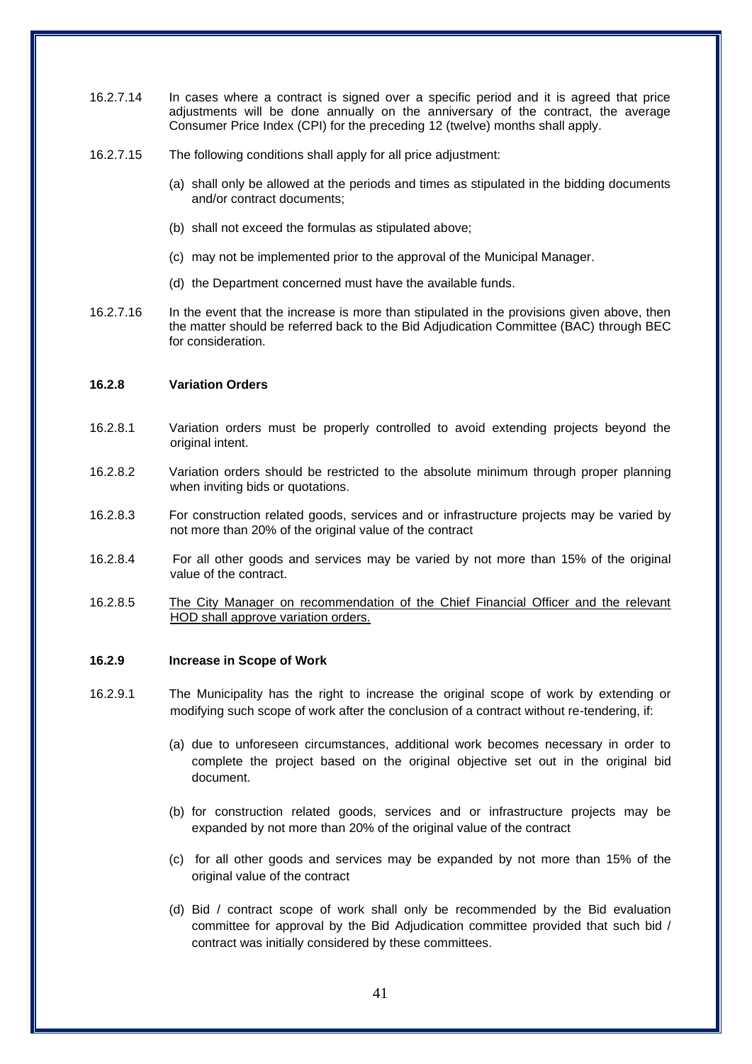16.2.7.14 In cases where a contract is signed over a specific period and it is agreed that price adjustments will be done annually on the anniversary of the contract, the average Consumer Price Index (CPI) for the preceding 12 (twelve) months shall apply.

16.2.7.15 The following conditions shall apply for all price adjustment:

(a) shall only be allowed at the periods and times as stipulated in the bidding documents and/or contract documents;

(b) shall not exceed the formulas as stipulated above;

(c) may not be implemented prior to the approval of the Municipal Manager.

(d) the Department concerned must have the available funds.

16.2.7.16 In the event that the increase is more than stipulated in the provisions given above, then the matter should be referred back to the Bid Adjudication Committee (BAC) through BEC for consideration.

**16.2.8 Variation Orders**

16.2.8.1 Variation orders must be properly controlled to avoid extending projects beyond the original intent.

16.2.8.2 Variation orders should be restricted to the absolute minimum through proper planning when inviting bids or quotations.

16.2.8.3 For construction related goods, services and or infrastructure projects may be varied by not more than 20% of the original value of the contract

16.2.8.4 For all other goods and services may be varied by not more than 15% of the original value of the contract.

16.2.8.5 <u>The City Manager on recommendation of the Chief Financial Officer and the relevant HOD shall approve variation orders.</u>

**16.2.9 Increase in Scope of Work**

16.2.9.1 The Municipality has the right to increase the original scope of work by extending or modifying such scope of work after the conclusion of a contract without re-tendering, if:

(a) due to unforeseen circumstances, additional work becomes necessary in order to complete the project based on the original objective set out in the original bid document.

(b) for construction related goods, services and or infrastructure projects may be expanded by not more than 20% of the original value of the contract

(c) for all other goods and services may be expanded by not more than 15% of the original value of the contract

(d) Bid / contract scope of work shall only be recommended by the Bid evaluation committee for approval by the Bid Adjudication committee provided that such bid / contract was initially considered by these committees.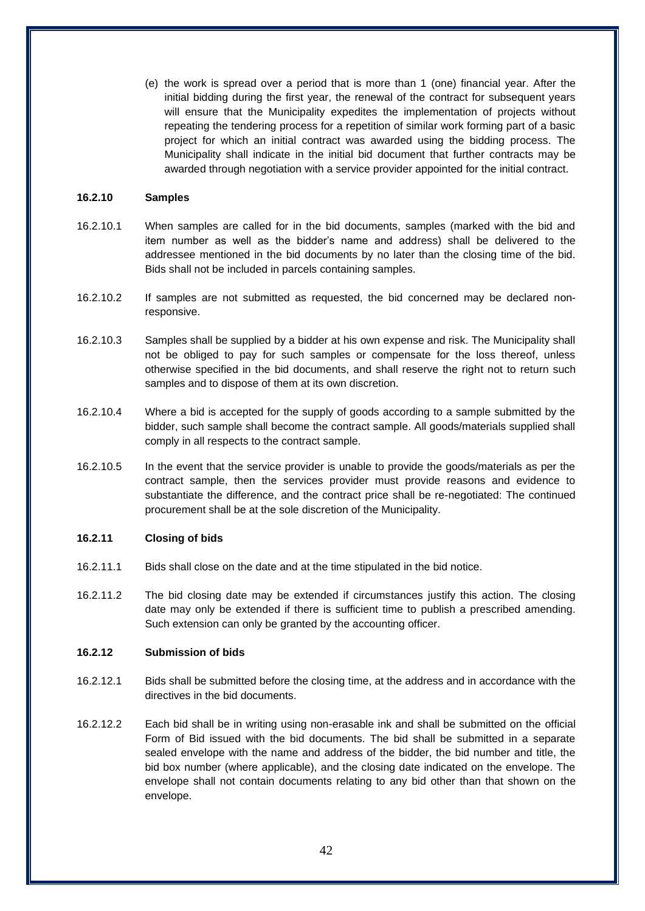(e) the work is spread over a period that is more than 1 (one) financial year. After the initial bidding during the first year, the renewal of the contract for subsequent years will ensure that the Municipality expedites the implementation of projects without repeating the tendering process for a repetition of similar work forming part of a basic project for which an initial contract was awarded using the bidding process. The Municipality shall indicate in the initial bid document that further contracts may be awarded through negotiation with a service provider appointed for the initial contract.

**16.2.10 Samples**

16.2.10.1 When samples are called for in the bid documents, samples (marked with the bid and item number as well as the bidder's name and address) shall be delivered to the addressee mentioned in the bid documents by no later than the closing time of the bid. Bids shall not be included in parcels containing samples.

16.2.10.2 If samples are not submitted as requested, the bid concerned may be declared non-responsive.

16.2.10.3 Samples shall be supplied by a bidder at his own expense and risk. The Municipality shall not be obliged to pay for such samples or compensate for the loss thereof, unless otherwise specified in the bid documents, and shall reserve the right not to return such samples and to dispose of them at its own discretion.

16.2.10.4 Where a bid is accepted for the supply of goods according to a sample submitted by the bidder, such sample shall become the contract sample. All goods/materials supplied shall comply in all respects to the contract sample.

16.2.10.5 In the event that the service provider is unable to provide the goods/materials as per the contract sample, then the services provider must provide reasons and evidence to substantiate the difference, and the contract price shall be re-negotiated: The continued procurement shall be at the sole discretion of the Municipality.

**16.2.11 Closing of bids**

16.2.11.1 Bids shall close on the date and at the time stipulated in the bid notice.

16.2.11.2 The bid closing date may be extended if circumstances justify this action. The closing date may only be extended if there is sufficient time to publish a prescribed amending. Such extension can only be granted by the accounting officer.

**16.2.12 Submission of bids**

16.2.12.1 Bids shall be submitted before the closing time, at the address and in accordance with the directives in the bid documents.

16.2.12.2 Each bid shall be in writing using non-erasable ink and shall be submitted on the official Form of Bid issued with the bid documents. The bid shall be submitted in a separate sealed envelope with the name and address of the bidder, the bid number and title, the bid box number (where applicable), and the closing date indicated on the envelope. The envelope shall not contain documents relating to any bid other than that shown on the envelope.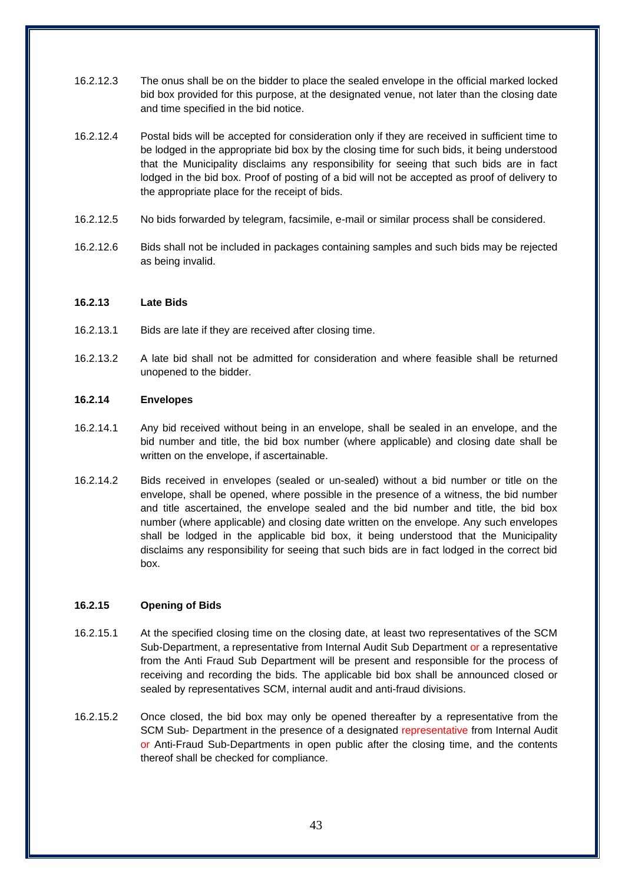16.2.12.3 The onus shall be on the bidder to place the sealed envelope in the official marked locked bid box provided for this purpose, at the designated venue, not later than the closing date and time specified in the bid notice.

16.2.12.4 Postal bids will be accepted for consideration only if they are received in sufficient time to be lodged in the appropriate bid box by the closing time for such bids, it being understood that the Municipality disclaims any responsibility for seeing that such bids are in fact lodged in the bid box. Proof of posting of a bid will not be accepted as proof of delivery to the appropriate place for the receipt of bids.

16.2.12.5 No bids forwarded by telegram, facsimile, e-mail or similar process shall be considered.

16.2.12.6 Bids shall not be included in packages containing samples and such bids may be rejected as being invalid.

**16.2.13 Late Bids**

16.2.13.1 Bids are late if they are received after closing time.

16.2.13.2 A late bid shall not be admitted for consideration and where feasible shall be returned unopened to the bidder.

**16.2.14 Envelopes**

16.2.14.1 Any bid received without being in an envelope, shall be sealed in an envelope, and the bid number and title, the bid box number (where applicable) and closing date shall be written on the envelope, if ascertainable.

16.2.14.2 Bids received in envelopes (sealed or un-sealed) without a bid number or title on the envelope, shall be opened, where possible in the presence of a witness, the bid number and title ascertained, the envelope sealed and the bid number and title, the bid box number (where applicable) and closing date written on the envelope. Any such envelopes shall be lodged in the applicable bid box, it being understood that the Municipality disclaims any responsibility for seeing that such bids are in fact lodged in the correct bid box.

**16.2.15 Opening of Bids**

16.2.15.1 At the specified closing time on the closing date, at least two representatives of the SCM Sub-Department, a representative from Internal Audit Sub Department or a representative from the Anti Fraud Sub Department will be present and responsible for the process of receiving and recording the bids. The applicable bid box shall be announced closed or sealed by representatives SCM, internal audit and anti-fraud divisions.

16.2.15.2 Once closed, the bid box may only be opened thereafter by a representative from the SCM Sub- Department in the presence of a designated representative from Internal Audit or Anti-Fraud Sub-Departments in open public after the closing time, and the contents thereof shall be checked for compliance.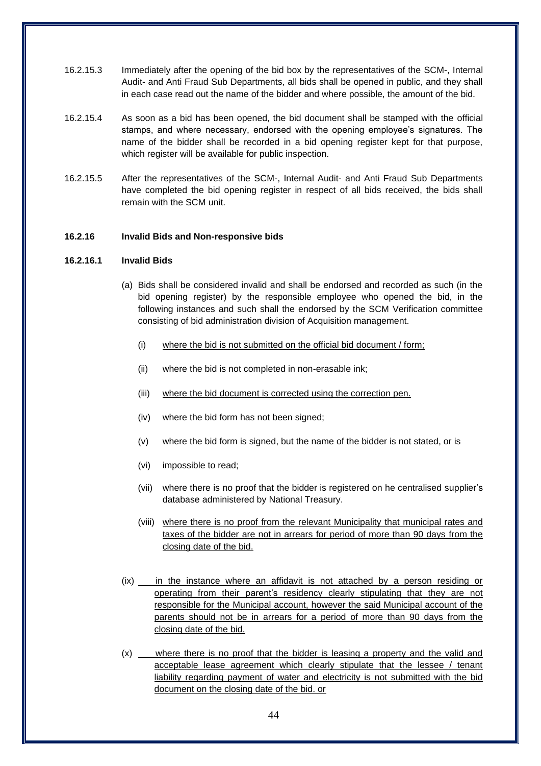16.2.15.3 Immediately after the opening of the bid box by the representatives of the SCM-, Internal Audit- and Anti Fraud Sub Departments, all bids shall be opened in public, and they shall in each case read out the name of the bidder and where possible, the amount of the bid.

16.2.15.4 As soon as a bid has been opened, the bid document shall be stamped with the official stamps, and where necessary, endorsed with the opening employee's signatures. The name of the bidder shall be recorded in a bid opening register kept for that purpose, which register will be available for public inspection.

16.2.15.5 After the representatives of the SCM-, Internal Audit- and Anti Fraud Sub Departments have completed the bid opening register in respect of all bids received, the bids shall remain with the SCM unit.

**16.2.16 Invalid Bids and Non-responsive bids**

**16.2.16.1 Invalid Bids**

(a) Bids shall be considered invalid and shall be endorsed and recorded as such (in the bid opening register) by the responsible employee who opened the bid, in the following instances and such shall the endorsed by the SCM Verification committee consisting of bid administration division of Acquisition management.

(i) <u>where the bid is not submitted on the official bid document / form;</u>

(ii) where the bid is not completed in non-erasable ink;

(iii) <u>where the bid document is corrected using the correction pen.</u>

(iv) where the bid form has not been signed;

(v) where the bid form is signed, but the name of the bidder is not stated, or is

(vi) impossible to read;

(vii) where there is no proof that the bidder is registered on he centralised supplier's database administered by National Treasury.

(viii) <u>where there is no proof from the relevant Municipality that municipal rates and taxes of the bidder are not in arrears for period of more than 90 days from the closing date of the bid.</u>

(ix) <u>in the instance where an affidavit is not attached by a person residing or operating from their parent's residency clearly stipulating that they are not responsible for the Municipal account, however the said Municipal account of the parents should not be in arrears for a period of more than 90 days from the closing date of the bid.</u>

(x) <u>where there is no proof that the bidder is leasing a property and the valid and acceptable lease agreement which clearly stipulate that the lessee / tenant liability regarding payment of water and electricity is not submitted with the bid document on the closing date of the bid. or</u>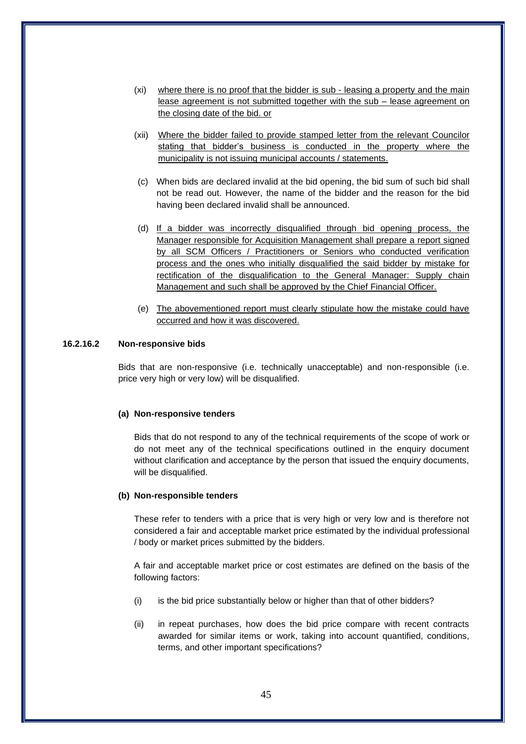(xi) where there is no proof that the bidder is sub - leasing a property and the main lease agreement is not submitted together with the sub – lease agreement on the closing date of the bid. or

(xii) Where the bidder failed to provide stamped letter from the relevant Councilor stating that bidder's business is conducted in the property where the municipality is not issuing municipal accounts / statements.

(c) When bids are declared invalid at the bid opening, the bid sum of such bid shall not be read out. However, the name of the bidder and the reason for the bid having been declared invalid shall be announced.

(d) If a bidder was incorrectly disqualified through bid opening process, the Manager responsible for Acquisition Management shall prepare a report signed by all SCM Officers / Practitioners or Seniors who conducted verification process and the ones who initially disqualified the said bidder by mistake for rectification of the disqualification to the General Manager: Supply chain Management and such shall be approved by the Chief Financial Officer.

(e) The abovementioned report must clearly stipulate how the mistake could have occurred and how it was discovered.

**16.2.16.2 Non-responsive bids**

Bids that are non-responsive (i.e. technically unacceptable) and non-responsible (i.e. price very high or very low) will be disqualified.

**(a) Non-responsive tenders**

Bids that do not respond to any of the technical requirements of the scope of work or do not meet any of the technical specifications outlined in the enquiry document without clarification and acceptance by the person that issued the enquiry documents, will be disqualified.

**(b) Non-responsible tenders**

These refer to tenders with a price that is very high or very low and is therefore not considered a fair and acceptable market price estimated by the individual professional / body or market prices submitted by the bidders.

A fair and acceptable market price or cost estimates are defined on the basis of the following factors:

(i) is the bid price substantially below or higher than that of other bidders?

(ii) in repeat purchases, how does the bid price compare with recent contracts awarded for similar items or work, taking into account quantified, conditions, terms, and other important specifications?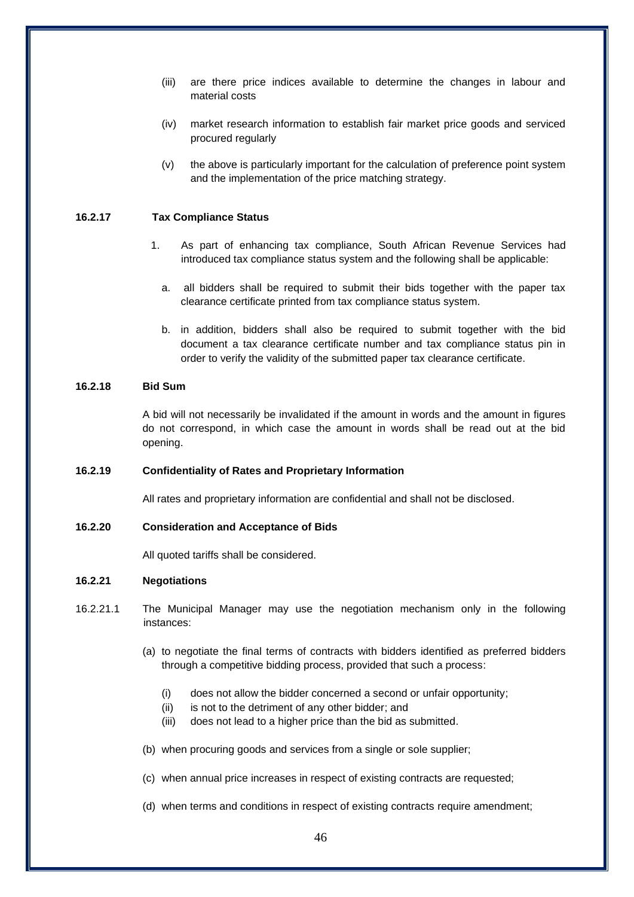(iii) are there price indices available to determine the changes in labour and material costs

(iv) market research information to establish fair market price goods and serviced procured regularly

(v) the above is particularly important for the calculation of preference point system and the implementation of the price matching strategy.

**16.2.17 Tax Compliance Status**

1. As part of enhancing tax compliance, South African Revenue Services had introduced tax compliance status system and the following shall be applicable:

   a. all bidders shall be required to submit their bids together with the paper tax clearance certificate printed from tax compliance status system.

   b. in addition, bidders shall also be required to submit together with the bid document a tax clearance certificate number and tax compliance status pin in order to verify the validity of the submitted paper tax clearance certificate.

**16.2.18 Bid Sum**

A bid will not necessarily be invalidated if the amount in words and the amount in figures do not correspond, in which case the amount in words shall be read out at the bid opening.

**16.2.19 Confidentiality of Rates and Proprietary Information**

All rates and proprietary information are confidential and shall not be disclosed.

**16.2.20 Consideration and Acceptance of Bids**

All quoted tariffs shall be considered.

**16.2.21 Negotiations**

16.2.21.1 The Municipal Manager may use the negotiation mechanism only in the following instances:

(a) to negotiate the final terms of contracts with bidders identified as preferred bidders through a competitive bidding process, provided that such a process:

   (i) does not allow the bidder concerned a second or unfair opportunity;
   (ii) is not to the detriment of any other bidder; and
   (iii) does not lead to a higher price than the bid as submitted.

(b) when procuring goods and services from a single or sole supplier;

(c) when annual price increases in respect of existing contracts are requested;

(d) when terms and conditions in respect of existing contracts require amendment;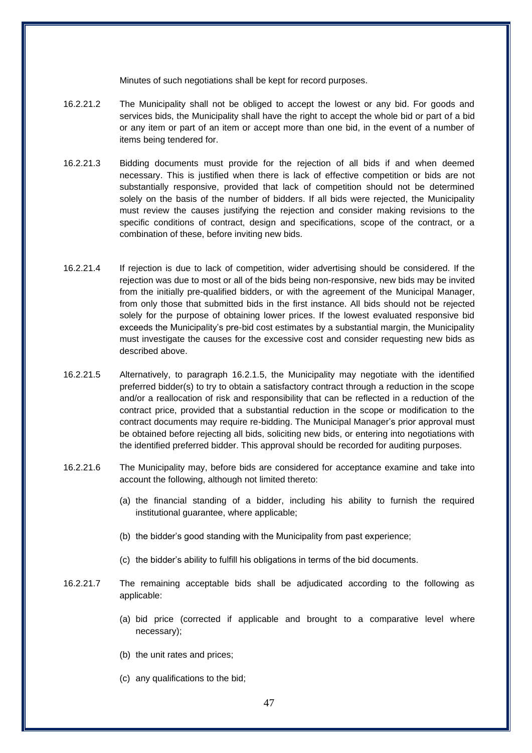Minutes of such negotiations shall be kept for record purposes.

16.2.21.2 The Municipality shall not be obliged to accept the lowest or any bid. For goods and services bids, the Municipality shall have the right to accept the whole bid or part of a bid or any item or part of an item or accept more than one bid, in the event of a number of items being tendered for.

16.2.21.3 Bidding documents must provide for the rejection of all bids if and when deemed necessary. This is justified when there is lack of effective competition or bids are not substantially responsive, provided that lack of competition should not be determined solely on the basis of the number of bidders. If all bids were rejected, the Municipality must review the causes justifying the rejection and consider making revisions to the specific conditions of contract, design and specifications, scope of the contract, or a combination of these, before inviting new bids.

16.2.21.4 If rejection is due to lack of competition, wider advertising should be considered. If the rejection was due to most or all of the bids being non-responsive, new bids may be invited from the initially pre-qualified bidders, or with the agreement of the Municipal Manager, from only those that submitted bids in the first instance. All bids should not be rejected solely for the purpose of obtaining lower prices. If the lowest evaluated responsive bid exceeds the Municipality's pre-bid cost estimates by a substantial margin, the Municipality must investigate the causes for the excessive cost and consider requesting new bids as described above.

16.2.21.5 Alternatively, to paragraph 16.2.1.5, the Municipality may negotiate with the identified preferred bidder(s) to try to obtain a satisfactory contract through a reduction in the scope and/or a reallocation of risk and responsibility that can be reflected in a reduction of the contract price, provided that a substantial reduction in the scope or modification to the contract documents may require re-bidding. The Municipal Manager's prior approval must be obtained before rejecting all bids, soliciting new bids, or entering into negotiations with the identified preferred bidder. This approval should be recorded for auditing purposes.

16.2.21.6 The Municipality may, before bids are considered for acceptance examine and take into account the following, although not limited thereto:

(a) the financial standing of a bidder, including his ability to furnish the required institutional guarantee, where applicable;

(b) the bidder's good standing with the Municipality from past experience;

(c) the bidder's ability to fulfill his obligations in terms of the bid documents.

16.2.21.7 The remaining acceptable bids shall be adjudicated according to the following as applicable:

(a) bid price (corrected if applicable and brought to a comparative level where necessary);

(b) the unit rates and prices;

(c) any qualifications to the bid;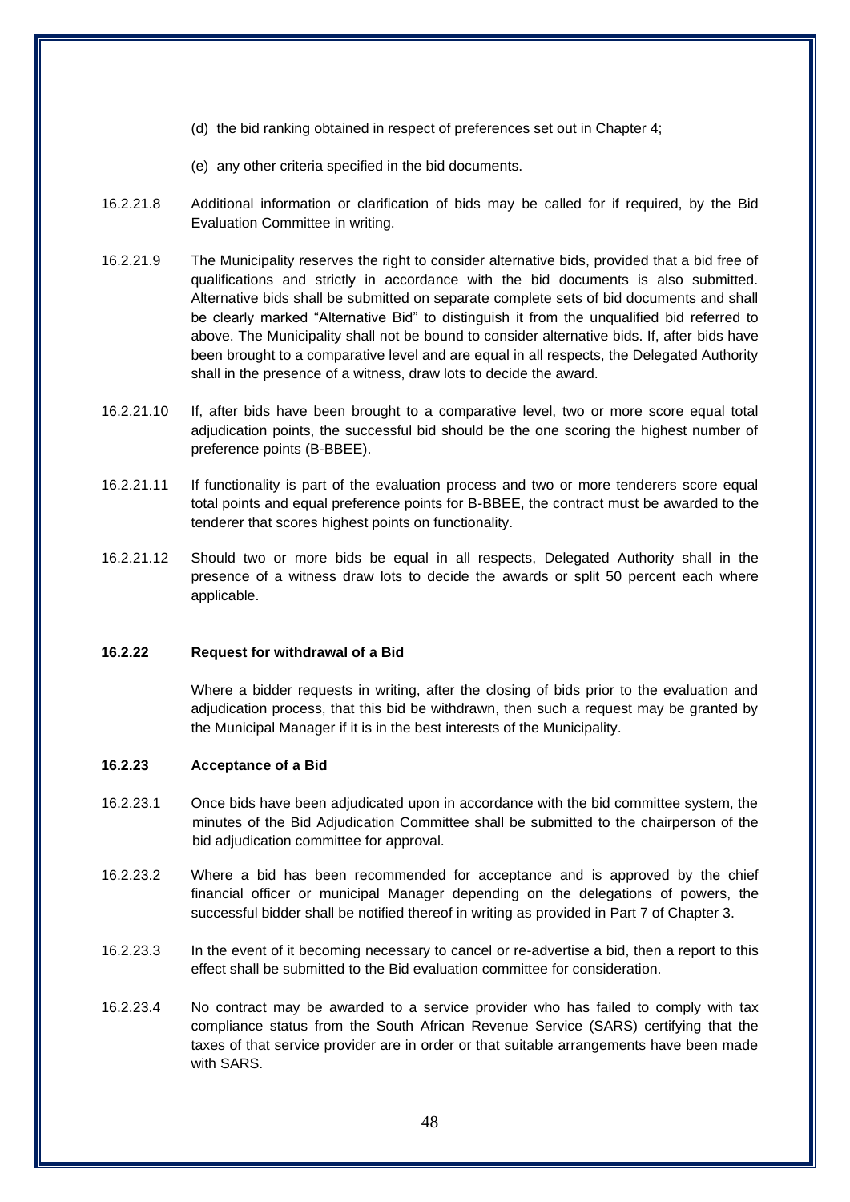(d) the bid ranking obtained in respect of preferences set out in Chapter 4;

(e) any other criteria specified in the bid documents.

16.2.21.8 Additional information or clarification of bids may be called for if required, by the Bid Evaluation Committee in writing.

16.2.21.9 The Municipality reserves the right to consider alternative bids, provided that a bid free of qualifications and strictly in accordance with the bid documents is also submitted. Alternative bids shall be submitted on separate complete sets of bid documents and shall be clearly marked "Alternative Bid" to distinguish it from the unqualified bid referred to above. The Municipality shall not be bound to consider alternative bids. If, after bids have been brought to a comparative level and are equal in all respects, the Delegated Authority shall in the presence of a witness, draw lots to decide the award.

16.2.21.10 If, after bids have been brought to a comparative level, two or more score equal total adjudication points, the successful bid should be the one scoring the highest number of preference points (B-BBEE).

16.2.21.11 If functionality is part of the evaluation process and two or more tenderers score equal total points and equal preference points for B-BBEE, the contract must be awarded to the tenderer that scores highest points on functionality.

16.2.21.12 Should two or more bids be equal in all respects, Delegated Authority shall in the presence of a witness draw lots to decide the awards or split 50 percent each where applicable.

**16.2.22 Request for withdrawal of a Bid**

Where a bidder requests in writing, after the closing of bids prior to the evaluation and adjudication process, that this bid be withdrawn, then such a request may be granted by the Municipal Manager if it is in the best interests of the Municipality.

**16.2.23 Acceptance of a Bid**

16.2.23.1 Once bids have been adjudicated upon in accordance with the bid committee system, the minutes of the Bid Adjudication Committee shall be submitted to the chairperson of the bid adjudication committee for approval.

16.2.23.2 Where a bid has been recommended for acceptance and is approved by the chief financial officer or municipal Manager depending on the delegations of powers, the successful bidder shall be notified thereof in writing as provided in Part 7 of Chapter 3.

16.2.23.3 In the event of it becoming necessary to cancel or re-advertise a bid, then a report to this effect shall be submitted to the Bid evaluation committee for consideration.

16.2.23.4 No contract may be awarded to a service provider who has failed to comply with tax compliance status from the South African Revenue Service (SARS) certifying that the taxes of that service provider are in order or that suitable arrangements have been made with SARS.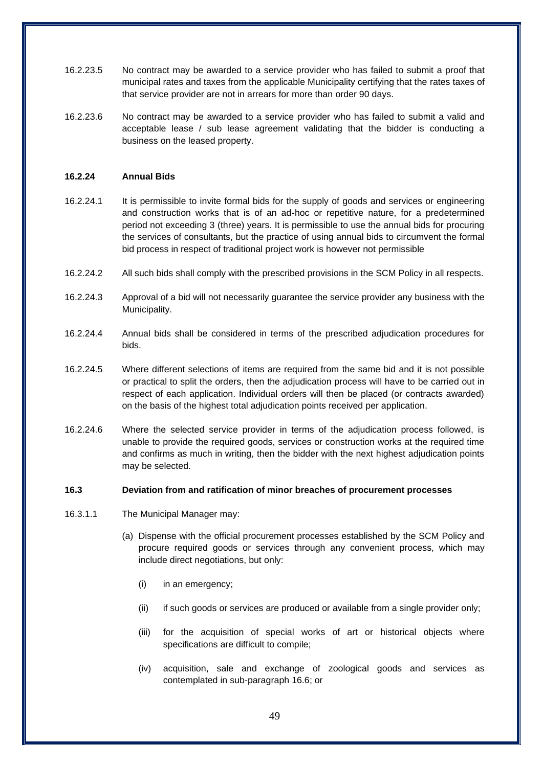16.2.23.5 No contract may be awarded to a service provider who has failed to submit a proof that municipal rates and taxes from the applicable Municipality certifying that the rates taxes of that service provider are not in arrears for more than order 90 days.

16.2.23.6 No contract may be awarded to a service provider who has failed to submit a valid and acceptable lease / sub lease agreement validating that the bidder is conducting a business on the leased property.

**16.2.24 Annual Bids**

16.2.24.1 It is permissible to invite formal bids for the supply of goods and services or engineering and construction works that is of an ad-hoc or repetitive nature, for a predetermined period not exceeding 3 (three) years. It is permissible to use the annual bids for procuring the services of consultants, but the practice of using annual bids to circumvent the formal bid process in respect of traditional project work is however not permissible

16.2.24.2 All such bids shall comply with the prescribed provisions in the SCM Policy in all respects.

16.2.24.3 Approval of a bid will not necessarily guarantee the service provider any business with the Municipality.

16.2.24.4 Annual bids shall be considered in terms of the prescribed adjudication procedures for bids.

16.2.24.5 Where different selections of items are required from the same bid and it is not possible or practical to split the orders, then the adjudication process will have to be carried out in respect of each application. Individual orders will then be placed (or contracts awarded) on the basis of the highest total adjudication points received per application.

16.2.24.6 Where the selected service provider in terms of the adjudication process followed, is unable to provide the required goods, services or construction works at the required time and confirms as much in writing, then the bidder with the next highest adjudication points may be selected.

**16.3 Deviation from and ratification of minor breaches of procurement processes**

16.3.1.1 The Municipal Manager may:

(a) Dispense with the official procurement processes established by the SCM Policy and procure required goods or services through any convenient process, which may include direct negotiations, but only:

  (i) in an emergency;

  (ii) if such goods or services are produced or available from a single provider only;

  (iii) for the acquisition of special works of art or historical objects where specifications are difficult to compile;

  (iv) acquisition, sale and exchange of zoological goods and services as contemplated in sub-paragraph 16.6; or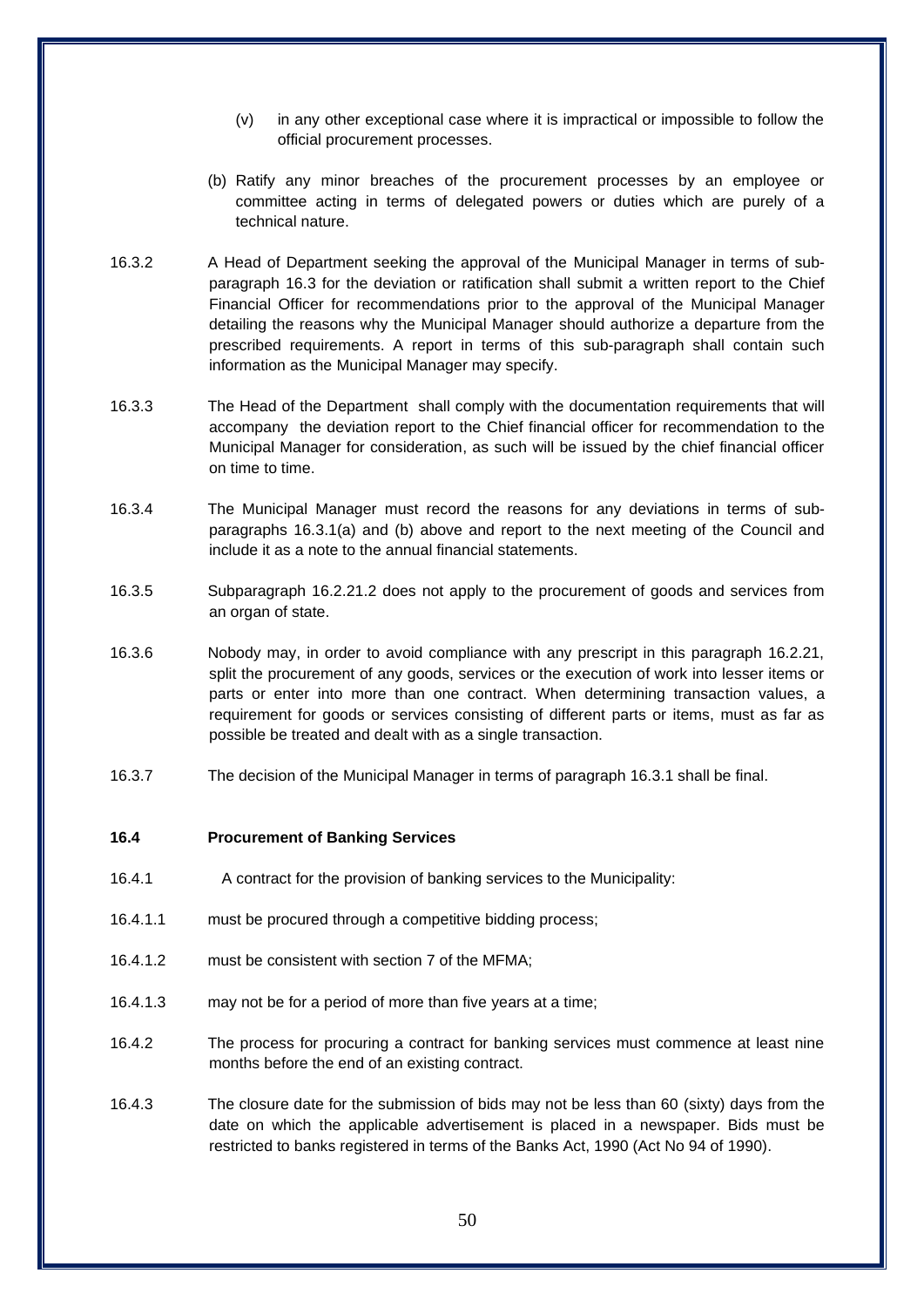(v) in any other exceptional case where it is impractical or impossible to follow the official procurement processes.

(b) Ratify any minor breaches of the procurement processes by an employee or committee acting in terms of delegated powers or duties which are purely of a technical nature.

16.3.2 A Head of Department seeking the approval of the Municipal Manager in terms of sub-paragraph 16.3 for the deviation or ratification shall submit a written report to the Chief Financial Officer for recommendations prior to the approval of the Municipal Manager detailing the reasons why the Municipal Manager should authorize a departure from the prescribed requirements. A report in terms of this sub-paragraph shall contain such information as the Municipal Manager may specify.

16.3.3 The Head of the Department shall comply with the documentation requirements that will accompany the deviation report to the Chief financial officer for recommendation to the Municipal Manager for consideration, as such will be issued by the chief financial officer on time to time.

16.3.4 The Municipal Manager must record the reasons for any deviations in terms of sub-paragraphs 16.3.1(a) and (b) above and report to the next meeting of the Council and include it as a note to the annual financial statements.

16.3.5 Subparagraph 16.2.21.2 does not apply to the procurement of goods and services from an organ of state.

16.3.6 Nobody may, in order to avoid compliance with any prescript in this paragraph 16.2.21, split the procurement of any goods, services or the execution of work into lesser items or parts or enter into more than one contract. When determining transaction values, a requirement for goods or services consisting of different parts or items, must as far as possible be treated and dealt with as a single transaction.

16.3.7 The decision of the Municipal Manager in terms of paragraph 16.3.1 shall be final.

**16.4 Procurement of Banking Services**

16.4.1 A contract for the provision of banking services to the Municipality:

16.4.1.1 must be procured through a competitive bidding process;

16.4.1.2 must be consistent with section 7 of the MFMA;

16.4.1.3 may not be for a period of more than five years at a time;

16.4.2 The process for procuring a contract for banking services must commence at least nine months before the end of an existing contract.

16.4.3 The closure date for the submission of bids may not be less than 60 (sixty) days from the date on which the applicable advertisement is placed in a newspaper. Bids must be restricted to banks registered in terms of the Banks Act, 1990 (Act No 94 of 1990).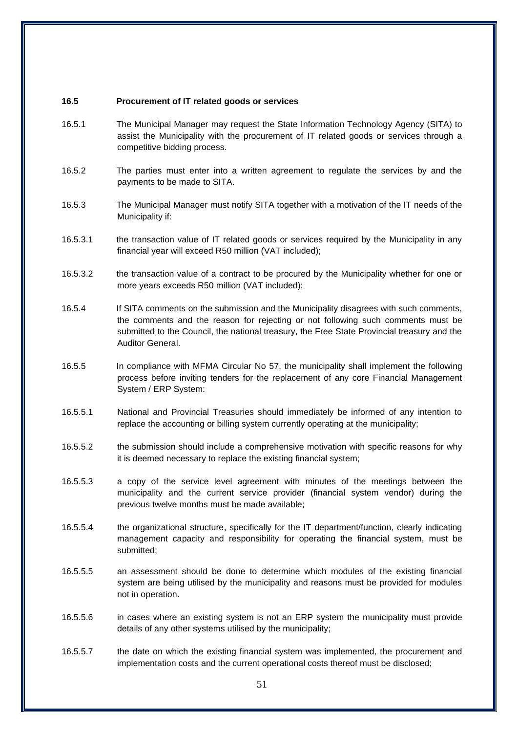### 16.5 Procurement of IT related goods or services

16.5.1 The Municipal Manager may request the State Information Technology Agency (SITA) to assist the Municipality with the procurement of IT related goods or services through a competitive bidding process.

16.5.2 The parties must enter into a written agreement to regulate the services by and the payments to be made to SITA.

16.5.3 The Municipal Manager must notify SITA together with a motivation of the IT needs of the Municipality if:

16.5.3.1 the transaction value of IT related goods or services required by the Municipality in any financial year will exceed R50 million (VAT included);

16.5.3.2 the transaction value of a contract to be procured by the Municipality whether for one or more years exceeds R50 million (VAT included);

16.5.4 If SITA comments on the submission and the Municipality disagrees with such comments, the comments and the reason for rejecting or not following such comments must be submitted to the Council, the national treasury, the Free State Provincial treasury and the Auditor General.

16.5.5 In compliance with MFMA Circular No 57, the municipality shall implement the following process before inviting tenders for the replacement of any core Financial Management System / ERP System:

16.5.5.1 National and Provincial Treasuries should immediately be informed of any intention to replace the accounting or billing system currently operating at the municipality;

16.5.5.2 the submission should include a comprehensive motivation with specific reasons for why it is deemed necessary to replace the existing financial system;

16.5.5.3 a copy of the service level agreement with minutes of the meetings between the municipality and the current service provider (financial system vendor) during the previous twelve months must be made available;

16.5.5.4 the organizational structure, specifically for the IT department/function, clearly indicating management capacity and responsibility for operating the financial system, must be submitted;

16.5.5.5 an assessment should be done to determine which modules of the existing financial system are being utilised by the municipality and reasons must be provided for modules not in operation.

16.5.5.6 in cases where an existing system is not an ERP system the municipality must provide details of any other systems utilised by the municipality;

16.5.5.7 the date on which the existing financial system was implemented, the procurement and implementation costs and the current operational costs thereof must be disclosed;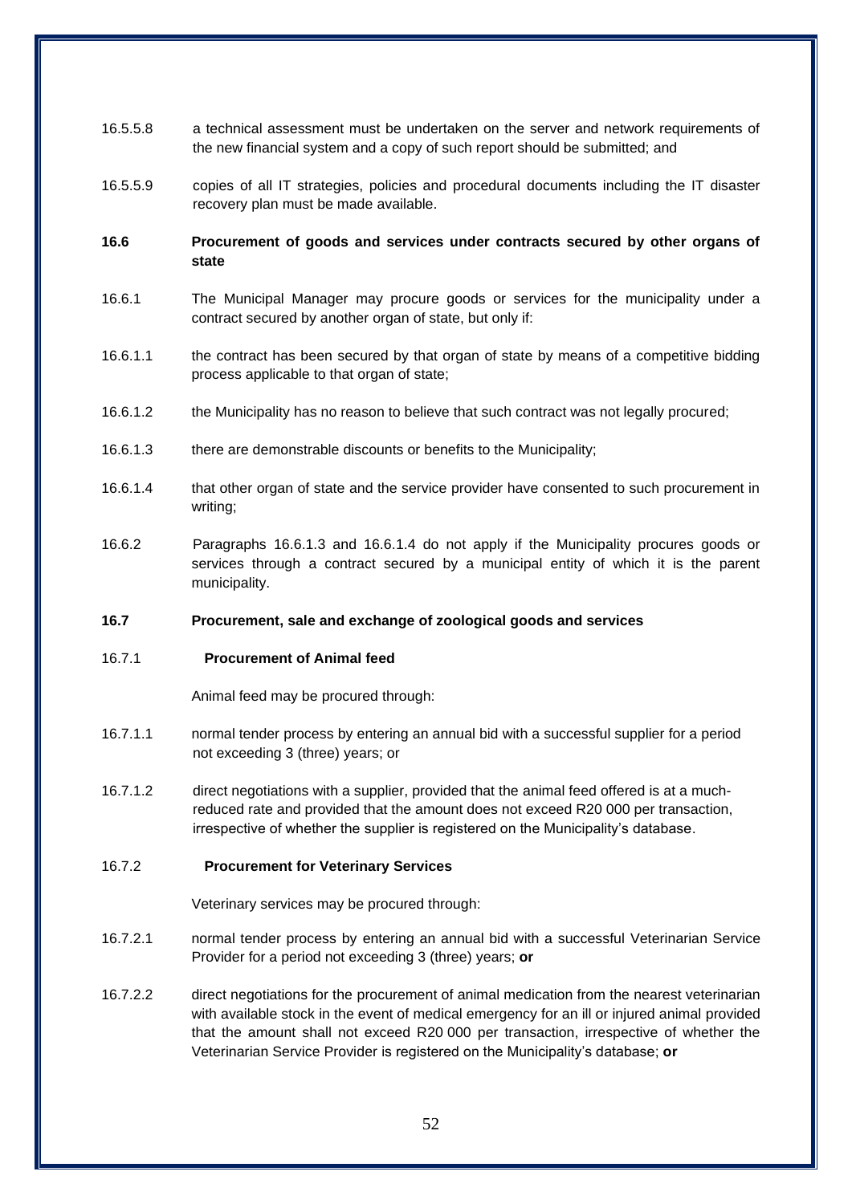16.5.5.8 a technical assessment must be undertaken on the server and network requirements of the new financial system and a copy of such report should be submitted; and

16.5.5.9 copies of all IT strategies, policies and procedural documents including the IT disaster recovery plan must be made available.

**16.6 Procurement of goods and services under contracts secured by other organs of state**

16.6.1 The Municipal Manager may procure goods or services for the municipality under a contract secured by another organ of state, but only if:

16.6.1.1 the contract has been secured by that organ of state by means of a competitive bidding process applicable to that organ of state;

16.6.1.2 the Municipality has no reason to believe that such contract was not legally procured;

16.6.1.3 there are demonstrable discounts or benefits to the Municipality;

16.6.1.4 that other organ of state and the service provider have consented to such procurement in writing;

16.6.2 Paragraphs 16.6.1.3 and 16.6.1.4 do not apply if the Municipality procures goods or services through a contract secured by a municipal entity of which it is the parent municipality.

**16.7 Procurement, sale and exchange of zoological goods and services**

16.7.1 **Procurement of Animal feed**

Animal feed may be procured through:

16.7.1.1 normal tender process by entering an annual bid with a successful supplier for a period not exceeding 3 (three) years; or

16.7.1.2 direct negotiations with a supplier, provided that the animal feed offered is at a much-reduced rate and provided that the amount does not exceed R20 000 per transaction, irrespective of whether the supplier is registered on the Municipality's database.

16.7.2 **Procurement for Veterinary Services**

Veterinary services may be procured through:

16.7.2.1 normal tender process by entering an annual bid with a successful Veterinarian Service Provider for a period not exceeding 3 (three) years; **or**

16.7.2.2 direct negotiations for the procurement of animal medication from the nearest veterinarian with available stock in the event of medical emergency for an ill or injured animal provided that the amount shall not exceed R20 000 per transaction, irrespective of whether the Veterinarian Service Provider is registered on the Municipality's database; **or**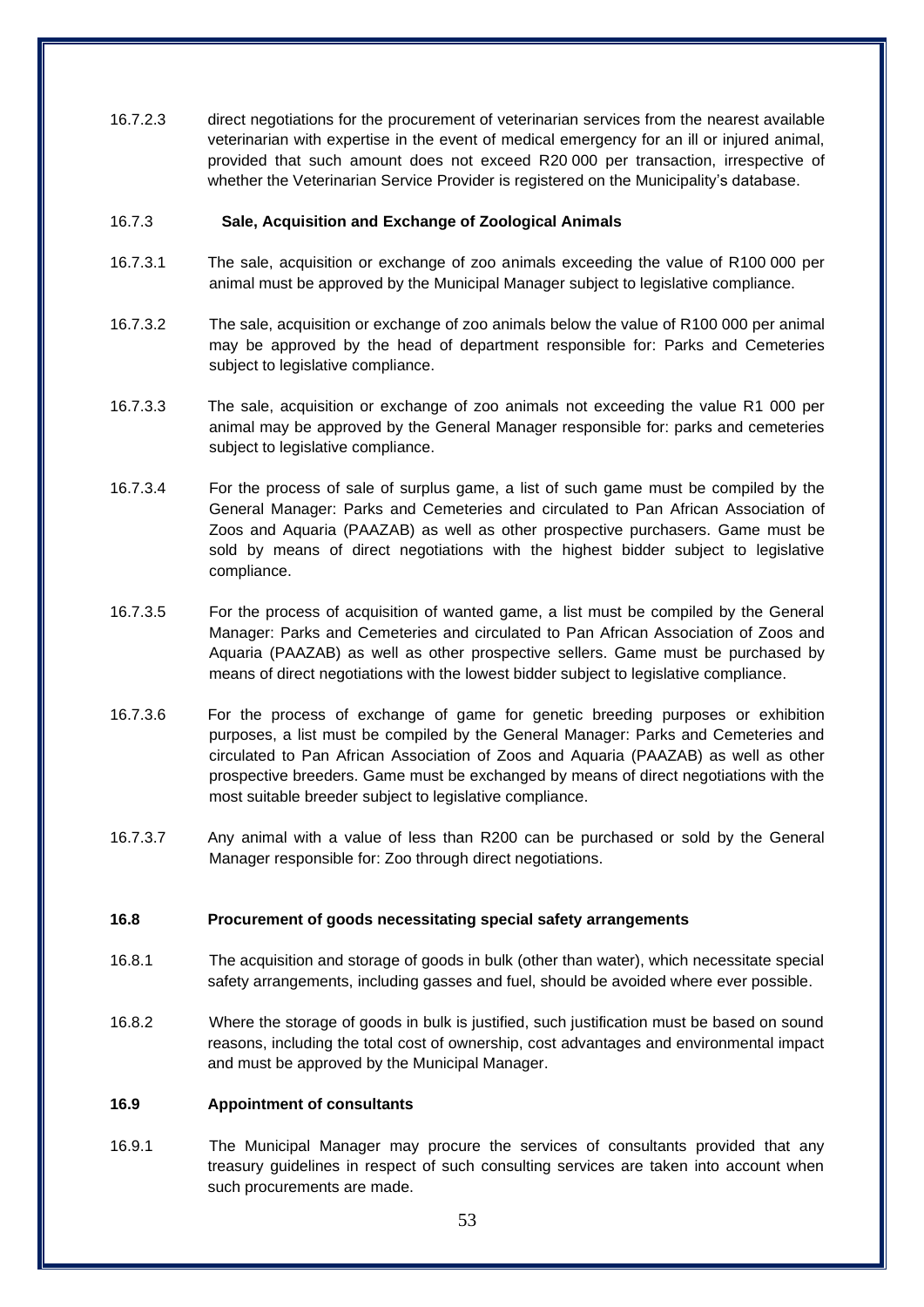16.7.2.3 direct negotiations for the procurement of veterinarian services from the nearest available veterinarian with expertise in the event of medical emergency for an ill or injured animal, provided that such amount does not exceed R20 000 per transaction, irrespective of whether the Veterinarian Service Provider is registered on the Municipality's database.

16.7.3 **Sale, Acquisition and Exchange of Zoological Animals**

16.7.3.1 The sale, acquisition or exchange of zoo animals exceeding the value of R100 000 per animal must be approved by the Municipal Manager subject to legislative compliance.

16.7.3.2 The sale, acquisition or exchange of zoo animals below the value of R100 000 per animal may be approved by the head of department responsible for: Parks and Cemeteries subject to legislative compliance.

16.7.3.3 The sale, acquisition or exchange of zoo animals not exceeding the value R1 000 per animal may be approved by the General Manager responsible for: parks and cemeteries subject to legislative compliance.

16.7.3.4 For the process of sale of surplus game, a list of such game must be compiled by the General Manager: Parks and Cemeteries and circulated to Pan African Association of Zoos and Aquaria (PAAZAB) as well as other prospective purchasers. Game must be sold by means of direct negotiations with the highest bidder subject to legislative compliance.

16.7.3.5 For the process of acquisition of wanted game, a list must be compiled by the General Manager: Parks and Cemeteries and circulated to Pan African Association of Zoos and Aquaria (PAAZAB) as well as other prospective sellers. Game must be purchased by means of direct negotiations with the lowest bidder subject to legislative compliance.

16.7.3.6 For the process of exchange of game for genetic breeding purposes or exhibition purposes, a list must be compiled by the General Manager: Parks and Cemeteries and circulated to Pan African Association of Zoos and Aquaria (PAAZAB) as well as other prospective breeders. Game must be exchanged by means of direct negotiations with the most suitable breeder subject to legislative compliance.

16.7.3.7 Any animal with a value of less than R200 can be purchased or sold by the General Manager responsible for: Zoo through direct negotiations.

**16.8 Procurement of goods necessitating special safety arrangements**

16.8.1 The acquisition and storage of goods in bulk (other than water), which necessitate special safety arrangements, including gasses and fuel, should be avoided where ever possible.

16.8.2 Where the storage of goods in bulk is justified, such justification must be based on sound reasons, including the total cost of ownership, cost advantages and environmental impact and must be approved by the Municipal Manager.

**16.9 Appointment of consultants**

16.9.1 The Municipal Manager may procure the services of consultants provided that any treasury guidelines in respect of such consulting services are taken into account when such procurements are made.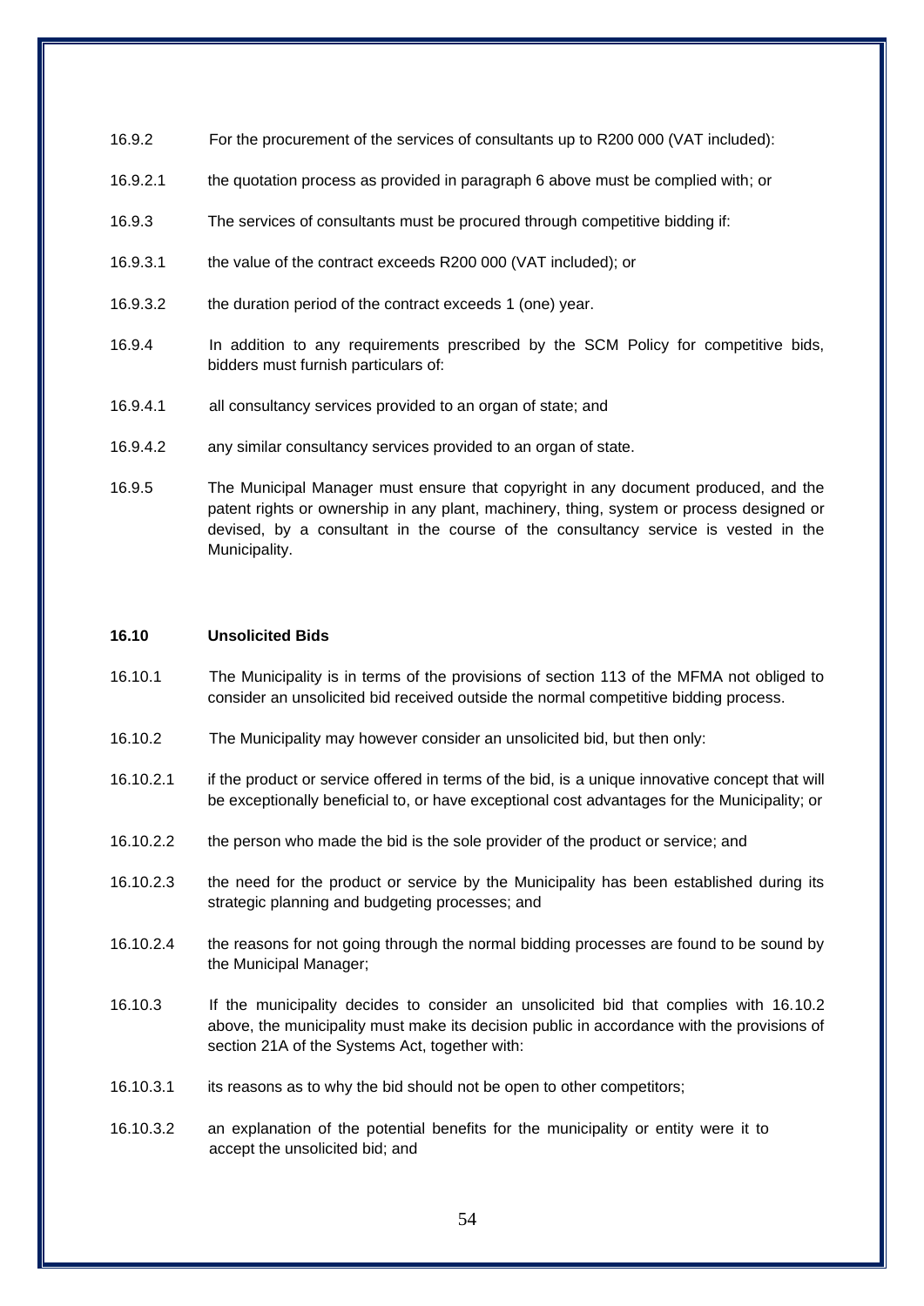16.9.2 For the procurement of the services of consultants up to R200 000 (VAT included):

16.9.2.1 the quotation process as provided in paragraph 6 above must be complied with; or

16.9.3 The services of consultants must be procured through competitive bidding if:

16.9.3.1 the value of the contract exceeds R200 000 (VAT included); or

16.9.3.2 the duration period of the contract exceeds 1 (one) year.

16.9.4 In addition to any requirements prescribed by the SCM Policy for competitive bids, bidders must furnish particulars of:

16.9.4.1 all consultancy services provided to an organ of state; and

16.9.4.2 any similar consultancy services provided to an organ of state.

16.9.5 The Municipal Manager must ensure that copyright in any document produced, and the patent rights or ownership in any plant, machinery, thing, system or process designed or devised, by a consultant in the course of the consultancy service is vested in the Municipality.

**16.10 Unsolicited Bids**

16.10.1 The Municipality is in terms of the provisions of section 113 of the MFMA not obliged to consider an unsolicited bid received outside the normal competitive bidding process.

16.10.2 The Municipality may however consider an unsolicited bid, but then only:

16.10.2.1 if the product or service offered in terms of the bid, is a unique innovative concept that will be exceptionally beneficial to, or have exceptional cost advantages for the Municipality; or

16.10.2.2 the person who made the bid is the sole provider of the product or service; and

16.10.2.3 the need for the product or service by the Municipality has been established during its strategic planning and budgeting processes; and

16.10.2.4 the reasons for not going through the normal bidding processes are found to be sound by the Municipal Manager;

16.10.3 If the municipality decides to consider an unsolicited bid that complies with 16.10.2 above, the municipality must make its decision public in accordance with the provisions of section 21A of the Systems Act, together with:

16.10.3.1 its reasons as to why the bid should not be open to other competitors;

16.10.3.2 an explanation of the potential benefits for the municipality or entity were it to accept the unsolicited bid; and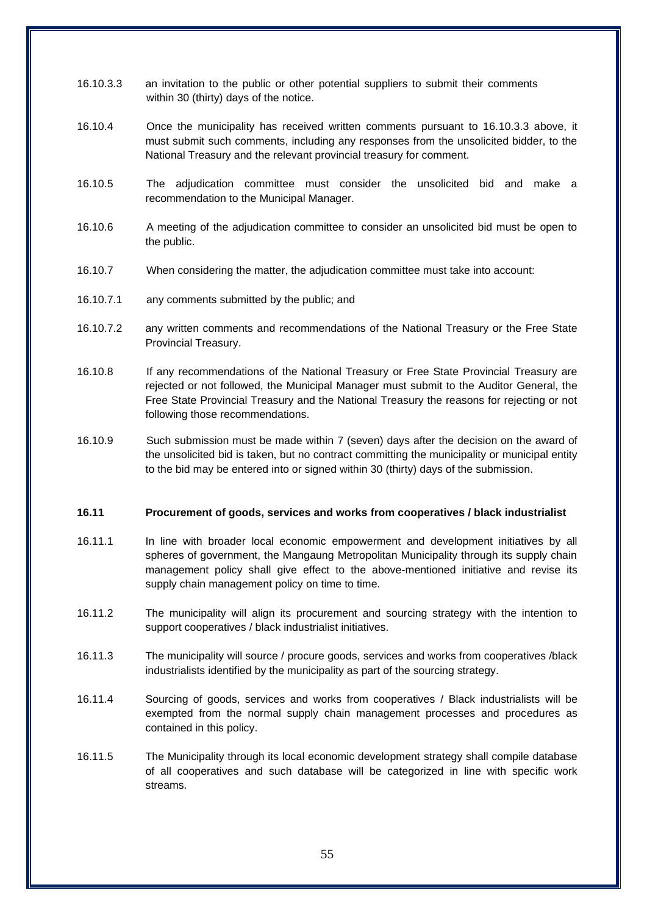16.10.3.3 an invitation to the public or other potential suppliers to submit their comments within 30 (thirty) days of the notice.

16.10.4 Once the municipality has received written comments pursuant to 16.10.3.3 above, it must submit such comments, including any responses from the unsolicited bidder, to the National Treasury and the relevant provincial treasury for comment.

16.10.5 The adjudication committee must consider the unsolicited bid and make a recommendation to the Municipal Manager.

16.10.6 A meeting of the adjudication committee to consider an unsolicited bid must be open to the public.

16.10.7 When considering the matter, the adjudication committee must take into account:

16.10.7.1 any comments submitted by the public; and

16.10.7.2 any written comments and recommendations of the National Treasury or the Free State Provincial Treasury.

16.10.8 If any recommendations of the National Treasury or Free State Provincial Treasury are rejected or not followed, the Municipal Manager must submit to the Auditor General, the Free State Provincial Treasury and the National Treasury the reasons for rejecting or not following those recommendations.

16.10.9 Such submission must be made within 7 (seven) days after the decision on the award of the unsolicited bid is taken, but no contract committing the municipality or municipal entity to the bid may be entered into or signed within 30 (thirty) days of the submission.

**16.11 Procurement of goods, services and works from cooperatives / black industrialist**

16.11.1 In line with broader local economic empowerment and development initiatives by all spheres of government, the Mangaung Metropolitan Municipality through its supply chain management policy shall give effect to the above-mentioned initiative and revise its supply chain management policy on time to time.

16.11.2 The municipality will align its procurement and sourcing strategy with the intention to support cooperatives / black industrialist initiatives.

16.11.3 The municipality will source / procure goods, services and works from cooperatives /black industrialists identified by the municipality as part of the sourcing strategy.

16.11.4 Sourcing of goods, services and works from cooperatives / Black industrialists will be exempted from the normal supply chain management processes and procedures as contained in this policy.

16.11.5 The Municipality through its local economic development strategy shall compile database of all cooperatives and such database will be categorized in line with specific work streams.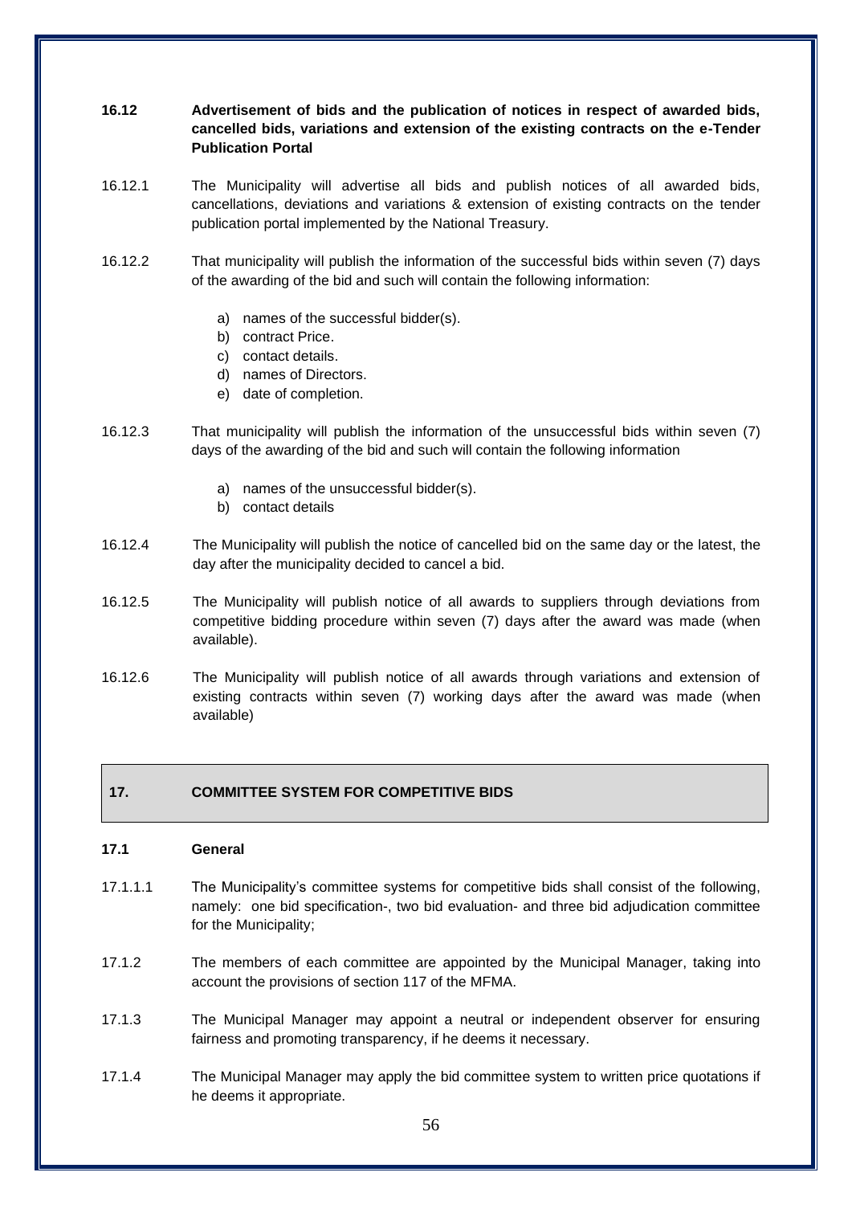**16.12 Advertisement of bids and the publication of notices in respect of awarded bids, cancelled bids, variations and extension of the existing contracts on the e-Tender Publication Portal**

16.12.1 The Municipality will advertise all bids and publish notices of all awarded bids, cancellations, deviations and variations & extension of existing contracts on the tender publication portal implemented by the National Treasury.

16.12.2 That municipality will publish the information of the successful bids within seven (7) days of the awarding of the bid and such will contain the following information:

a) names of the successful bidder(s).
b) contract Price.
c) contact details.
d) names of Directors.
e) date of completion.

16.12.3 That municipality will publish the information of the unsuccessful bids within seven (7) days of the awarding of the bid and such will contain the following information

a) names of the unsuccessful bidder(s).
b) contact details

16.12.4 The Municipality will publish the notice of cancelled bid on the same day or the latest, the day after the municipality decided to cancel a bid.

16.12.5 The Municipality will publish notice of all awards to suppliers through deviations from competitive bidding procedure within seven (7) days after the award was made (when available).

16.12.6 The Municipality will publish notice of all awards through variations and extension of existing contracts within seven (7) working days after the award was made (when available)

## 17. COMMITTEE SYSTEM FOR COMPETITIVE BIDS

**17.1 General**

17.1.1.1 The Municipality's committee systems for competitive bids shall consist of the following, namely: one bid specification-, two bid evaluation- and three bid adjudication committee for the Municipality;

17.1.2 The members of each committee are appointed by the Municipal Manager, taking into account the provisions of section 117 of the MFMA.

17.1.3 The Municipal Manager may appoint a neutral or independent observer for ensuring fairness and promoting transparency, if he deems it necessary.

17.1.4 The Municipal Manager may apply the bid committee system to written price quotations if he deems it appropriate.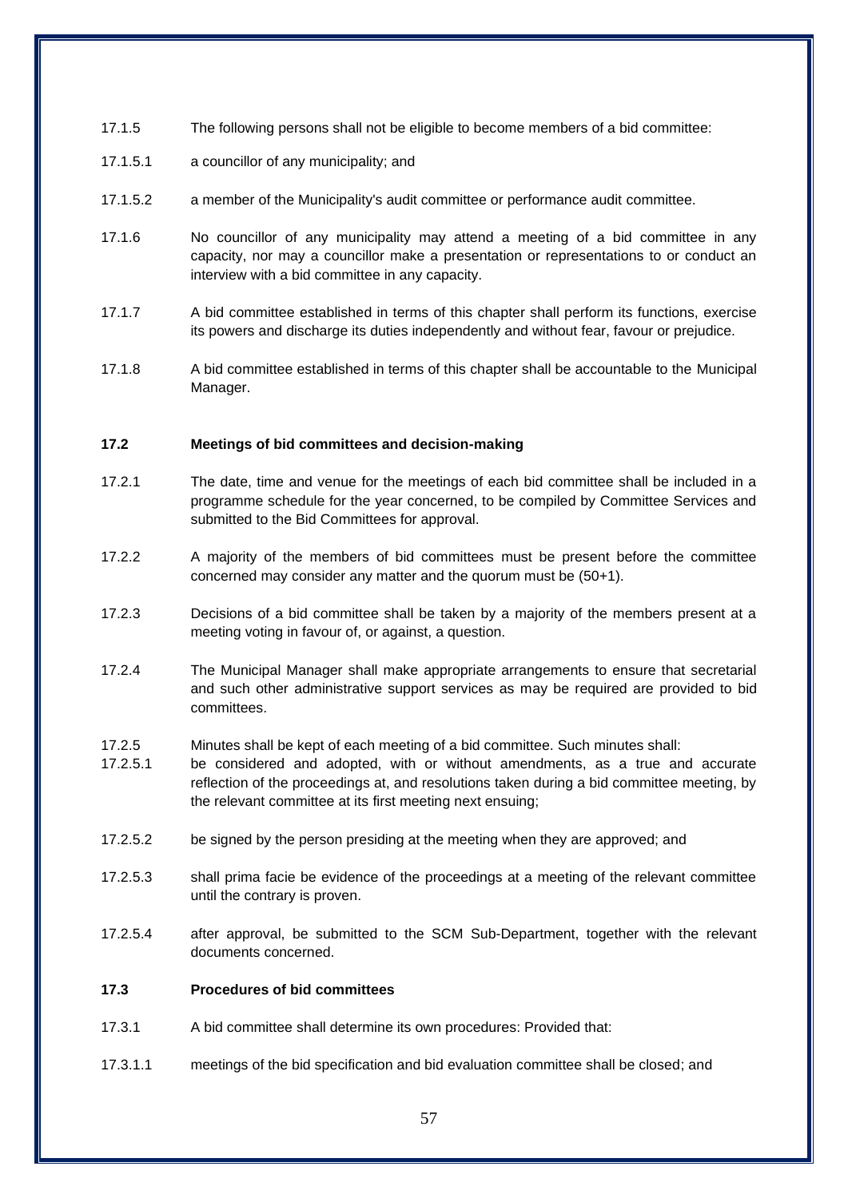17.1.5 The following persons shall not be eligible to become members of a bid committee:

17.1.5.1 a councillor of any municipality; and

17.1.5.2 a member of the Municipality's audit committee or performance audit committee.

17.1.6 No councillor of any municipality may attend a meeting of a bid committee in any capacity, nor may a councillor make a presentation or representations to or conduct an interview with a bid committee in any capacity.

17.1.7 A bid committee established in terms of this chapter shall perform its functions, exercise its powers and discharge its duties independently and without fear, favour or prejudice.

17.1.8 A bid committee established in terms of this chapter shall be accountable to the Municipal Manager.

**17.2 Meetings of bid committees and decision-making**

17.2.1 The date, time and venue for the meetings of each bid committee shall be included in a programme schedule for the year concerned, to be compiled by Committee Services and submitted to the Bid Committees for approval.

17.2.2 A majority of the members of bid committees must be present before the committee concerned may consider any matter and the quorum must be (50+1).

17.2.3 Decisions of a bid committee shall be taken by a majority of the members present at a meeting voting in favour of, or against, a question.

17.2.4 The Municipal Manager shall make appropriate arrangements to ensure that secretarial and such other administrative support services as may be required are provided to bid committees.

17.2.5 Minutes shall be kept of each meeting of a bid committee. Such minutes shall:

17.2.5.1 be considered and adopted, with or without amendments, as a true and accurate reflection of the proceedings at, and resolutions taken during a bid committee meeting, by the relevant committee at its first meeting next ensuing;

17.2.5.2 be signed by the person presiding at the meeting when they are approved; and

17.2.5.3 shall prima facie be evidence of the proceedings at a meeting of the relevant committee until the contrary is proven.

17.2.5.4 after approval, be submitted to the SCM Sub-Department, together with the relevant documents concerned.

**17.3 Procedures of bid committees**

17.3.1 A bid committee shall determine its own procedures: Provided that:

17.3.1.1 meetings of the bid specification and bid evaluation committee shall be closed; and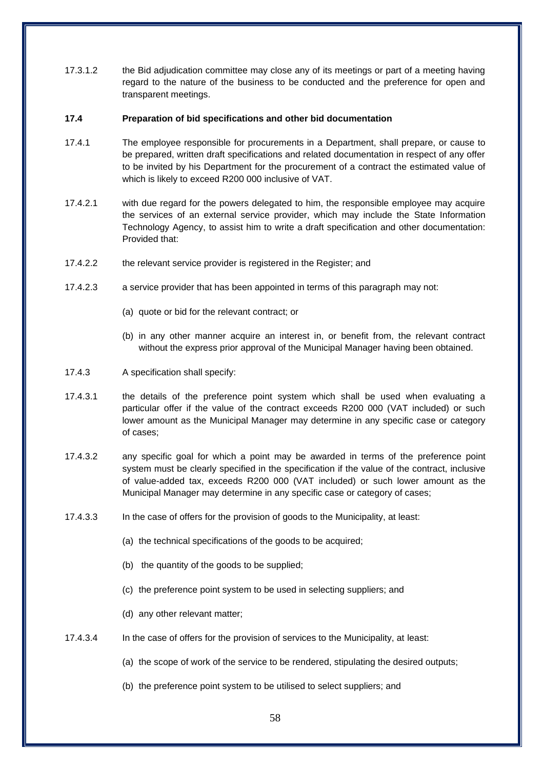17.3.1.2 the Bid adjudication committee may close any of its meetings or part of a meeting having regard to the nature of the business to be conducted and the preference for open and transparent meetings.

**17.4 Preparation of bid specifications and other bid documentation**

17.4.1 The employee responsible for procurements in a Department, shall prepare, or cause to be prepared, written draft specifications and related documentation in respect of any offer to be invited by his Department for the procurement of a contract the estimated value of which is likely to exceed R200 000 inclusive of VAT.

17.4.2.1 with due regard for the powers delegated to him, the responsible employee may acquire the services of an external service provider, which may include the State Information Technology Agency, to assist him to write a draft specification and other documentation: Provided that:

17.4.2.2 the relevant service provider is registered in the Register; and

17.4.2.3 a service provider that has been appointed in terms of this paragraph may not:

(a) quote or bid for the relevant contract; or

(b) in any other manner acquire an interest in, or benefit from, the relevant contract without the express prior approval of the Municipal Manager having been obtained.

17.4.3 A specification shall specify:

17.4.3.1 the details of the preference point system which shall be used when evaluating a particular offer if the value of the contract exceeds R200 000 (VAT included) or such lower amount as the Municipal Manager may determine in any specific case or category of cases;

17.4.3.2 any specific goal for which a point may be awarded in terms of the preference point system must be clearly specified in the specification if the value of the contract, inclusive of value-added tax, exceeds R200 000 (VAT included) or such lower amount as the Municipal Manager may determine in any specific case or category of cases;

17.4.3.3 In the case of offers for the provision of goods to the Municipality, at least:

(a) the technical specifications of the goods to be acquired;

(b) the quantity of the goods to be supplied;

(c) the preference point system to be used in selecting suppliers; and

(d) any other relevant matter;

17.4.3.4 In the case of offers for the provision of services to the Municipality, at least:

(a) the scope of work of the service to be rendered, stipulating the desired outputs;

(b) the preference point system to be utilised to select suppliers; and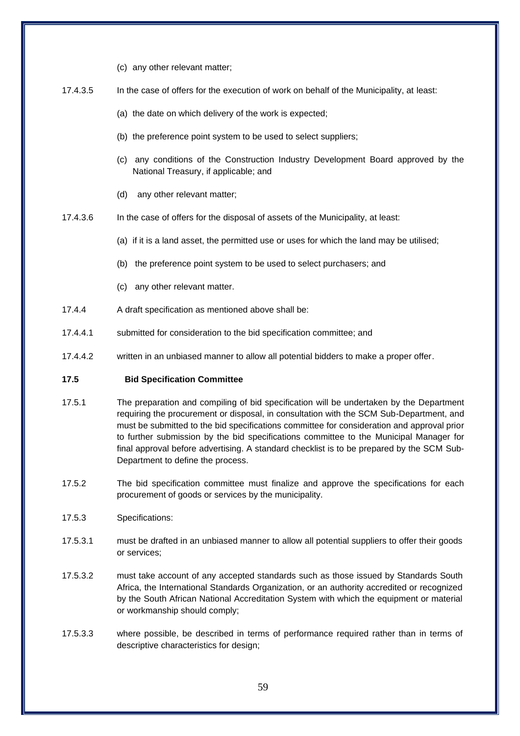(c) any other relevant matter;

17.4.3.5 In the case of offers for the execution of work on behalf of the Municipality, at least:

(a) the date on which delivery of the work is expected;

(b) the preference point system to be used to select suppliers;

(c) any conditions of the Construction Industry Development Board approved by the National Treasury, if applicable; and

(d) any other relevant matter;

17.4.3.6 In the case of offers for the disposal of assets of the Municipality, at least:

(a) if it is a land asset, the permitted use or uses for which the land may be utilised;

(b) the preference point system to be used to select purchasers; and

(c) any other relevant matter.

17.4.4 A draft specification as mentioned above shall be:

17.4.4.1 submitted for consideration to the bid specification committee; and

17.4.4.2 written in an unbiased manner to allow all potential bidders to make a proper offer.

**17.5 Bid Specification Committee**

17.5.1 The preparation and compiling of bid specification will be undertaken by the Department requiring the procurement or disposal, in consultation with the SCM Sub-Department, and must be submitted to the bid specifications committee for consideration and approval prior to further submission by the bid specifications committee to the Municipal Manager for final approval before advertising. A standard checklist is to be prepared by the SCM Sub-Department to define the process.

17.5.2 The bid specification committee must finalize and approve the specifications for each procurement of goods or services by the municipality.

17.5.3 Specifications:

17.5.3.1 must be drafted in an unbiased manner to allow all potential suppliers to offer their goods or services;

17.5.3.2 must take account of any accepted standards such as those issued by Standards South Africa, the International Standards Organization, or an authority accredited or recognized by the South African National Accreditation System with which the equipment or material or workmanship should comply;

17.5.3.3 where possible, be described in terms of performance required rather than in terms of descriptive characteristics for design;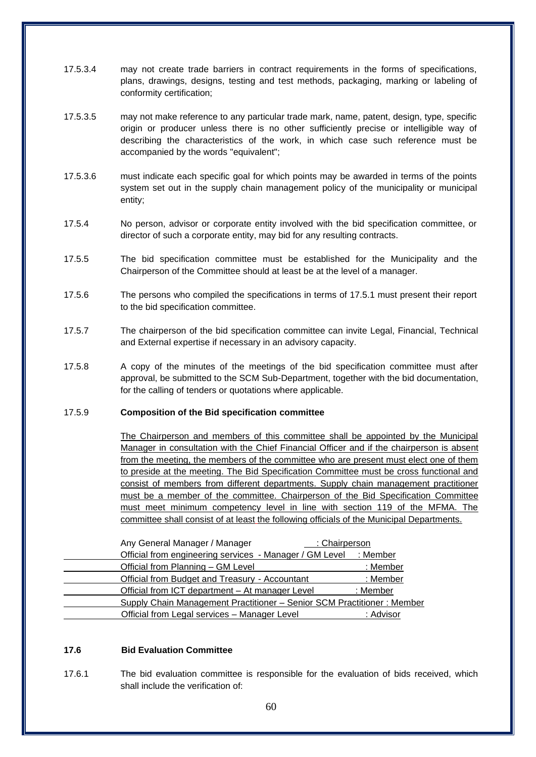17.5.3.4 may not create trade barriers in contract requirements in the forms of specifications, plans, drawings, designs, testing and test methods, packaging, marking or labeling of conformity certification;

17.5.3.5 may not make reference to any particular trade mark, name, patent, design, type, specific origin or producer unless there is no other sufficiently precise or intelligible way of describing the characteristics of the work, in which case such reference must be accompanied by the words "equivalent";

17.5.3.6 must indicate each specific goal for which points may be awarded in terms of the points system set out in the supply chain management policy of the municipality or municipal entity;

17.5.4 No person, advisor or corporate entity involved with the bid specification committee, or director of such a corporate entity, may bid for any resulting contracts.

17.5.5 The bid specification committee must be established for the Municipality and the Chairperson of the Committee should at least be at the level of a manager.

17.5.6 The persons who compiled the specifications in terms of 17.5.1 must present their report to the bid specification committee.

17.5.7 The chairperson of the bid specification committee can invite Legal, Financial, Technical and External expertise if necessary in an advisory capacity.

17.5.8 A copy of the minutes of the meetings of the bid specification committee must after approval, be submitted to the SCM Sub-Department, together with the bid documentation, for the calling of tenders or quotations where applicable.

17.5.9 **Composition of the Bid specification committee**

The Chairperson and members of this committee shall be appointed by the Municipal Manager in consultation with the Chief Financial Officer and if the chairperson is absent from the meeting, the members of the committee who are present must elect one of them to preside at the meeting. The Bid Specification Committee must be cross functional and consist of members from different departments. Supply chain management practitioner must be a member of the committee. Chairperson of the Bid Specification Committee must meet minimum competency level in line with section 119 of the MFMA. The committee shall consist of at least the following officials of the Municipal Departments.

| Official | Role |
|---|---|
| Any General Manager / Manager | Chairperson |
| Official from engineering services - Manager / GM Level | Member |
| Official from Planning – GM Level | Member |
| Official from Budget and Treasury - Accountant | Member |
| Official from ICT department – At manager Level | Member |
| Supply Chain Management Practitioner – Senior SCM Practitioner | Member |
| Official from Legal services – Manager Level | Advisor |

## 17.6 Bid Evaluation Committee

17.6.1 The bid evaluation committee is responsible for the evaluation of bids received, which shall include the verification of: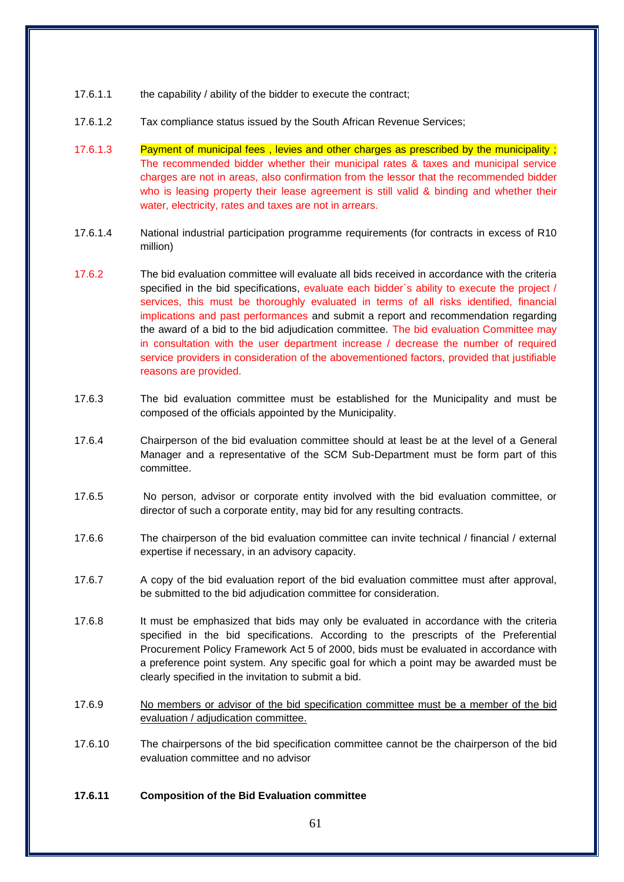17.6.1.1 the capability / ability of the bidder to execute the contract;

17.6.1.2 Tax compliance status issued by the South African Revenue Services;

17.6.1.3 Payment of municipal fees , levies and other charges as prescribed by the municipality ; The recommended bidder whether their municipal rates & taxes and municipal service charges are not in areas, also confirmation from the lessor that the recommended bidder who is leasing property their lease agreement is still valid & binding and whether their water, electricity, rates and taxes are not in arrears.

17.6.1.4 National industrial participation programme requirements (for contracts in excess of R10 million)

17.6.2 The bid evaluation committee will evaluate all bids received in accordance with the criteria specified in the bid specifications, evaluate each bidder`s ability to execute the project / services, this must be thoroughly evaluated in terms of all risks identified, financial implications and past performances and submit a report and recommendation regarding the award of a bid to the bid adjudication committee. The bid evaluation Committee may in consultation with the user department increase / decrease the number of required service providers in consideration of the abovementioned factors, provided that justifiable reasons are provided.

17.6.3 The bid evaluation committee must be established for the Municipality and must be composed of the officials appointed by the Municipality.

17.6.4 Chairperson of the bid evaluation committee should at least be at the level of a General Manager and a representative of the SCM Sub-Department must be form part of this committee.

17.6.5 No person, advisor or corporate entity involved with the bid evaluation committee, or director of such a corporate entity, may bid for any resulting contracts.

17.6.6 The chairperson of the bid evaluation committee can invite technical / financial / external expertise if necessary, in an advisory capacity.

17.6.7 A copy of the bid evaluation report of the bid evaluation committee must after approval, be submitted to the bid adjudication committee for consideration.

17.6.8 It must be emphasized that bids may only be evaluated in accordance with the criteria specified in the bid specifications. According to the prescripts of the Preferential Procurement Policy Framework Act 5 of 2000, bids must be evaluated in accordance with a preference point system. Any specific goal for which a point may be awarded must be clearly specified in the invitation to submit a bid.

17.6.9 No members or advisor of the bid specification committee must be a member of the bid evaluation / adjudication committee.

17.6.10 The chairpersons of the bid specification committee cannot be the chairperson of the bid evaluation committee and no advisor

**17.6.11 Composition of the Bid Evaluation committee**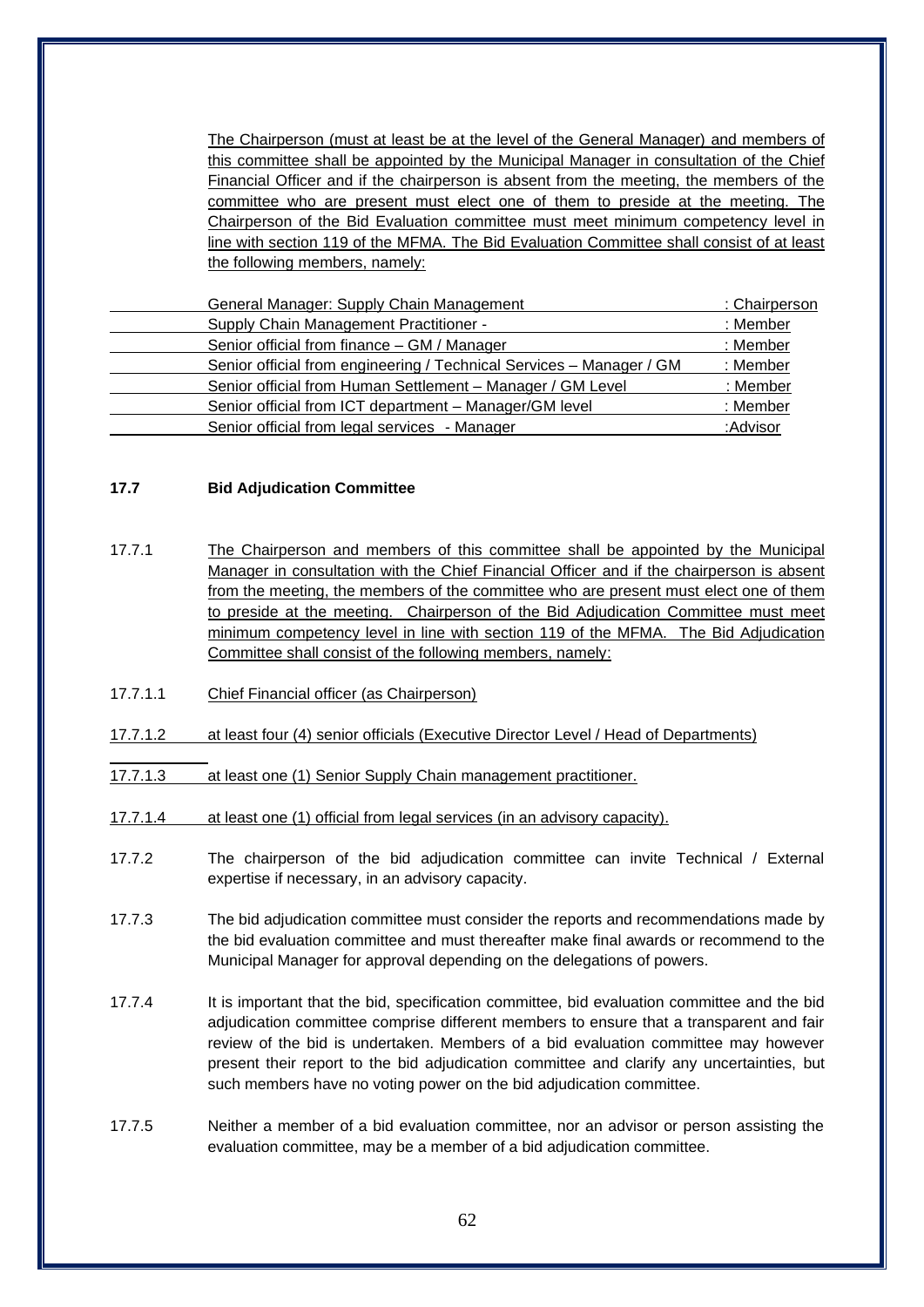The Chairperson (must at least be at the level of the General Manager) and members of this committee shall be appointed by the Municipal Manager in consultation of the Chief Financial Officer and if the chairperson is absent from the meeting, the members of the committee who are present must elect one of them to preside at the meeting. The Chairperson of the Bid Evaluation committee must meet minimum competency level in line with section 119 of the MFMA. The Bid Evaluation Committee shall consist of at least the following members, namely:

| Member | Role |
|---|---|
| General Manager: Supply Chain Management | : Chairperson |
| Supply Chain Management Practitioner - | : Member |
| Senior official from finance – GM / Manager | : Member |
| Senior official from engineering / Technical Services – Manager / GM | : Member |
| Senior official from Human Settlement – Manager / GM Level | : Member |
| Senior official from ICT department – Manager/GM level | : Member |
| Senior official from legal services - Manager | :Advisor |

### 17.7 Bid Adjudication Committee

17.7.1 The Chairperson and members of this committee shall be appointed by the Municipal Manager in consultation with the Chief Financial Officer and if the chairperson is absent from the meeting, the members of the committee who are present must elect one of them to preside at the meeting. Chairperson of the Bid Adjudication Committee must meet minimum competency level in line with section 119 of the MFMA. The Bid Adjudication Committee shall consist of the following members, namely:

17.7.1.1 Chief Financial officer (as Chairperson)

17.7.1.2 at least four (4) senior officials (Executive Director Level / Head of Departments)

17.7.1.3 at least one (1) Senior Supply Chain management practitioner.

17.7.1.4 at least one (1) official from legal services (in an advisory capacity).

17.7.2 The chairperson of the bid adjudication committee can invite Technical / External expertise if necessary, in an advisory capacity.

17.7.3 The bid adjudication committee must consider the reports and recommendations made by the bid evaluation committee and must thereafter make final awards or recommend to the Municipal Manager for approval depending on the delegations of powers.

17.7.4 It is important that the bid, specification committee, bid evaluation committee and the bid adjudication committee comprise different members to ensure that a transparent and fair review of the bid is undertaken. Members of a bid evaluation committee may however present their report to the bid adjudication committee and clarify any uncertainties, but such members have no voting power on the bid adjudication committee.

17.7.5 Neither a member of a bid evaluation committee, nor an advisor or person assisting the evaluation committee, may be a member of a bid adjudication committee.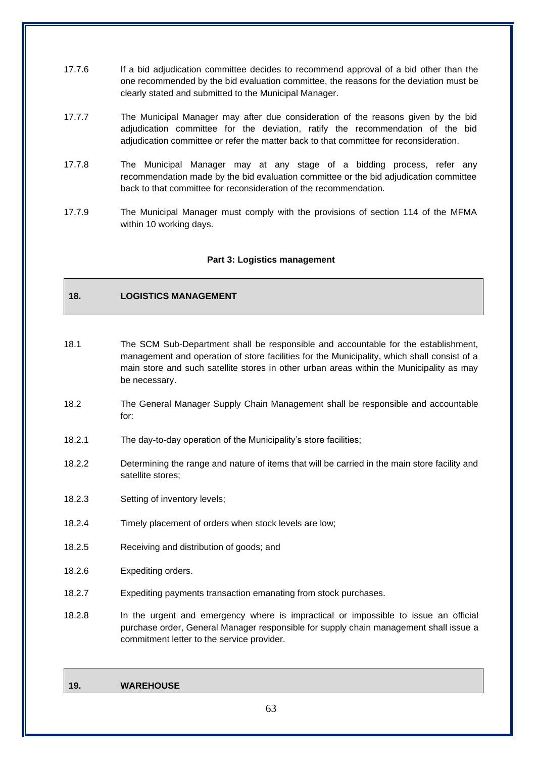17.7.6 If a bid adjudication committee decides to recommend approval of a bid other than the one recommended by the bid evaluation committee, the reasons for the deviation must be clearly stated and submitted to the Municipal Manager.

17.7.7 The Municipal Manager may after due consideration of the reasons given by the bid adjudication committee for the deviation, ratify the recommendation of the bid adjudication committee or refer the matter back to that committee for reconsideration.

17.7.8 The Municipal Manager may at any stage of a bidding process, refer any recommendation made by the bid evaluation committee or the bid adjudication committee back to that committee for reconsideration of the recommendation.

17.7.9 The Municipal Manager must comply with the provisions of section 114 of the MFMA within 10 working days.

**Part 3: Logistics management**

## 18. LOGISTICS MANAGEMENT

18.1 The SCM Sub-Department shall be responsible and accountable for the establishment, management and operation of store facilities for the Municipality, which shall consist of a main store and such satellite stores in other urban areas within the Municipality as may be necessary.

18.2 The General Manager Supply Chain Management shall be responsible and accountable for:

18.2.1 The day-to-day operation of the Municipality's store facilities;

18.2.2 Determining the range and nature of items that will be carried in the main store facility and satellite stores;

18.2.3 Setting of inventory levels;

18.2.4 Timely placement of orders when stock levels are low;

18.2.5 Receiving and distribution of goods; and

18.2.6 Expediting orders.

18.2.7 Expediting payments transaction emanating from stock purchases.

18.2.8 In the urgent and emergency where is impractical or impossible to issue an official purchase order, General Manager responsible for supply chain management shall issue a commitment letter to the service provider.

## 19. WAREHOUSE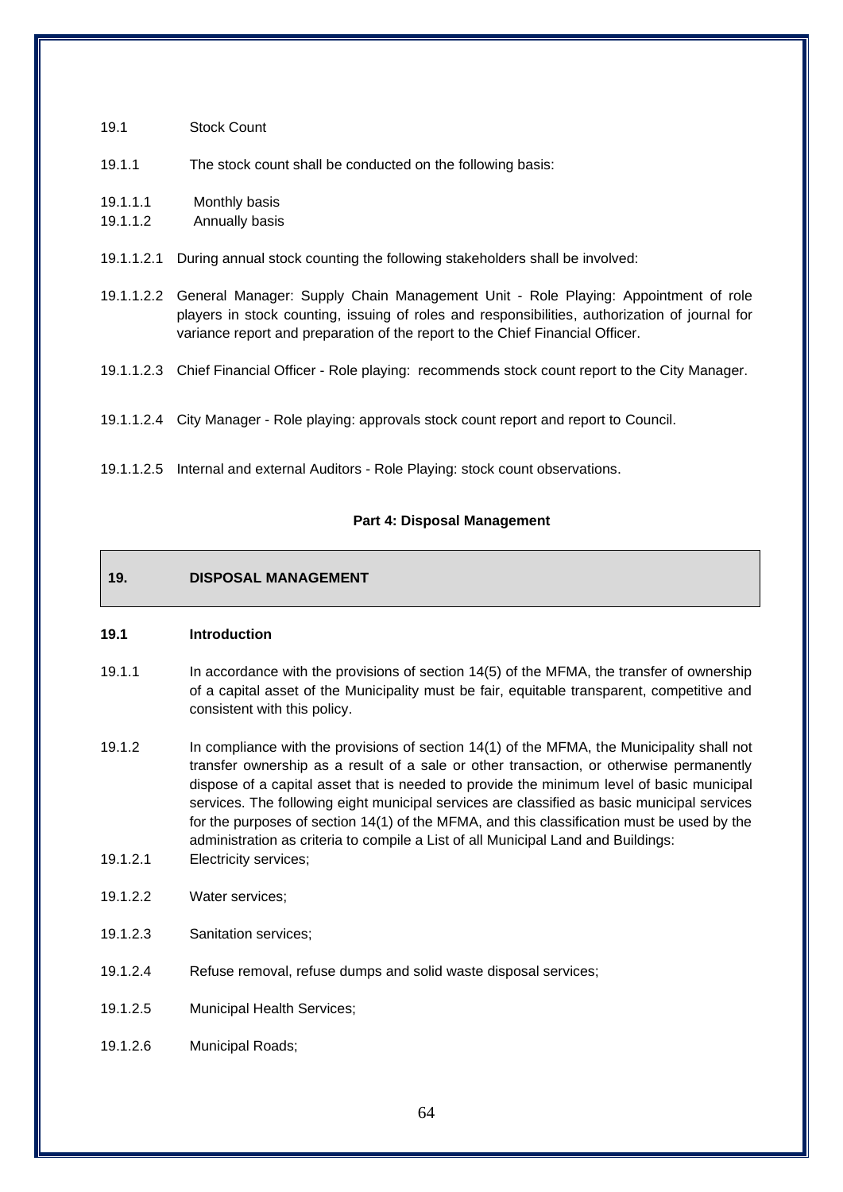19.1 Stock Count

19.1.1 The stock count shall be conducted on the following basis:

19.1.1.1 Monthly basis
19.1.1.2 Annually basis

19.1.1.2.1 During annual stock counting the following stakeholders shall be involved:

19.1.1.2.2 General Manager: Supply Chain Management Unit - Role Playing: Appointment of role players in stock counting, issuing of roles and responsibilities, authorization of journal for variance report and preparation of the report to the Chief Financial Officer.

19.1.1.2.3 Chief Financial Officer - Role playing: recommends stock count report to the City Manager.

19.1.1.2.4 City Manager - Role playing: approvals stock count report and report to Council.

19.1.1.2.5 Internal and external Auditors - Role Playing: stock count observations.

**Part 4: Disposal Management**

## 19. DISPOSAL MANAGEMENT

### 19.1 Introduction

19.1.1 In accordance with the provisions of section 14(5) of the MFMA, the transfer of ownership of a capital asset of the Municipality must be fair, equitable transparent, competitive and consistent with this policy.

19.1.2 In compliance with the provisions of section 14(1) of the MFMA, the Municipality shall not transfer ownership as a result of a sale or other transaction, or otherwise permanently dispose of a capital asset that is needed to provide the minimum level of basic municipal services. The following eight municipal services are classified as basic municipal services for the purposes of section 14(1) of the MFMA, and this classification must be used by the administration as criteria to compile a List of all Municipal Land and Buildings:

19.1.2.1 Electricity services;

19.1.2.2 Water services;

19.1.2.3 Sanitation services;

19.1.2.4 Refuse removal, refuse dumps and solid waste disposal services;

19.1.2.5 Municipal Health Services;

19.1.2.6 Municipal Roads;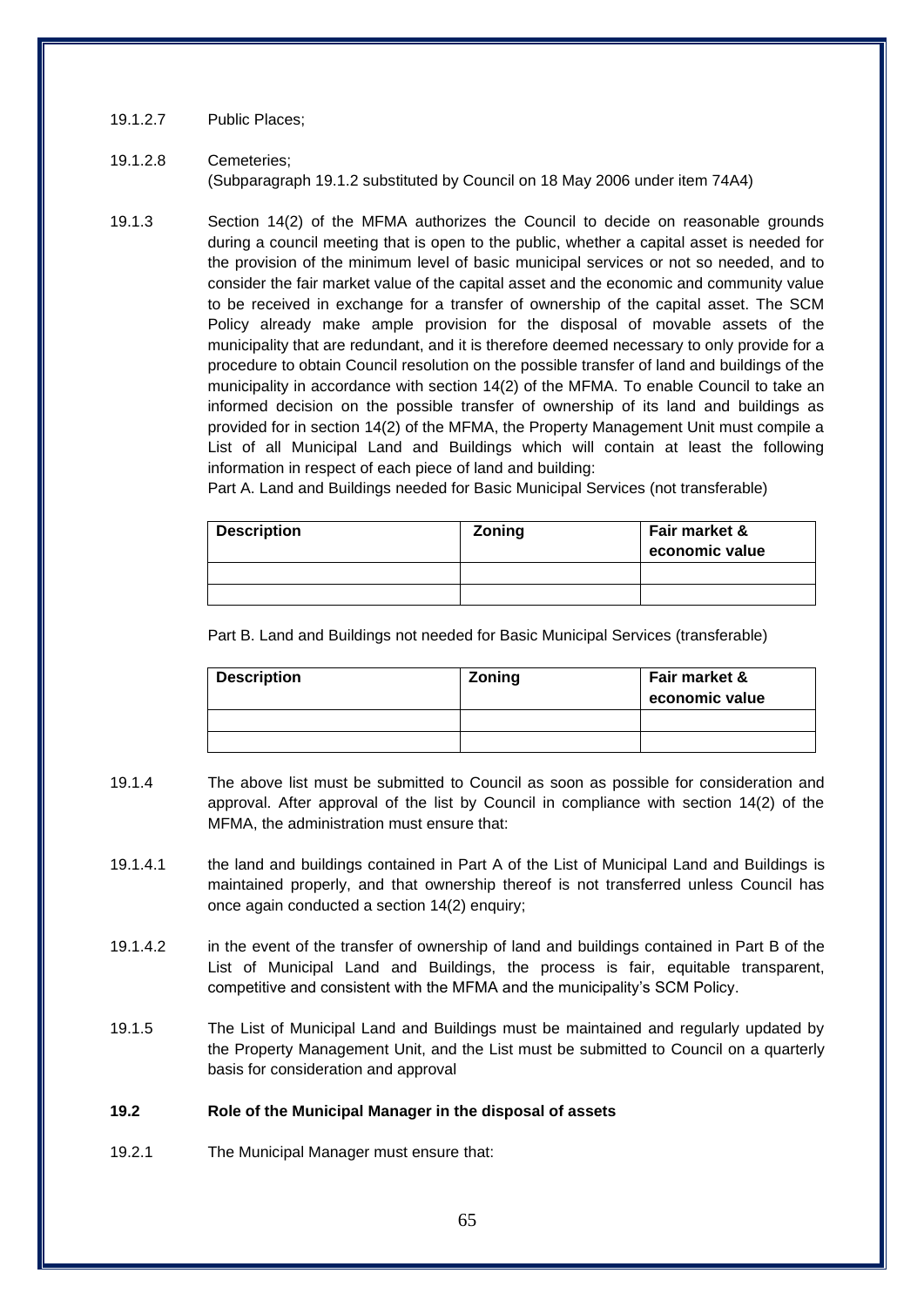19.1.2.7 Public Places;

19.1.2.8 Cemeteries;
(Subparagraph 19.1.2 substituted by Council on 18 May 2006 under item 74A4)

19.1.3 Section 14(2) of the MFMA authorizes the Council to decide on reasonable grounds during a council meeting that is open to the public, whether a capital asset is needed for the provision of the minimum level of basic municipal services or not so needed, and to consider the fair market value of the capital asset and the economic and community value to be received in exchange for a transfer of ownership of the capital asset. The SCM Policy already make ample provision for the disposal of movable assets of the municipality that are redundant, and it is therefore deemed necessary to only provide for a procedure to obtain Council resolution on the possible transfer of land and buildings of the municipality in accordance with section 14(2) of the MFMA. To enable Council to take an informed decision on the possible transfer of ownership of its land and buildings as provided for in section 14(2) of the MFMA, the Property Management Unit must compile a List of all Municipal Land and Buildings which will contain at least the following information in respect of each piece of land and building:

Part A. Land and Buildings needed for Basic Municipal Services (not transferable)

| Description | Zoning | Fair market & economic value |
|---|---|---|
| | | |
| | | |

Part B. Land and Buildings not needed for Basic Municipal Services (transferable)

| Description | Zoning | Fair market & economic value |
|---|---|---|
| | | |
| | | |

19.1.4 The above list must be submitted to Council as soon as possible for consideration and approval. After approval of the list by Council in compliance with section 14(2) of the MFMA, the administration must ensure that:

19.1.4.1 the land and buildings contained in Part A of the List of Municipal Land and Buildings is maintained properly, and that ownership thereof is not transferred unless Council has once again conducted a section 14(2) enquiry;

19.1.4.2 in the event of the transfer of ownership of land and buildings contained in Part B of the List of Municipal Land and Buildings, the process is fair, equitable transparent, competitive and consistent with the MFMA and the municipality's SCM Policy.

19.1.5 The List of Municipal Land and Buildings must be maintained and regularly updated by the Property Management Unit, and the List must be submitted to Council on a quarterly basis for consideration and approval

**19.2 Role of the Municipal Manager in the disposal of assets**

19.2.1 The Municipal Manager must ensure that: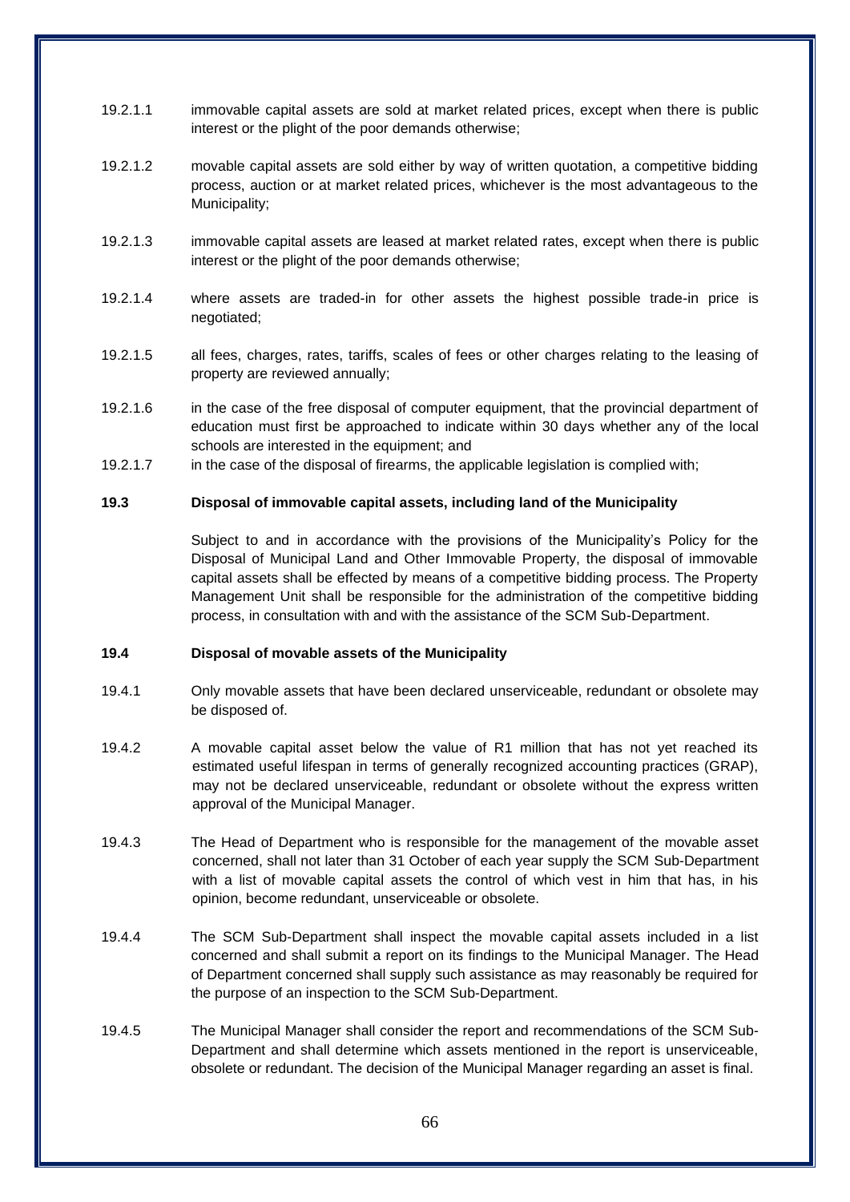19.2.1.1 immovable capital assets are sold at market related prices, except when there is public interest or the plight of the poor demands otherwise;

19.2.1.2 movable capital assets are sold either by way of written quotation, a competitive bidding process, auction or at market related prices, whichever is the most advantageous to the Municipality;

19.2.1.3 immovable capital assets are leased at market related rates, except when there is public interest or the plight of the poor demands otherwise;

19.2.1.4 where assets are traded-in for other assets the highest possible trade-in price is negotiated;

19.2.1.5 all fees, charges, rates, tariffs, scales of fees or other charges relating to the leasing of property are reviewed annually;

19.2.1.6 in the case of the free disposal of computer equipment, that the provincial department of education must first be approached to indicate within 30 days whether any of the local schools are interested in the equipment; and

19.2.1.7 in the case of the disposal of firearms, the applicable legislation is complied with;

**19.3 Disposal of immovable capital assets, including land of the Municipality**

Subject to and in accordance with the provisions of the Municipality's Policy for the Disposal of Municipal Land and Other Immovable Property, the disposal of immovable capital assets shall be effected by means of a competitive bidding process. The Property Management Unit shall be responsible for the administration of the competitive bidding process, in consultation with and with the assistance of the SCM Sub-Department.

**19.4 Disposal of movable assets of the Municipality**

19.4.1 Only movable assets that have been declared unserviceable, redundant or obsolete may be disposed of.

19.4.2 A movable capital asset below the value of R1 million that has not yet reached its estimated useful lifespan in terms of generally recognized accounting practices (GRAP), may not be declared unserviceable, redundant or obsolete without the express written approval of the Municipal Manager.

19.4.3 The Head of Department who is responsible for the management of the movable asset concerned, shall not later than 31 October of each year supply the SCM Sub-Department with a list of movable capital assets the control of which vest in him that has, in his opinion, become redundant, unserviceable or obsolete.

19.4.4 The SCM Sub-Department shall inspect the movable capital assets included in a list concerned and shall submit a report on its findings to the Municipal Manager. The Head of Department concerned shall supply such assistance as may reasonably be required for the purpose of an inspection to the SCM Sub-Department.

19.4.5 The Municipal Manager shall consider the report and recommendations of the SCM Sub-Department and shall determine which assets mentioned in the report is unserviceable, obsolete or redundant. The decision of the Municipal Manager regarding an asset is final.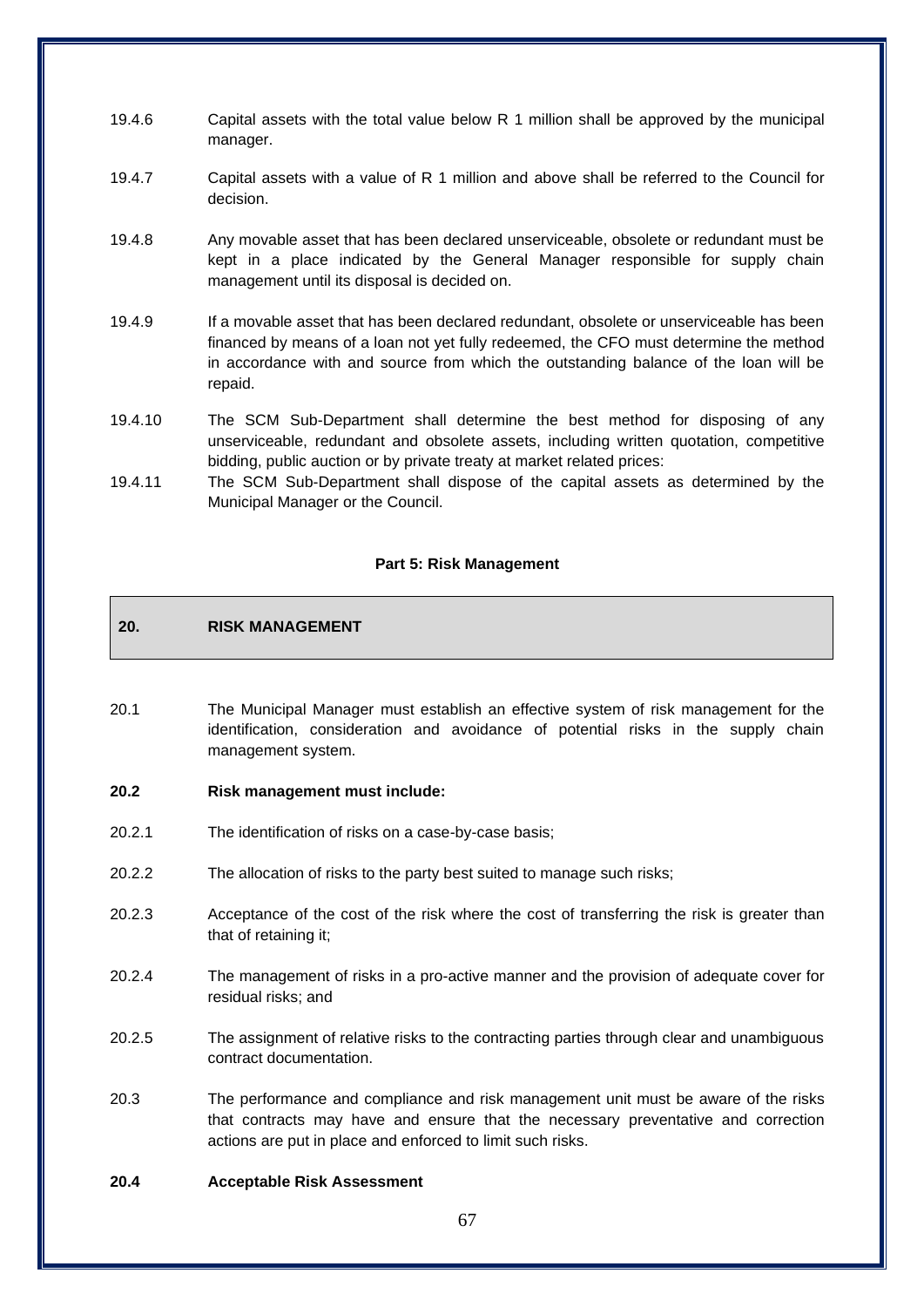19.4.6 Capital assets with the total value below R 1 million shall be approved by the municipal manager.

19.4.7 Capital assets with a value of R 1 million and above shall be referred to the Council for decision.

19.4.8 Any movable asset that has been declared unserviceable, obsolete or redundant must be kept in a place indicated by the General Manager responsible for supply chain management until its disposal is decided on.

19.4.9 If a movable asset that has been declared redundant, obsolete or unserviceable has been financed by means of a loan not yet fully redeemed, the CFO must determine the method in accordance with and source from which the outstanding balance of the loan will be repaid.

19.4.10 The SCM Sub-Department shall determine the best method for disposing of any unserviceable, redundant and obsolete assets, including written quotation, competitive bidding, public auction or by private treaty at market related prices:

19.4.11 The SCM Sub-Department shall dispose of the capital assets as determined by the Municipal Manager or the Council.

**Part 5: Risk Management**

## 20. RISK MANAGEMENT

20.1 The Municipal Manager must establish an effective system of risk management for the identification, consideration and avoidance of potential risks in the supply chain management system.

**20.2 Risk management must include:**

20.2.1 The identification of risks on a case-by-case basis;

20.2.2 The allocation of risks to the party best suited to manage such risks;

20.2.3 Acceptance of the cost of the risk where the cost of transferring the risk is greater than that of retaining it;

20.2.4 The management of risks in a pro-active manner and the provision of adequate cover for residual risks; and

20.2.5 The assignment of relative risks to the contracting parties through clear and unambiguous contract documentation.

20.3 The performance and compliance and risk management unit must be aware of the risks that contracts may have and ensure that the necessary preventative and correction actions are put in place and enforced to limit such risks.

**20.4 Acceptable Risk Assessment**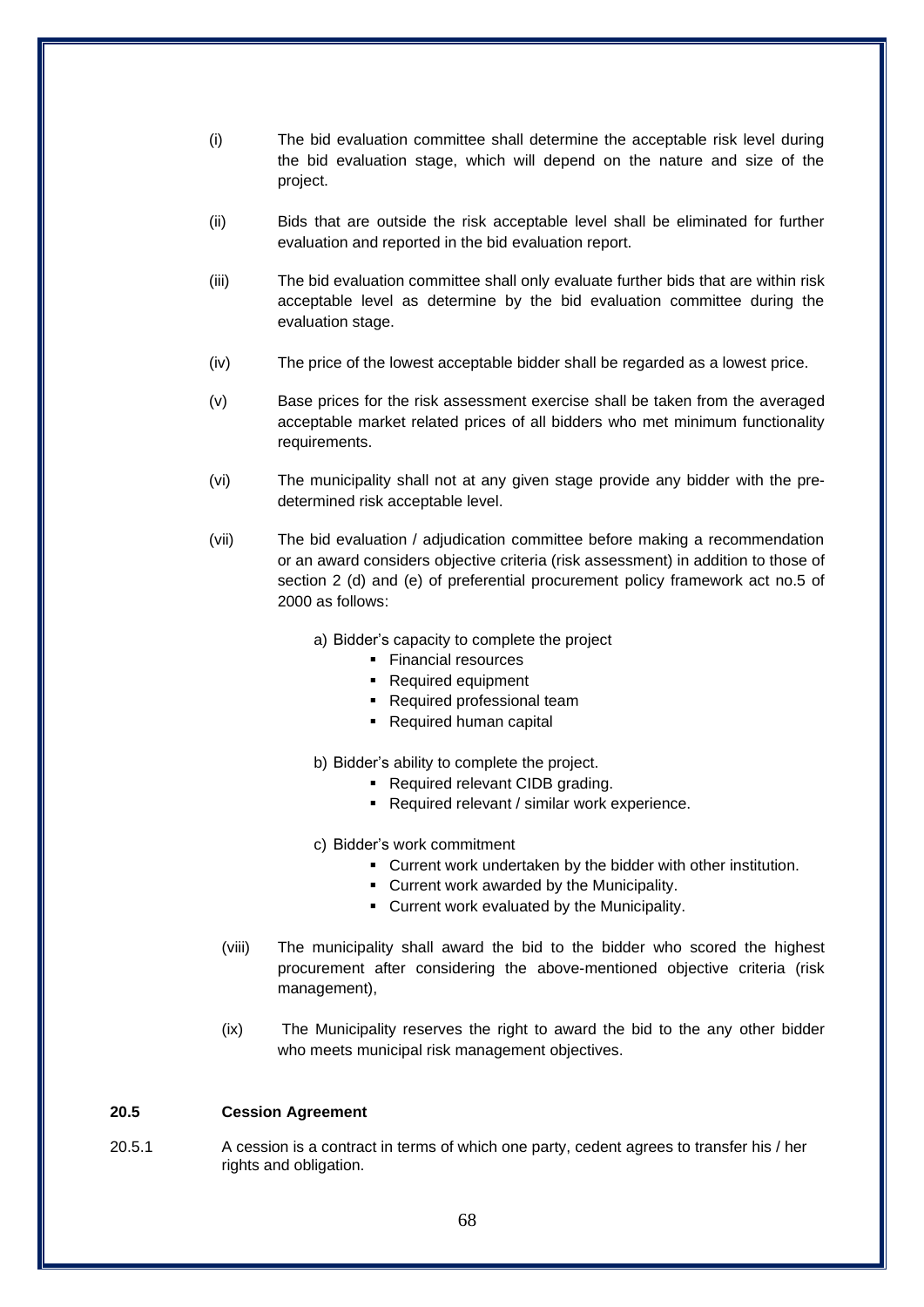(i) The bid evaluation committee shall determine the acceptable risk level during the bid evaluation stage, which will depend on the nature and size of the project.

(ii) Bids that are outside the risk acceptable level shall be eliminated for further evaluation and reported in the bid evaluation report.

(iii) The bid evaluation committee shall only evaluate further bids that are within risk acceptable level as determine by the bid evaluation committee during the evaluation stage.

(iv) The price of the lowest acceptable bidder shall be regarded as a lowest price.

(v) Base prices for the risk assessment exercise shall be taken from the averaged acceptable market related prices of all bidders who met minimum functionality requirements.

(vi) The municipality shall not at any given stage provide any bidder with the pre-determined risk acceptable level.

(vii) The bid evaluation / adjudication committee before making a recommendation or an award considers objective criteria (risk assessment) in addition to those of section 2 (d) and (e) of preferential procurement policy framework act no.5 of 2000 as follows:

   a) Bidder's capacity to complete the project
      - Financial resources
      - Required equipment
      - Required professional team
      - Required human capital

   b) Bidder's ability to complete the project.
      - Required relevant CIDB grading.
      - Required relevant / similar work experience.

   c) Bidder's work commitment
      - Current work undertaken by the bidder with other institution.
      - Current work awarded by the Municipality.
      - Current work evaluated by the Municipality.

(viii) The municipality shall award the bid to the bidder who scored the highest procurement after considering the above-mentioned objective criteria (risk management),

(ix) The Municipality reserves the right to award the bid to the any other bidder who meets municipal risk management objectives.

**20.5 Cession Agreement**

20.5.1 A cession is a contract in terms of which one party, cedent agrees to transfer his / her rights and obligation.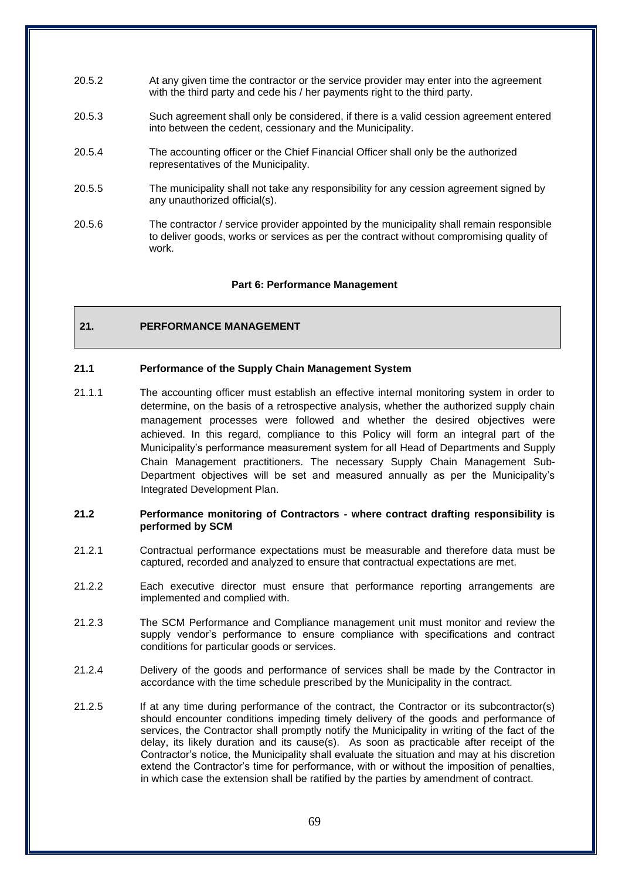20.5.2 At any given time the contractor or the service provider may enter into the agreement with the third party and cede his / her payments right to the third party.

20.5.3 Such agreement shall only be considered, if there is a valid cession agreement entered into between the cedent, cessionary and the Municipality.

20.5.4 The accounting officer or the Chief Financial Officer shall only be the authorized representatives of the Municipality.

20.5.5 The municipality shall not take any responsibility for any cession agreement signed by any unauthorized official(s).

20.5.6 The contractor / service provider appointed by the municipality shall remain responsible to deliver goods, works or services as per the contract without compromising quality of work.

**Part 6: Performance Management**

## 21. PERFORMANCE MANAGEMENT

### 21.1 Performance of the Supply Chain Management System

21.1.1 The accounting officer must establish an effective internal monitoring system in order to determine, on the basis of a retrospective analysis, whether the authorized supply chain management processes were followed and whether the desired objectives were achieved. In this regard, compliance to this Policy will form an integral part of the Municipality's performance measurement system for all Head of Departments and Supply Chain Management practitioners. The necessary Supply Chain Management Sub-Department objectives will be set and measured annually as per the Municipality's Integrated Development Plan.

### 21.2 Performance monitoring of Contractors - where contract drafting responsibility is performed by SCM

21.2.1 Contractual performance expectations must be measurable and therefore data must be captured, recorded and analyzed to ensure that contractual expectations are met.

21.2.2 Each executive director must ensure that performance reporting arrangements are implemented and complied with.

21.2.3 The SCM Performance and Compliance management unit must monitor and review the supply vendor's performance to ensure compliance with specifications and contract conditions for particular goods or services.

21.2.4 Delivery of the goods and performance of services shall be made by the Contractor in accordance with the time schedule prescribed by the Municipality in the contract.

21.2.5 If at any time during performance of the contract, the Contractor or its subcontractor(s) should encounter conditions impeding timely delivery of the goods and performance of services, the Contractor shall promptly notify the Municipality in writing of the fact of the delay, its likely duration and its cause(s). As soon as practicable after receipt of the Contractor's notice, the Municipality shall evaluate the situation and may at his discretion extend the Contractor's time for performance, with or without the imposition of penalties, in which case the extension shall be ratified by the parties by amendment of contract.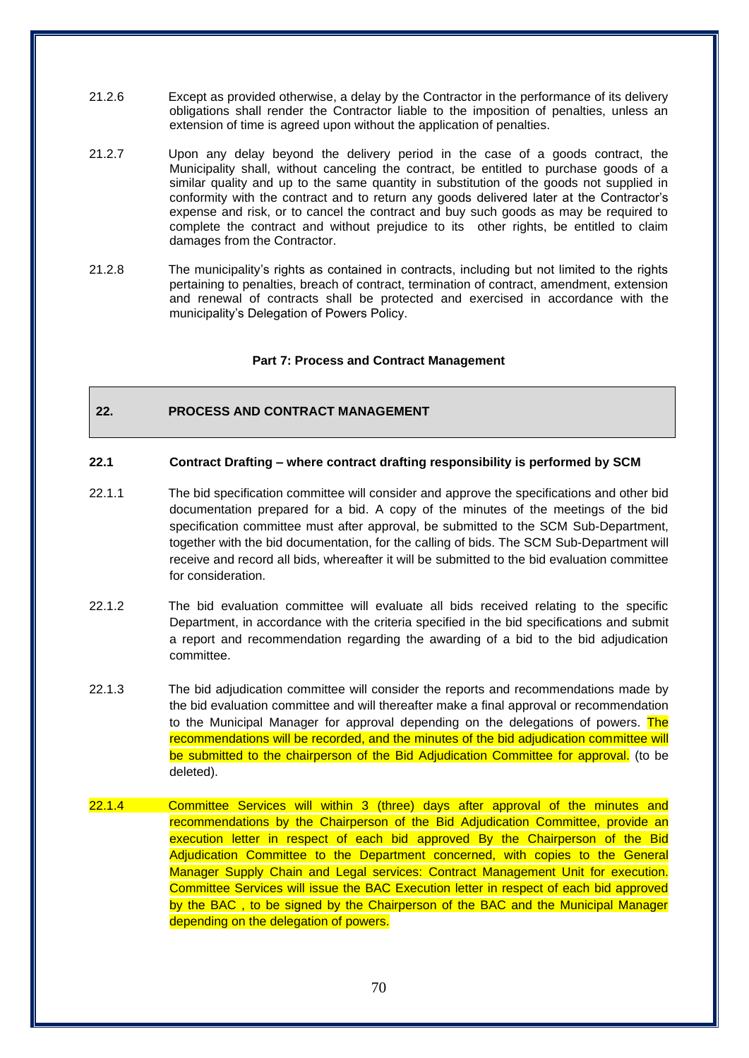21.2.6 Except as provided otherwise, a delay by the Contractor in the performance of its delivery obligations shall render the Contractor liable to the imposition of penalties, unless an extension of time is agreed upon without the application of penalties.

21.2.7 Upon any delay beyond the delivery period in the case of a goods contract, the Municipality shall, without canceling the contract, be entitled to purchase goods of a similar quality and up to the same quantity in substitution of the goods not supplied in conformity with the contract and to return any goods delivered later at the Contractor's expense and risk, or to cancel the contract and buy such goods as may be required to complete the contract and without prejudice to its other rights, be entitled to claim damages from the Contractor.

21.2.8 The municipality's rights as contained in contracts, including but not limited to the rights pertaining to penalties, breach of contract, termination of contract, amendment, extension and renewal of contracts shall be protected and exercised in accordance with the municipality's Delegation of Powers Policy.

**Part 7: Process and Contract Management**

## 22. PROCESS AND CONTRACT MANAGEMENT

### 22.1 Contract Drafting – where contract drafting responsibility is performed by SCM

22.1.1 The bid specification committee will consider and approve the specifications and other bid documentation prepared for a bid. A copy of the minutes of the meetings of the bid specification committee must after approval, be submitted to the SCM Sub-Department, together with the bid documentation, for the calling of bids. The SCM Sub-Department will receive and record all bids, whereafter it will be submitted to the bid evaluation committee for consideration.

22.1.2 The bid evaluation committee will evaluate all bids received relating to the specific Department, in accordance with the criteria specified in the bid specifications and submit a report and recommendation regarding the awarding of a bid to the bid adjudication committee.

22.1.3 The bid adjudication committee will consider the reports and recommendations made by the bid evaluation committee and will thereafter make a final approval or recommendation to the Municipal Manager for approval depending on the delegations of powers. The recommendations will be recorded, and the minutes of the bid adjudication committee will be submitted to the chairperson of the Bid Adjudication Committee for approval. (to be deleted).

22.1.4 Committee Services will within 3 (three) days after approval of the minutes and recommendations by the Chairperson of the Bid Adjudication Committee, provide an execution letter in respect of each bid approved By the Chairperson of the Bid Adjudication Committee to the Department concerned, with copies to the General Manager Supply Chain and Legal services: Contract Management Unit for execution. Committee Services will issue the BAC Execution letter in respect of each bid approved by the BAC , to be signed by the Chairperson of the BAC and the Municipal Manager depending on the delegation of powers.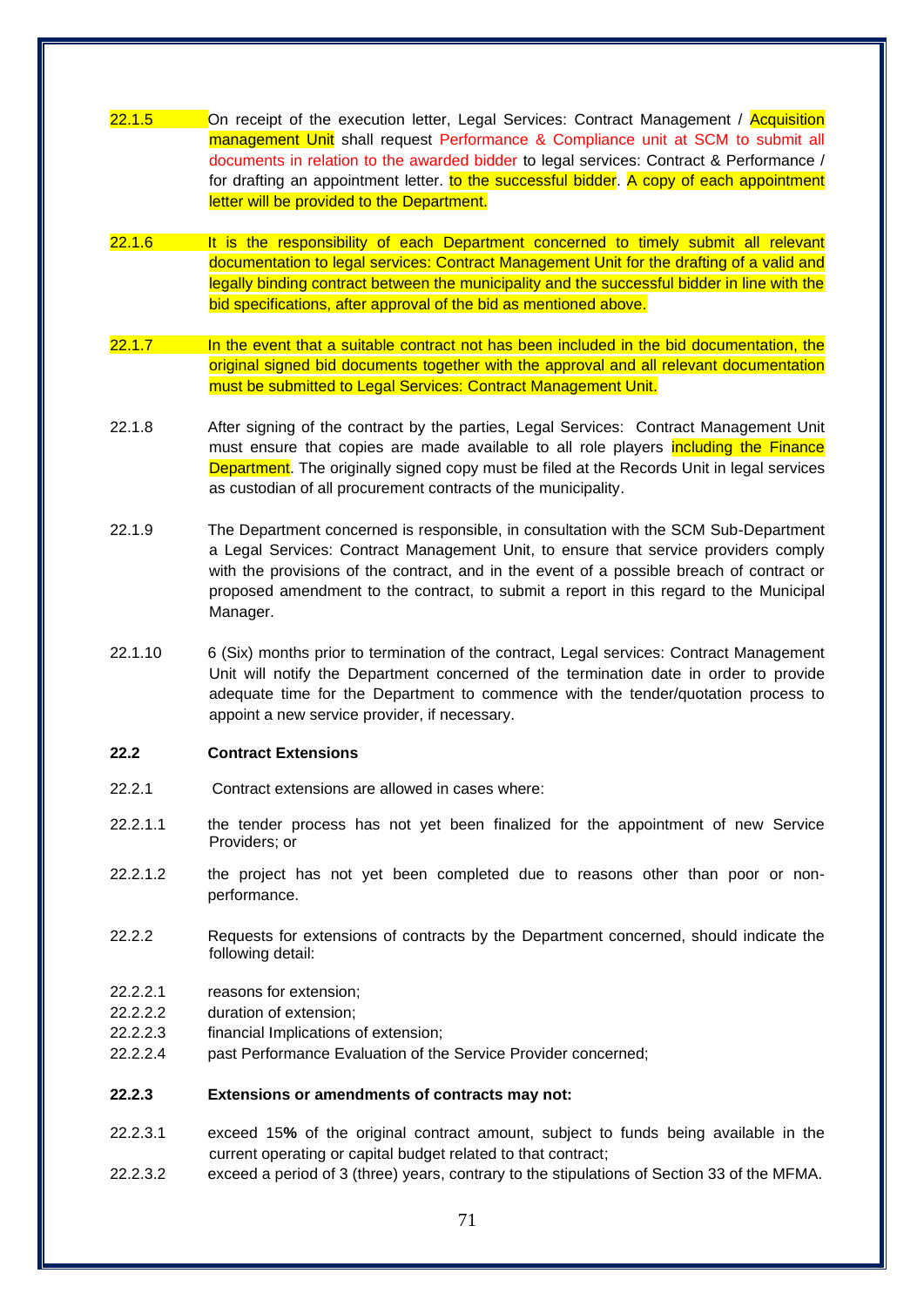22.1.5 On receipt of the execution letter, Legal Services: Contract Management / Acquisition management Unit shall request Performance & Compliance unit at SCM to submit all documents in relation to the awarded bidder to legal services: Contract & Performance / for drafting an appointment letter. to the successful bidder. A copy of each appointment letter will be provided to the Department.

22.1.6 It is the responsibility of each Department concerned to timely submit all relevant documentation to legal services: Contract Management Unit for the drafting of a valid and legally binding contract between the municipality and the successful bidder in line with the bid specifications, after approval of the bid as mentioned above.

22.1.7 In the event that a suitable contract not has been included in the bid documentation, the original signed bid documents together with the approval and all relevant documentation must be submitted to Legal Services: Contract Management Unit.

22.1.8 After signing of the contract by the parties, Legal Services: Contract Management Unit must ensure that copies are made available to all role players including the Finance Department. The originally signed copy must be filed at the Records Unit in legal services as custodian of all procurement contracts of the municipality.

22.1.9 The Department concerned is responsible, in consultation with the SCM Sub-Department a Legal Services: Contract Management Unit, to ensure that service providers comply with the provisions of the contract, and in the event of a possible breach of contract or proposed amendment to the contract, to submit a report in this regard to the Municipal Manager.

22.1.10 6 (Six) months prior to termination of the contract, Legal services: Contract Management Unit will notify the Department concerned of the termination date in order to provide adequate time for the Department to commence with the tender/quotation process to appoint a new service provider, if necessary.

**22.2 Contract Extensions**

22.2.1 Contract extensions are allowed in cases where:

22.2.1.1 the tender process has not yet been finalized for the appointment of new Service Providers; or

22.2.1.2 the project has not yet been completed due to reasons other than poor or non-performance.

22.2.2 Requests for extensions of contracts by the Department concerned, should indicate the following detail:

22.2.2.1 reasons for extension;
22.2.2.2 duration of extension;
22.2.2.3 financial Implications of extension;
22.2.2.4 past Performance Evaluation of the Service Provider concerned;

**22.2.3 Extensions or amendments of contracts may not:**

22.2.3.1 exceed 15**%** of the original contract amount, subject to funds being available in the current operating or capital budget related to that contract;
22.2.3.2 exceed a period of 3 (three) years, contrary to the stipulations of Section 33 of the MFMA.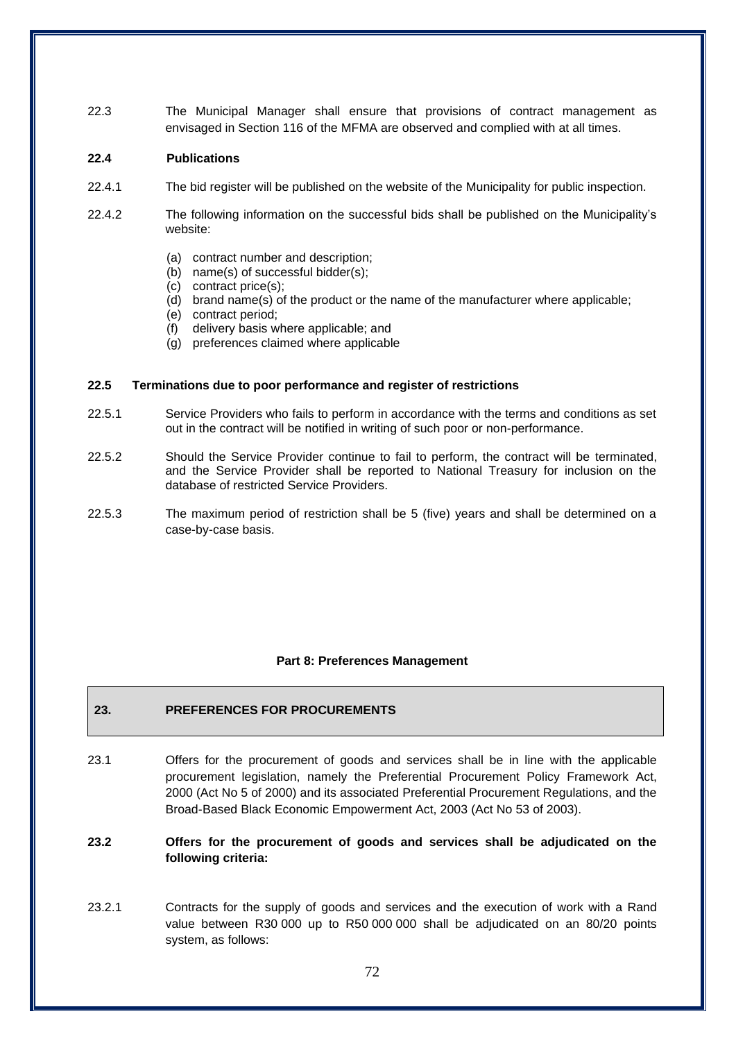22.3 The Municipal Manager shall ensure that provisions of contract management as envisaged in Section 116 of the MFMA are observed and complied with at all times.

**22.4 Publications**

22.4.1 The bid register will be published on the website of the Municipality for public inspection.

22.4.2 The following information on the successful bids shall be published on the Municipality's website:

(a) contract number and description;
(b) name(s) of successful bidder(s);
(c) contract price(s);
(d) brand name(s) of the product or the name of the manufacturer where applicable;
(e) contract period;
(f) delivery basis where applicable; and
(g) preferences claimed where applicable

**22.5 Terminations due to poor performance and register of restrictions**

22.5.1 Service Providers who fails to perform in accordance with the terms and conditions as set out in the contract will be notified in writing of such poor or non-performance.

22.5.2 Should the Service Provider continue to fail to perform, the contract will be terminated, and the Service Provider shall be reported to National Treasury for inclusion on the database of restricted Service Providers.

22.5.3 The maximum period of restriction shall be 5 (five) years and shall be determined on a case-by-case basis.

## Part 8: Preferences Management

## 23. PREFERENCES FOR PROCUREMENTS

23.1 Offers for the procurement of goods and services shall be in line with the applicable procurement legislation, namely the Preferential Procurement Policy Framework Act, 2000 (Act No 5 of 2000) and its associated Preferential Procurement Regulations, and the Broad-Based Black Economic Empowerment Act, 2003 (Act No 53 of 2003).

**23.2 Offers for the procurement of goods and services shall be adjudicated on the following criteria:**

23.2.1 Contracts for the supply of goods and services and the execution of work with a Rand value between R30 000 up to R50 000 000 shall be adjudicated on an 80/20 points system, as follows: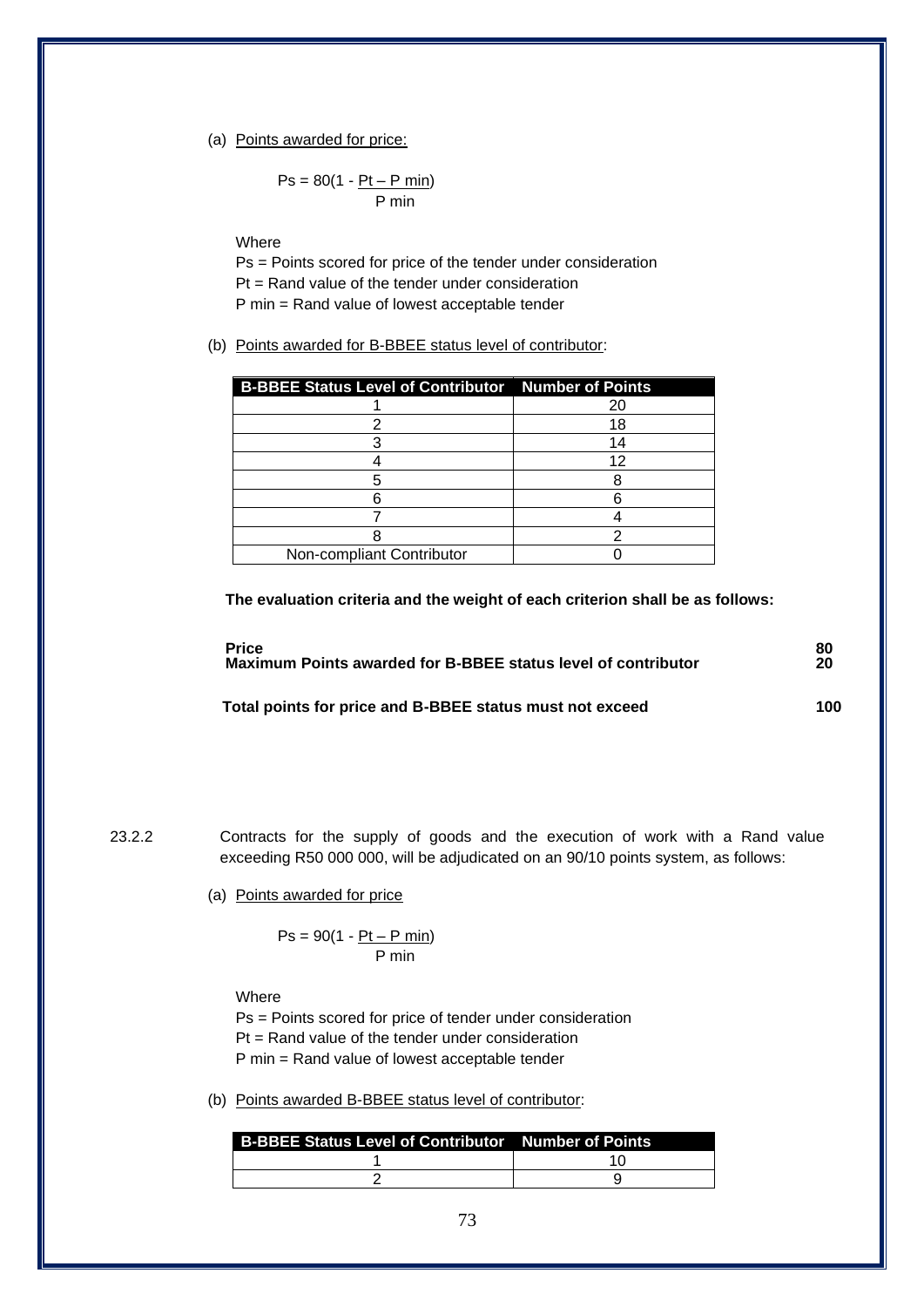(a) Points awarded for price:

$$Ps = 80\left(1 - \frac{Pt - P\,min}{P\,min}\right)$$

Where

Ps = Points scored for price of the tender under consideration

Pt = Rand value of the tender under consideration

P min = Rand value of lowest acceptable tender

(b) Points awarded for B-BBEE status level of contributor:

| B-BBEE Status Level of Contributor | Number of Points |
|---|---|
| 1 | 20 |
| 2 | 18 |
| 3 | 14 |
| 4 | 12 |
| 5 | 8 |
| 6 | 6 |
| 7 | 4 |
| 8 | 2 |
| Non-compliant Contributor | 0 |

**The evaluation criteria and the weight of each criterion shall be as follows:**

| | |
|---|---|
| **Price** | **80** |
| **Maximum Points awarded for B-BBEE status level of contributor** | **20** |
| **Total points for price and B-BBEE status must not exceed** | **100** |

23.2.2 Contracts for the supply of goods and the execution of work with a Rand value exceeding R50 000 000, will be adjudicated on an 90/10 points system, as follows:

(a) Points awarded for price

$$Ps = 90\left(1 - \frac{Pt - P\,min}{P\,min}\right)$$

Where

Ps = Points scored for price of tender under consideration

Pt = Rand value of the tender under consideration

P min = Rand value of lowest acceptable tender

(b) Points awarded B-BBEE status level of contributor:

| B-BBEE Status Level of Contributor | Number of Points |
|---|---|
| 1 | 10 |
| 2 | 9 |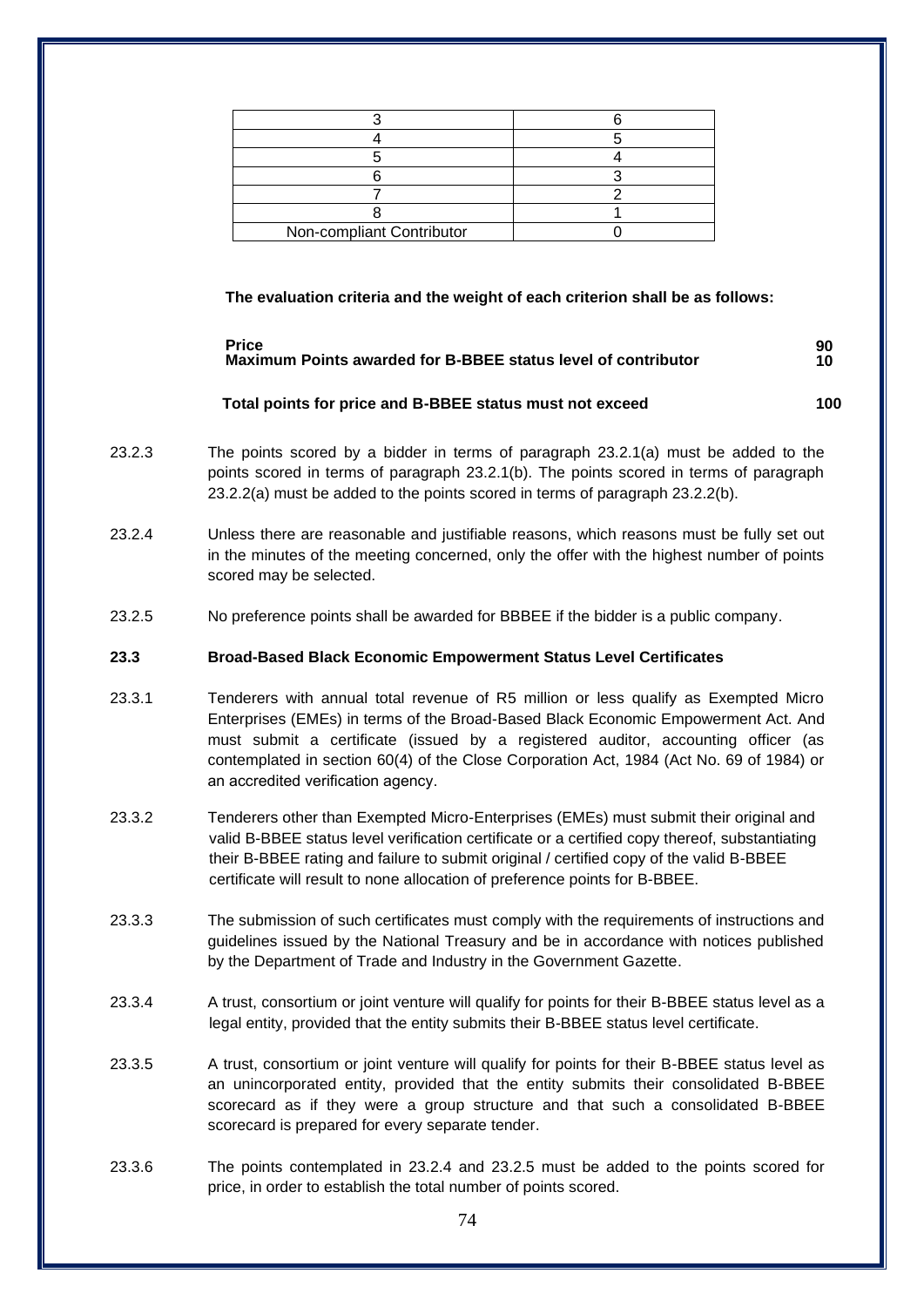| 3 | 6 |
|---|---|
| 4 | 5 |
| 5 | 4 |
| 6 | 3 |
| 7 | 2 |
| 8 | 1 |
| Non-compliant Contributor | 0 |

**The evaluation criteria and the weight of each criterion shall be as follows:**

| | |
|---|---|
| **Price** | **90** |
| **Maximum Points awarded for B-BBEE status level of contributor** | **10** |
| **Total points for price and B-BBEE status must not exceed** | **100** |

23.2.3 The points scored by a bidder in terms of paragraph 23.2.1(a) must be added to the points scored in terms of paragraph 23.2.1(b). The points scored in terms of paragraph 23.2.2(a) must be added to the points scored in terms of paragraph 23.2.2(b).

23.2.4 Unless there are reasonable and justifiable reasons, which reasons must be fully set out in the minutes of the meeting concerned, only the offer with the highest number of points scored may be selected.

23.2.5 No preference points shall be awarded for BBBEE if the bidder is a public company.

**23.3 Broad-Based Black Economic Empowerment Status Level Certificates**

23.3.1 Tenderers with annual total revenue of R5 million or less qualify as Exempted Micro Enterprises (EMEs) in terms of the Broad-Based Black Economic Empowerment Act. And must submit a certificate (issued by a registered auditor, accounting officer (as contemplated in section 60(4) of the Close Corporation Act, 1984 (Act No. 69 of 1984) or an accredited verification agency.

23.3.2 Tenderers other than Exempted Micro-Enterprises (EMEs) must submit their original and valid B-BBEE status level verification certificate or a certified copy thereof, substantiating their B-BBEE rating and failure to submit original / certified copy of the valid B-BBEE certificate will result to none allocation of preference points for B-BBEE.

23.3.3 The submission of such certificates must comply with the requirements of instructions and guidelines issued by the National Treasury and be in accordance with notices published by the Department of Trade and Industry in the Government Gazette.

23.3.4 A trust, consortium or joint venture will qualify for points for their B-BBEE status level as a legal entity, provided that the entity submits their B-BBEE status level certificate.

23.3.5 A trust, consortium or joint venture will qualify for points for their B-BBEE status level as an unincorporated entity, provided that the entity submits their consolidated B-BBEE scorecard as if they were a group structure and that such a consolidated B-BBEE scorecard is prepared for every separate tender.

23.3.6 The points contemplated in 23.2.4 and 23.2.5 must be added to the points scored for price, in order to establish the total number of points scored.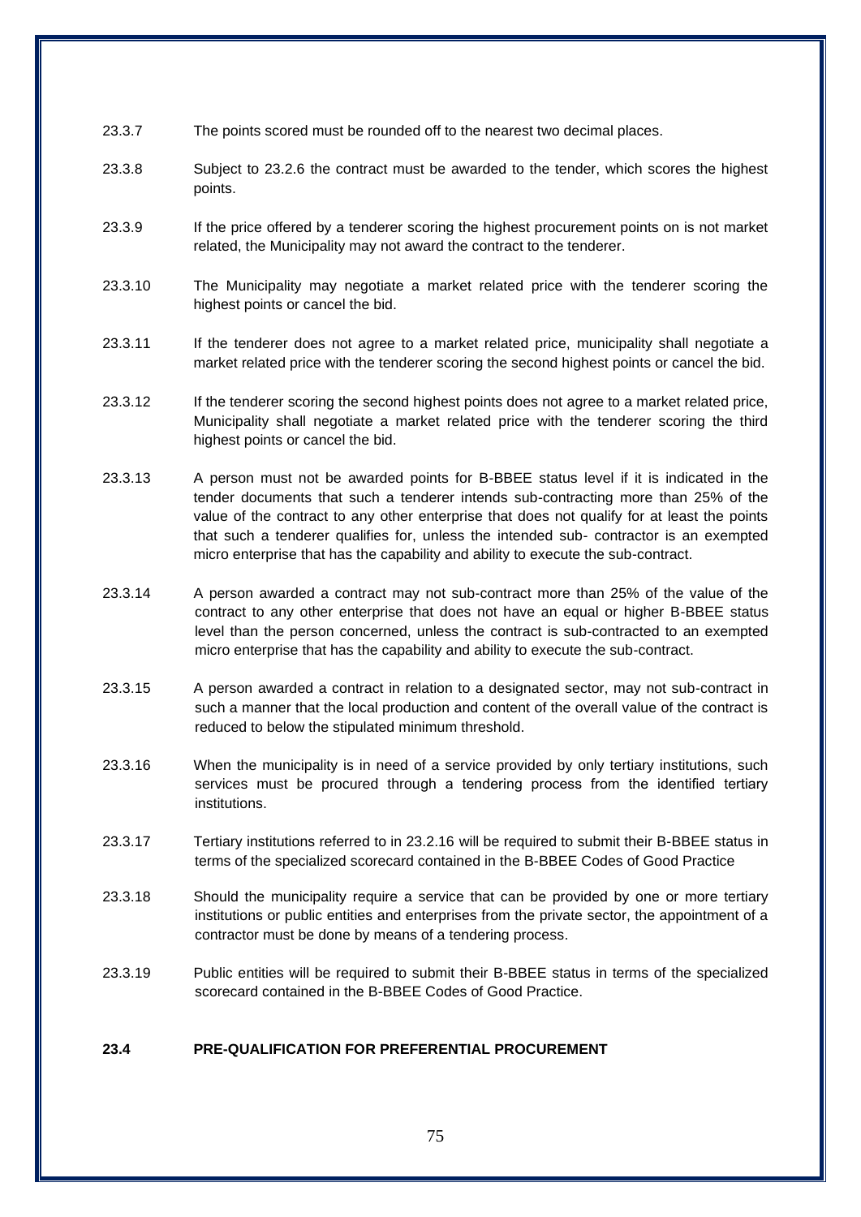23.3.7 The points scored must be rounded off to the nearest two decimal places.

23.3.8 Subject to 23.2.6 the contract must be awarded to the tender, which scores the highest points.

23.3.9 If the price offered by a tenderer scoring the highest procurement points on is not market related, the Municipality may not award the contract to the tenderer.

23.3.10 The Municipality may negotiate a market related price with the tenderer scoring the highest points or cancel the bid.

23.3.11 If the tenderer does not agree to a market related price, municipality shall negotiate a market related price with the tenderer scoring the second highest points or cancel the bid.

23.3.12 If the tenderer scoring the second highest points does not agree to a market related price, Municipality shall negotiate a market related price with the tenderer scoring the third highest points or cancel the bid.

23.3.13 A person must not be awarded points for B-BBEE status level if it is indicated in the tender documents that such a tenderer intends sub-contracting more than 25% of the value of the contract to any other enterprise that does not qualify for at least the points that such a tenderer qualifies for, unless the intended sub- contractor is an exempted micro enterprise that has the capability and ability to execute the sub-contract.

23.3.14 A person awarded a contract may not sub-contract more than 25% of the value of the contract to any other enterprise that does not have an equal or higher B-BBEE status level than the person concerned, unless the contract is sub-contracted to an exempted micro enterprise that has the capability and ability to execute the sub-contract.

23.3.15 A person awarded a contract in relation to a designated sector, may not sub-contract in such a manner that the local production and content of the overall value of the contract is reduced to below the stipulated minimum threshold.

23.3.16 When the municipality is in need of a service provided by only tertiary institutions, such services must be procured through a tendering process from the identified tertiary institutions.

23.3.17 Tertiary institutions referred to in 23.2.16 will be required to submit their B-BBEE status in terms of the specialized scorecard contained in the B-BBEE Codes of Good Practice

23.3.18 Should the municipality require a service that can be provided by one or more tertiary institutions or public entities and enterprises from the private sector, the appointment of a contractor must be done by means of a tendering process.

23.3.19 Public entities will be required to submit their B-BBEE status in terms of the specialized scorecard contained in the B-BBEE Codes of Good Practice.

**23.4 PRE-QUALIFICATION FOR PREFERENTIAL PROCUREMENT**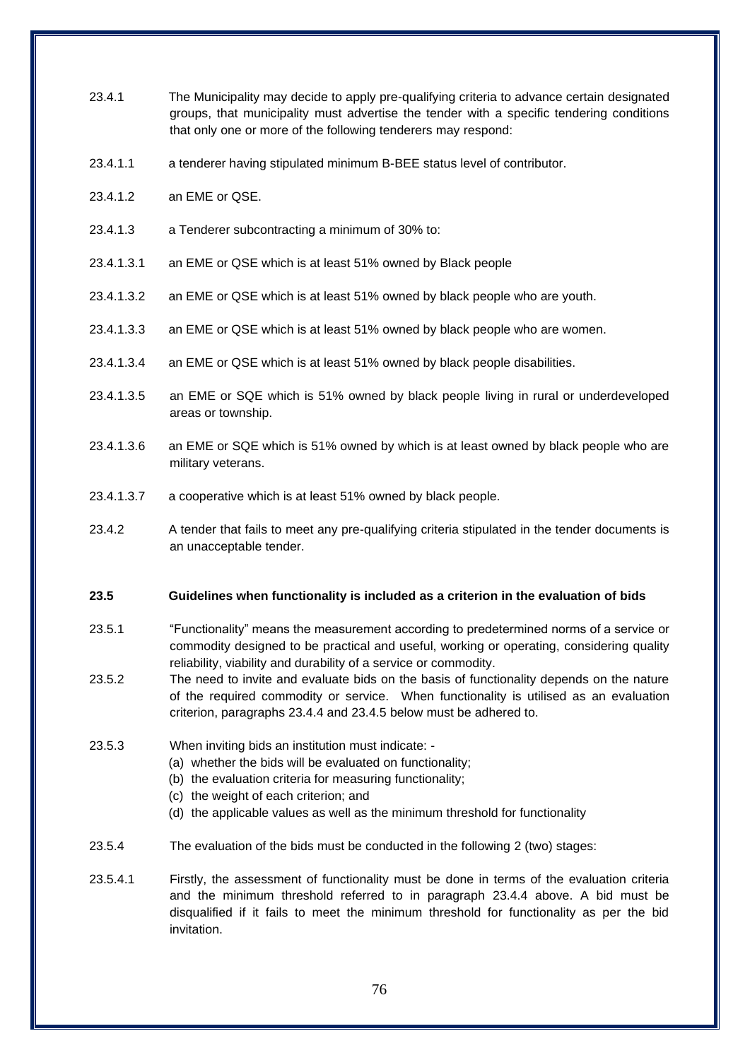23.4.1 The Municipality may decide to apply pre-qualifying criteria to advance certain designated groups, that municipality must advertise the tender with a specific tendering conditions that only one or more of the following tenderers may respond:

23.4.1.1 a tenderer having stipulated minimum B-BEE status level of contributor.

23.4.1.2 an EME or QSE.

23.4.1.3 a Tenderer subcontracting a minimum of 30% to:

23.4.1.3.1 an EME or QSE which is at least 51% owned by Black people

23.4.1.3.2 an EME or QSE which is at least 51% owned by black people who are youth.

23.4.1.3.3 an EME or QSE which is at least 51% owned by black people who are women.

23.4.1.3.4 an EME or QSE which is at least 51% owned by black people disabilities.

23.4.1.3.5 an EME or SQE which is 51% owned by black people living in rural or underdeveloped areas or township.

23.4.1.3.6 an EME or SQE which is 51% owned by which is at least owned by black people who are military veterans.

23.4.1.3.7 a cooperative which is at least 51% owned by black people.

23.4.2 A tender that fails to meet any pre-qualifying criteria stipulated in the tender documents is an unacceptable tender.

**23.5 Guidelines when functionality is included as a criterion in the evaluation of bids**

23.5.1 "Functionality" means the measurement according to predetermined norms of a service or commodity designed to be practical and useful, working or operating, considering quality reliability, viability and durability of a service or commodity.

23.5.2 The need to invite and evaluate bids on the basis of functionality depends on the nature of the required commodity or service. When functionality is utilised as an evaluation criterion, paragraphs 23.4.4 and 23.4.5 below must be adhered to.

23.5.3 When inviting bids an institution must indicate: -

(a) whether the bids will be evaluated on functionality;
(b) the evaluation criteria for measuring functionality;
(c) the weight of each criterion; and
(d) the applicable values as well as the minimum threshold for functionality

23.5.4 The evaluation of the bids must be conducted in the following 2 (two) stages:

23.5.4.1 Firstly, the assessment of functionality must be done in terms of the evaluation criteria and the minimum threshold referred to in paragraph 23.4.4 above. A bid must be disqualified if it fails to meet the minimum threshold for functionality as per the bid invitation.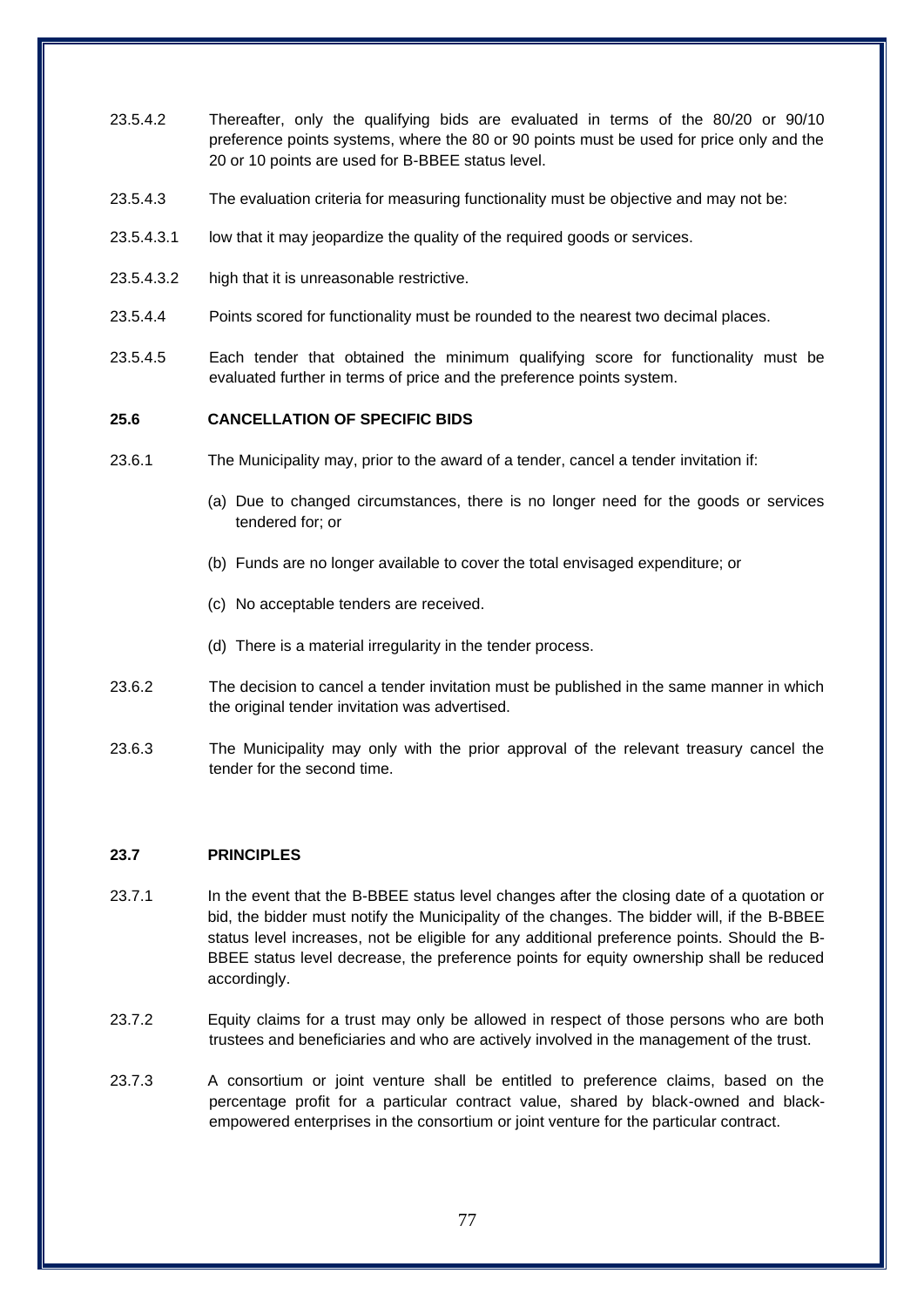23.5.4.2 Thereafter, only the qualifying bids are evaluated in terms of the 80/20 or 90/10 preference points systems, where the 80 or 90 points must be used for price only and the 20 or 10 points are used for B-BBEE status level.

23.5.4.3 The evaluation criteria for measuring functionality must be objective and may not be:

23.5.4.3.1 low that it may jeopardize the quality of the required goods or services.

23.5.4.3.2 high that it is unreasonable restrictive.

23.5.4.4 Points scored for functionality must be rounded to the nearest two decimal places.

23.5.4.5 Each tender that obtained the minimum qualifying score for functionality must be evaluated further in terms of price and the preference points system.

**25.6 CANCELLATION OF SPECIFIC BIDS**

23.6.1 The Municipality may, prior to the award of a tender, cancel a tender invitation if:

(a) Due to changed circumstances, there is no longer need for the goods or services tendered for; or

(b) Funds are no longer available to cover the total envisaged expenditure; or

(c) No acceptable tenders are received.

(d) There is a material irregularity in the tender process.

23.6.2 The decision to cancel a tender invitation must be published in the same manner in which the original tender invitation was advertised.

23.6.3 The Municipality may only with the prior approval of the relevant treasury cancel the tender for the second time.

**23.7 PRINCIPLES**

23.7.1 In the event that the B-BBEE status level changes after the closing date of a quotation or bid, the bidder must notify the Municipality of the changes. The bidder will, if the B-BBEE status level increases, not be eligible for any additional preference points. Should the B-BBEE status level decrease, the preference points for equity ownership shall be reduced accordingly.

23.7.2 Equity claims for a trust may only be allowed in respect of those persons who are both trustees and beneficiaries and who are actively involved in the management of the trust.

23.7.3 A consortium or joint venture shall be entitled to preference claims, based on the percentage profit for a particular contract value, shared by black-owned and black-empowered enterprises in the consortium or joint venture for the particular contract.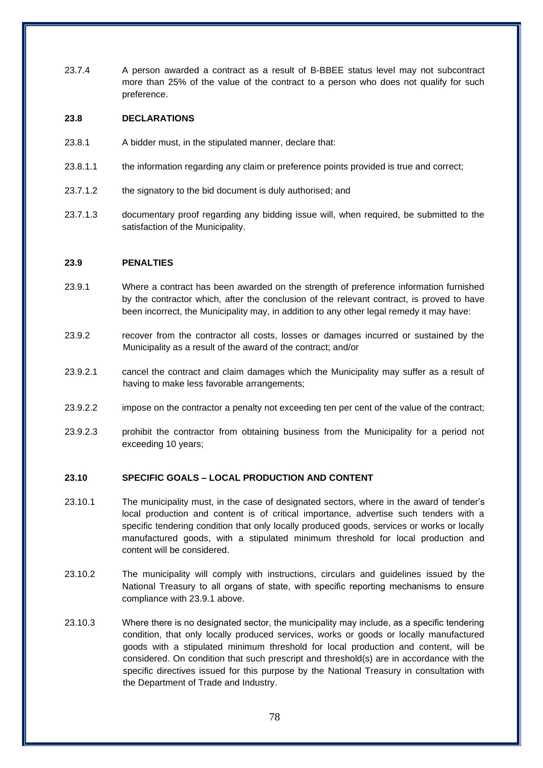23.7.4 A person awarded a contract as a result of B-BBEE status level may not subcontract more than 25% of the value of the contract to a person who does not qualify for such preference.

**23.8 DECLARATIONS**

23.8.1 A bidder must, in the stipulated manner, declare that:

23.8.1.1 the information regarding any claim or preference points provided is true and correct;

23.7.1.2 the signatory to the bid document is duly authorised; and

23.7.1.3 documentary proof regarding any bidding issue will, when required, be submitted to the satisfaction of the Municipality.

**23.9 PENALTIES**

23.9.1 Where a contract has been awarded on the strength of preference information furnished by the contractor which, after the conclusion of the relevant contract, is proved to have been incorrect, the Municipality may, in addition to any other legal remedy it may have:

23.9.2 recover from the contractor all costs, losses or damages incurred or sustained by the Municipality as a result of the award of the contract; and/or

23.9.2.1 cancel the contract and claim damages which the Municipality may suffer as a result of having to make less favorable arrangements;

23.9.2.2 impose on the contractor a penalty not exceeding ten per cent of the value of the contract;

23.9.2.3 prohibit the contractor from obtaining business from the Municipality for a period not exceeding 10 years;

**23.10 SPECIFIC GOALS – LOCAL PRODUCTION AND CONTENT**

23.10.1 The municipality must, in the case of designated sectors, where in the award of tender's local production and content is of critical importance, advertise such tenders with a specific tendering condition that only locally produced goods, services or works or locally manufactured goods, with a stipulated minimum threshold for local production and content will be considered.

23.10.2 The municipality will comply with instructions, circulars and guidelines issued by the National Treasury to all organs of state, with specific reporting mechanisms to ensure compliance with 23.9.1 above.

23.10.3 Where there is no designated sector, the municipality may include, as a specific tendering condition, that only locally produced services, works or goods or locally manufactured goods with a stipulated minimum threshold for local production and content, will be considered. On condition that such prescript and threshold(s) are in accordance with the specific directives issued for this purpose by the National Treasury in consultation with the Department of Trade and Industry.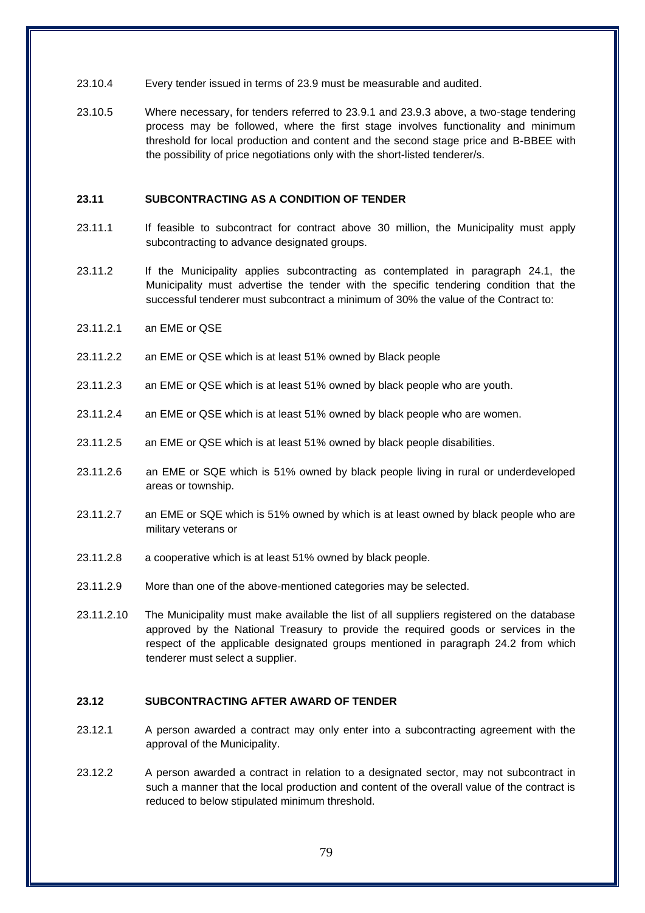23.10.4 Every tender issued in terms of 23.9 must be measurable and audited.

23.10.5 Where necessary, for tenders referred to 23.9.1 and 23.9.3 above, a two-stage tendering process may be followed, where the first stage involves functionality and minimum threshold for local production and content and the second stage price and B-BBEE with the possibility of price negotiations only with the short-listed tenderer/s.

### 23.11 SUBCONTRACTING AS A CONDITION OF TENDER

23.11.1 If feasible to subcontract for contract above 30 million, the Municipality must apply subcontracting to advance designated groups.

23.11.2 If the Municipality applies subcontracting as contemplated in paragraph 24.1, the Municipality must advertise the tender with the specific tendering condition that the successful tenderer must subcontract a minimum of 30% the value of the Contract to:

23.11.2.1 an EME or QSE

23.11.2.2 an EME or QSE which is at least 51% owned by Black people

23.11.2.3 an EME or QSE which is at least 51% owned by black people who are youth.

23.11.2.4 an EME or QSE which is at least 51% owned by black people who are women.

23.11.2.5 an EME or QSE which is at least 51% owned by black people disabilities.

23.11.2.6 an EME or SQE which is 51% owned by black people living in rural or underdeveloped areas or township.

23.11.2.7 an EME or SQE which is 51% owned by which is at least owned by black people who are military veterans or

23.11.2.8 a cooperative which is at least 51% owned by black people.

23.11.2.9 More than one of the above-mentioned categories may be selected.

23.11.2.10 The Municipality must make available the list of all suppliers registered on the database approved by the National Treasury to provide the required goods or services in the respect of the applicable designated groups mentioned in paragraph 24.2 from which tenderer must select a supplier.

### 23.12 SUBCONTRACTING AFTER AWARD OF TENDER

23.12.1 A person awarded a contract may only enter into a subcontracting agreement with the approval of the Municipality.

23.12.2 A person awarded a contract in relation to a designated sector, may not subcontract in such a manner that the local production and content of the overall value of the contract is reduced to below stipulated minimum threshold.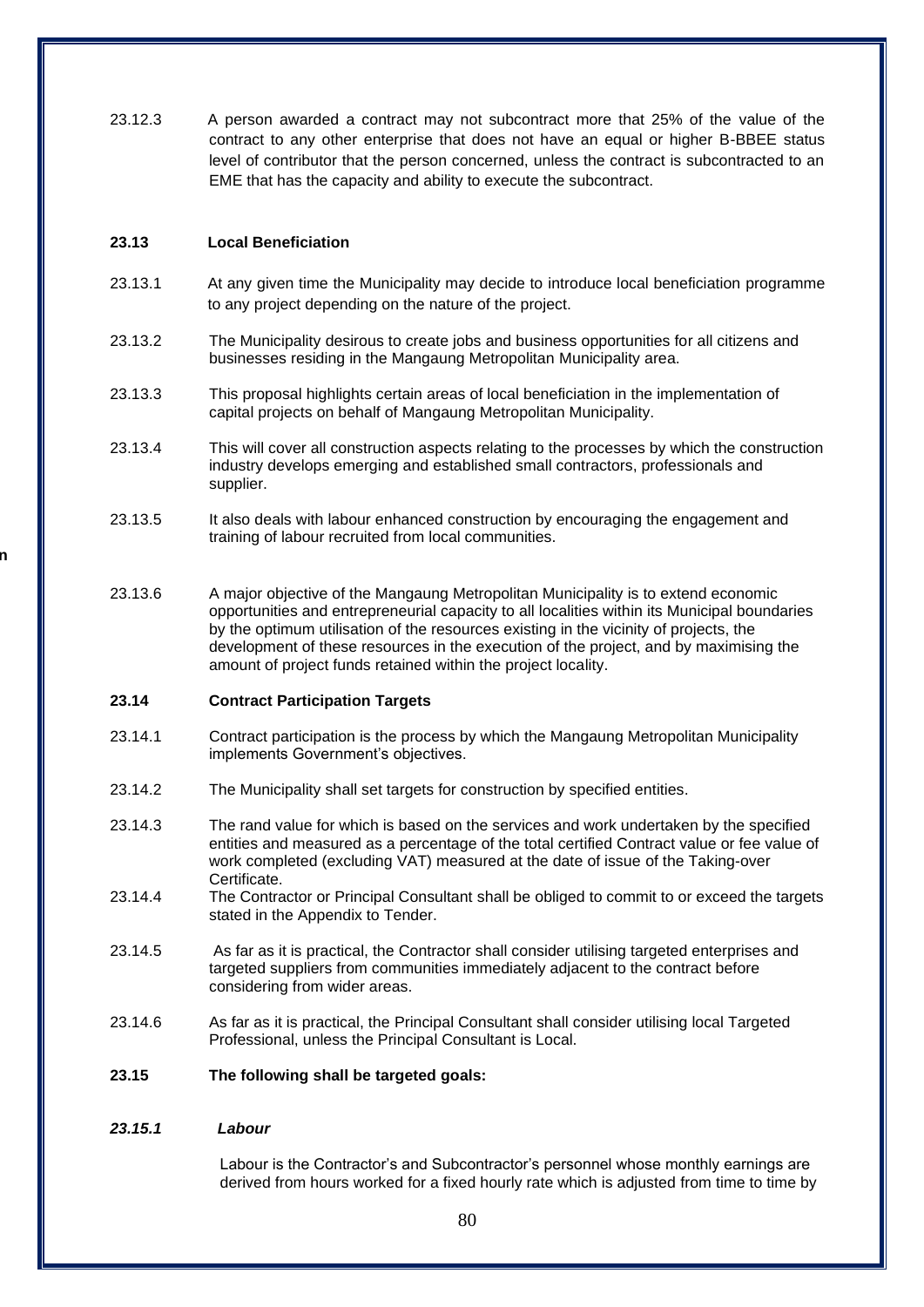23.12.3 A person awarded a contract may not subcontract more that 25% of the value of the contract to any other enterprise that does not have an equal or higher B-BBEE status level of contributor that the person concerned, unless the contract is subcontracted to an EME that has the capacity and ability to execute the subcontract.

**23.13 Local Beneficiation**

23.13.1 At any given time the Municipality may decide to introduce local beneficiation programme to any project depending on the nature of the project.

23.13.2 The Municipality desirous to create jobs and business opportunities for all citizens and businesses residing in the Mangaung Metropolitan Municipality area.

23.13.3 This proposal highlights certain areas of local beneficiation in the implementation of capital projects on behalf of Mangaung Metropolitan Municipality.

23.13.4 This will cover all construction aspects relating to the processes by which the construction industry develops emerging and established small contractors, professionals and supplier.

23.13.5 It also deals with labour enhanced construction by encouraging the engagement and training of labour recruited from local communities.

23.13.6 A major objective of the Mangaung Metropolitan Municipality is to extend economic opportunities and entrepreneurial capacity to all localities within its Municipal boundaries by the optimum utilisation of the resources existing in the vicinity of projects, the development of these resources in the execution of the project, and by maximising the amount of project funds retained within the project locality.

**23.14 Contract Participation Targets**

23.14.1 Contract participation is the process by which the Mangaung Metropolitan Municipality implements Government's objectives.

23.14.2 The Municipality shall set targets for construction by specified entities.

23.14.3 The rand value for which is based on the services and work undertaken by the specified entities and measured as a percentage of the total certified Contract value or fee value of work completed (excluding VAT) measured at the date of issue of the Taking-over Certificate.

23.14.4 The Contractor or Principal Consultant shall be obliged to commit to or exceed the targets stated in the Appendix to Tender.

23.14.5 As far as it is practical, the Contractor shall consider utilising targeted enterprises and targeted suppliers from communities immediately adjacent to the contract before considering from wider areas.

23.14.6 As far as it is practical, the Principal Consultant shall consider utilising local Targeted Professional, unless the Principal Consultant is Local.

**23.15 The following shall be targeted goals:**

***23.15.1 Labour***

Labour is the Contractor's and Subcontractor's personnel whose monthly earnings are derived from hours worked for a fixed hourly rate which is adjusted from time to time by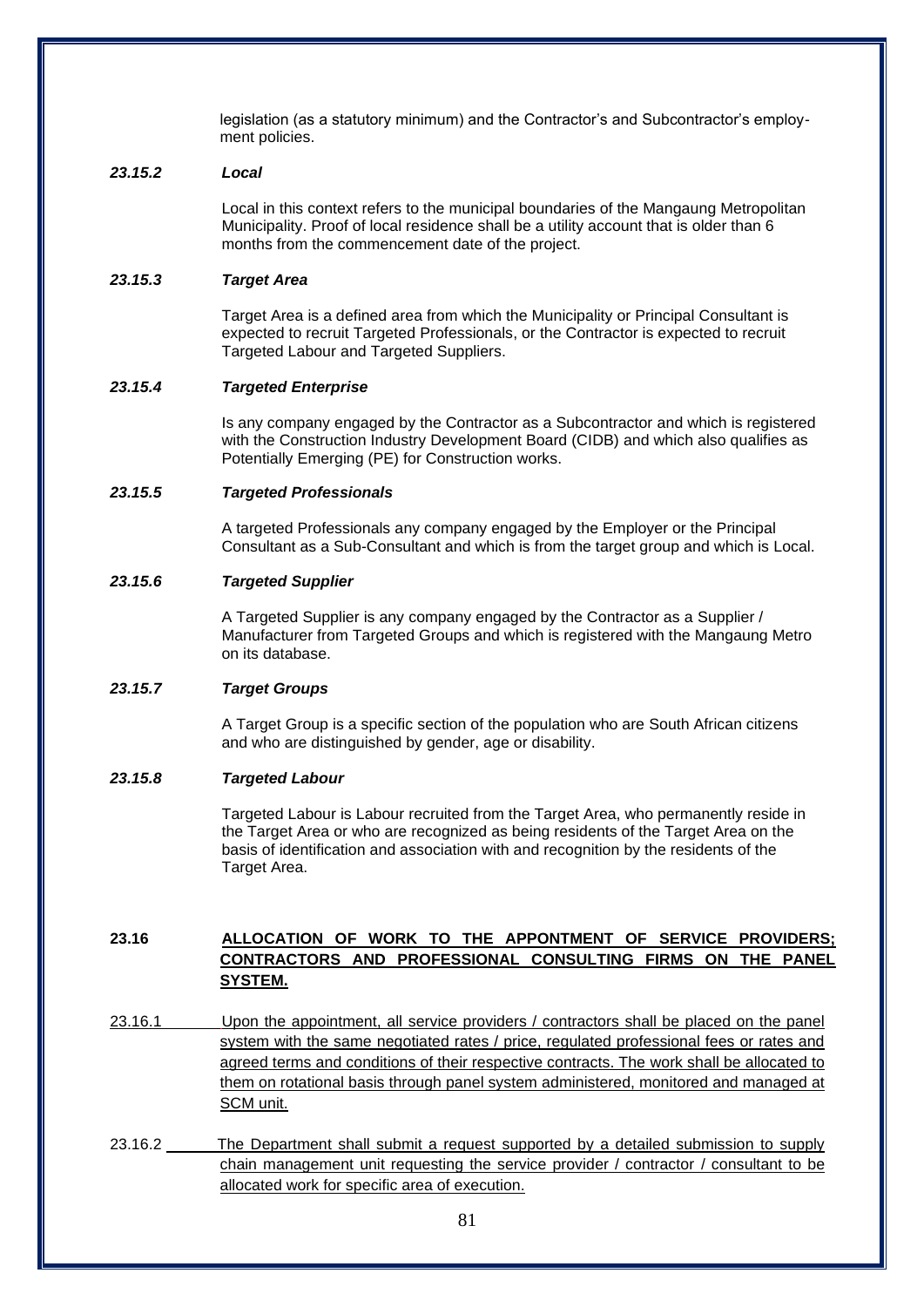legislation (as a statutory minimum) and the Contractor's and Subcontractor's employment policies.

***23.15.2 Local***

Local in this context refers to the municipal boundaries of the Mangaung Metropolitan Municipality. Proof of local residence shall be a utility account that is older than 6 months from the commencement date of the project.

***23.15.3 Target Area***

Target Area is a defined area from which the Municipality or Principal Consultant is expected to recruit Targeted Professionals, or the Contractor is expected to recruit Targeted Labour and Targeted Suppliers.

***23.15.4 Targeted Enterprise***

Is any company engaged by the Contractor as a Subcontractor and which is registered with the Construction Industry Development Board (CIDB) and which also qualifies as Potentially Emerging (PE) for Construction works.

***23.15.5 Targeted Professionals***

A targeted Professionals any company engaged by the Employer or the Principal Consultant as a Sub-Consultant and which is from the target group and which is Local.

***23.15.6 Targeted Supplier***

A Targeted Supplier is any company engaged by the Contractor as a Supplier / Manufacturer from Targeted Groups and which is registered with the Mangaung Metro on its database.

***23.15.7 Target Groups***

A Target Group is a specific section of the population who are South African citizens and who are distinguished by gender, age or disability.

***23.15.8 Targeted Labour***

Targeted Labour is Labour recruited from the Target Area, who permanently reside in the Target Area or who are recognized as being residents of the Target Area on the basis of identification and association with and recognition by the residents of the Target Area.

**23.16 <u>ALLOCATION OF WORK TO THE APPONTMENT OF SERVICE PROVIDERS; CONTRACTORS AND PROFESSIONAL CONSULTING FIRMS ON THE PANEL SYSTEM.</u>**

<u>23.16.1 Upon the appointment, all service providers / contractors shall be placed on the panel system with the same negotiated rates / price, regulated professional fees or rates and agreed terms and conditions of their respective contracts. The work shall be allocated to them on rotational basis through panel system administered, monitored and managed at SCM unit.</u>

23.16.2 <u>The Department shall submit a request supported by a detailed submission to supply chain management unit requesting the service provider / contractor / consultant to be allocated work for specific area of execution.</u>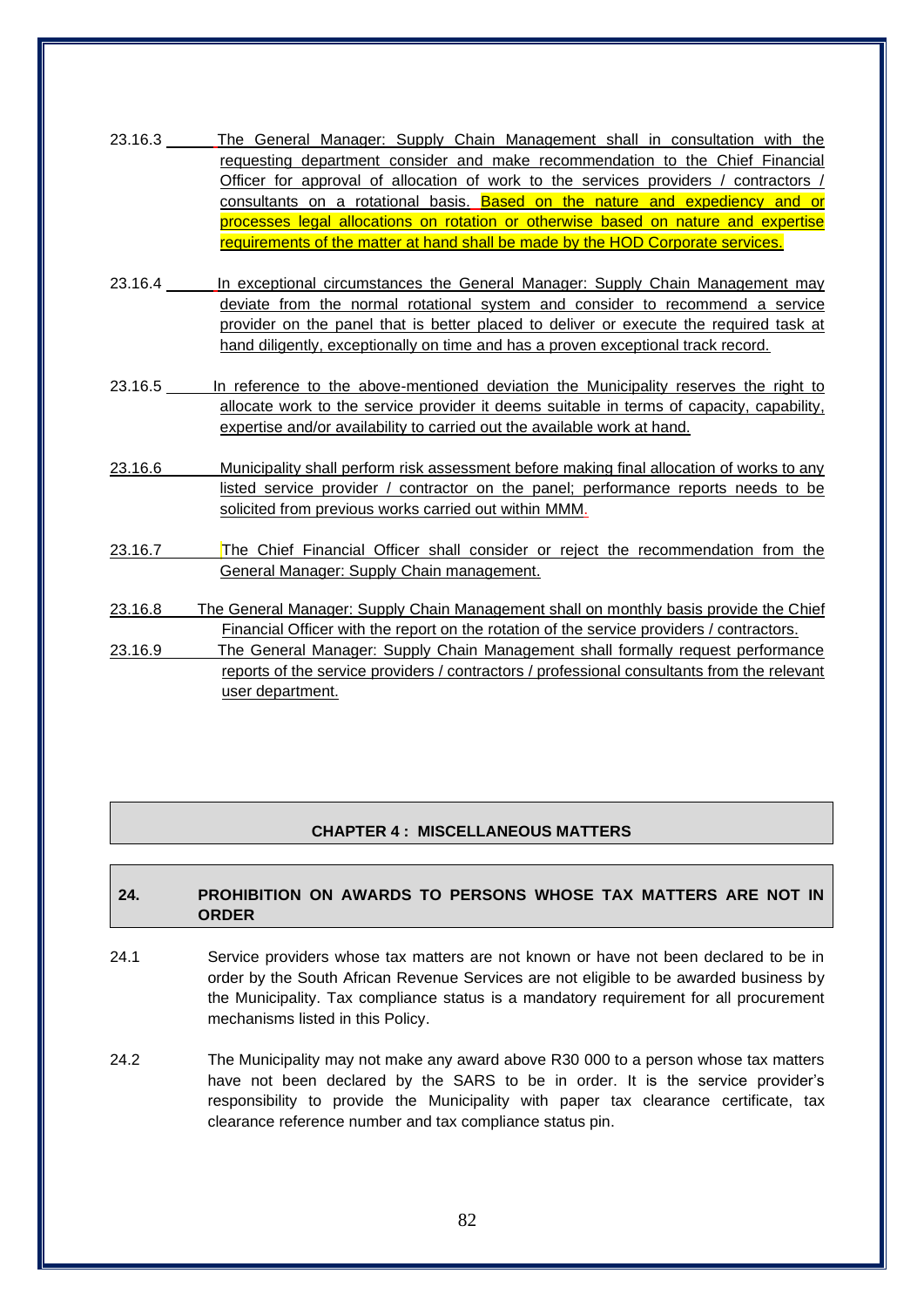23.16.3 The General Manager: Supply Chain Management shall in consultation with the requesting department consider and make recommendation to the Chief Financial Officer for approval of allocation of work to the services providers / contractors / consultants on a rotational basis. Based on the nature and expediency and or processes legal allocations on rotation or otherwise based on nature and expertise requirements of the matter at hand shall be made by the HOD Corporate services.

23.16.4 In exceptional circumstances the General Manager: Supply Chain Management may deviate from the normal rotational system and consider to recommend a service provider on the panel that is better placed to deliver or execute the required task at hand diligently, exceptionally on time and has a proven exceptional track record.

23.16.5 In reference to the above-mentioned deviation the Municipality reserves the right to allocate work to the service provider it deems suitable in terms of capacity, capability, expertise and/or availability to carried out the available work at hand.

23.16.6 Municipality shall perform risk assessment before making final allocation of works to any listed service provider / contractor on the panel; performance reports needs to be solicited from previous works carried out within MMM.

23.16.7 The Chief Financial Officer shall consider or reject the recommendation from the General Manager: Supply Chain management.

23.16.8 The General Manager: Supply Chain Management shall on monthly basis provide the Chief Financial Officer with the report on the rotation of the service providers / contractors.

23.16.9 The General Manager: Supply Chain Management shall formally request performance reports of the service providers / contractors / professional consultants from the relevant user department.

## CHAPTER 4 : MISCELLANEOUS MATTERS

### 24. PROHIBITION ON AWARDS TO PERSONS WHOSE TAX MATTERS ARE NOT IN ORDER

24.1 Service providers whose tax matters are not known or have not been declared to be in order by the South African Revenue Services are not eligible to be awarded business by the Municipality. Tax compliance status is a mandatory requirement for all procurement mechanisms listed in this Policy.

24.2 The Municipality may not make any award above R30 000 to a person whose tax matters have not been declared by the SARS to be in order. It is the service provider's responsibility to provide the Municipality with paper tax clearance certificate, tax clearance reference number and tax compliance status pin.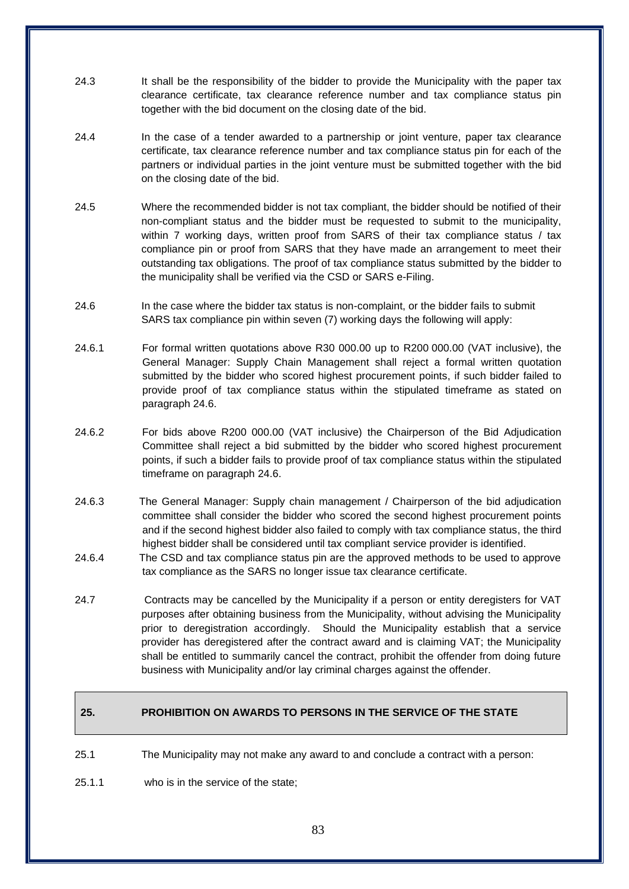24.3 It shall be the responsibility of the bidder to provide the Municipality with the paper tax clearance certificate, tax clearance reference number and tax compliance status pin together with the bid document on the closing date of the bid.

24.4 In the case of a tender awarded to a partnership or joint venture, paper tax clearance certificate, tax clearance reference number and tax compliance status pin for each of the partners or individual parties in the joint venture must be submitted together with the bid on the closing date of the bid.

24.5 Where the recommended bidder is not tax compliant, the bidder should be notified of their non-compliant status and the bidder must be requested to submit to the municipality, within 7 working days, written proof from SARS of their tax compliance status / tax compliance pin or proof from SARS that they have made an arrangement to meet their outstanding tax obligations. The proof of tax compliance status submitted by the bidder to the municipality shall be verified via the CSD or SARS e-Filing.

24.6 In the case where the bidder tax status is non-complaint, or the bidder fails to submit SARS tax compliance pin within seven (7) working days the following will apply:

24.6.1 For formal written quotations above R30 000.00 up to R200 000.00 (VAT inclusive), the General Manager: Supply Chain Management shall reject a formal written quotation submitted by the bidder who scored highest procurement points, if such bidder failed to provide proof of tax compliance status within the stipulated timeframe as stated on paragraph 24.6.

24.6.2 For bids above R200 000.00 (VAT inclusive) the Chairperson of the Bid Adjudication Committee shall reject a bid submitted by the bidder who scored highest procurement points, if such a bidder fails to provide proof of tax compliance status within the stipulated timeframe on paragraph 24.6.

24.6.3 The General Manager: Supply chain management / Chairperson of the bid adjudication committee shall consider the bidder who scored the second highest procurement points and if the second highest bidder also failed to comply with tax compliance status, the third highest bidder shall be considered until tax compliant service provider is identified.

24.6.4 The CSD and tax compliance status pin are the approved methods to be used to approve tax compliance as the SARS no longer issue tax clearance certificate.

24.7 Contracts may be cancelled by the Municipality if a person or entity deregisters for VAT purposes after obtaining business from the Municipality, without advising the Municipality prior to deregistration accordingly. Should the Municipality establish that a service provider has deregistered after the contract award and is claiming VAT; the Municipality shall be entitled to summarily cancel the contract, prohibit the offender from doing future business with Municipality and/or lay criminal charges against the offender.

## 25. PROHIBITION ON AWARDS TO PERSONS IN THE SERVICE OF THE STATE

25.1 The Municipality may not make any award to and conclude a contract with a person:

25.1.1 who is in the service of the state;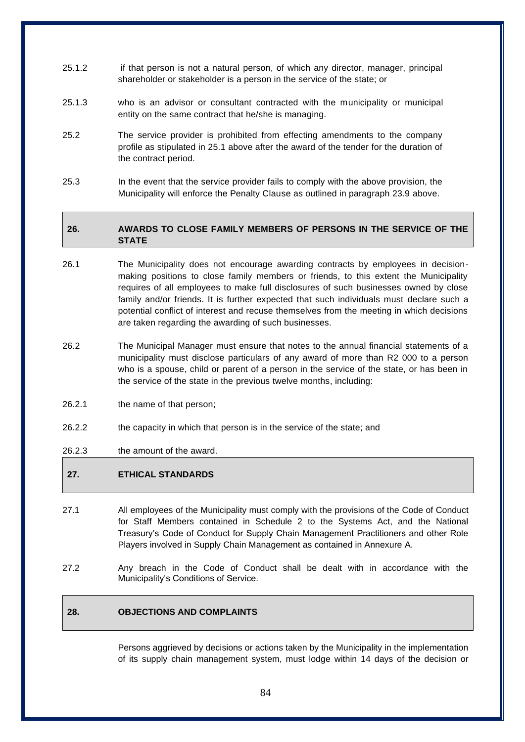25.1.2 if that person is not a natural person, of which any director, manager, principal shareholder or stakeholder is a person in the service of the state; or

25.1.3 who is an advisor or consultant contracted with the municipality or municipal entity on the same contract that he/she is managing.

25.2 The service provider is prohibited from effecting amendments to the company profile as stipulated in 25.1 above after the award of the tender for the duration of the contract period.

25.3 In the event that the service provider fails to comply with the above provision, the Municipality will enforce the Penalty Clause as outlined in paragraph 23.9 above.

## 26. AWARDS TO CLOSE FAMILY MEMBERS OF PERSONS IN THE SERVICE OF THE STATE

26.1 The Municipality does not encourage awarding contracts by employees in decision-making positions to close family members or friends, to this extent the Municipality requires of all employees to make full disclosures of such businesses owned by close family and/or friends. It is further expected that such individuals must declare such a potential conflict of interest and recuse themselves from the meeting in which decisions are taken regarding the awarding of such businesses.

26.2 The Municipal Manager must ensure that notes to the annual financial statements of a municipality must disclose particulars of any award of more than R2 000 to a person who is a spouse, child or parent of a person in the service of the state, or has been in the service of the state in the previous twelve months, including:

26.2.1 the name of that person;

26.2.2 the capacity in which that person is in the service of the state; and

26.2.3 the amount of the award.

## 27. ETHICAL STANDARDS

27.1 All employees of the Municipality must comply with the provisions of the Code of Conduct for Staff Members contained in Schedule 2 to the Systems Act, and the National Treasury's Code of Conduct for Supply Chain Management Practitioners and other Role Players involved in Supply Chain Management as contained in Annexure A.

27.2 Any breach in the Code of Conduct shall be dealt with in accordance with the Municipality's Conditions of Service.

## 28. OBJECTIONS AND COMPLAINTS

Persons aggrieved by decisions or actions taken by the Municipality in the implementation of its supply chain management system, must lodge within 14 days of the decision or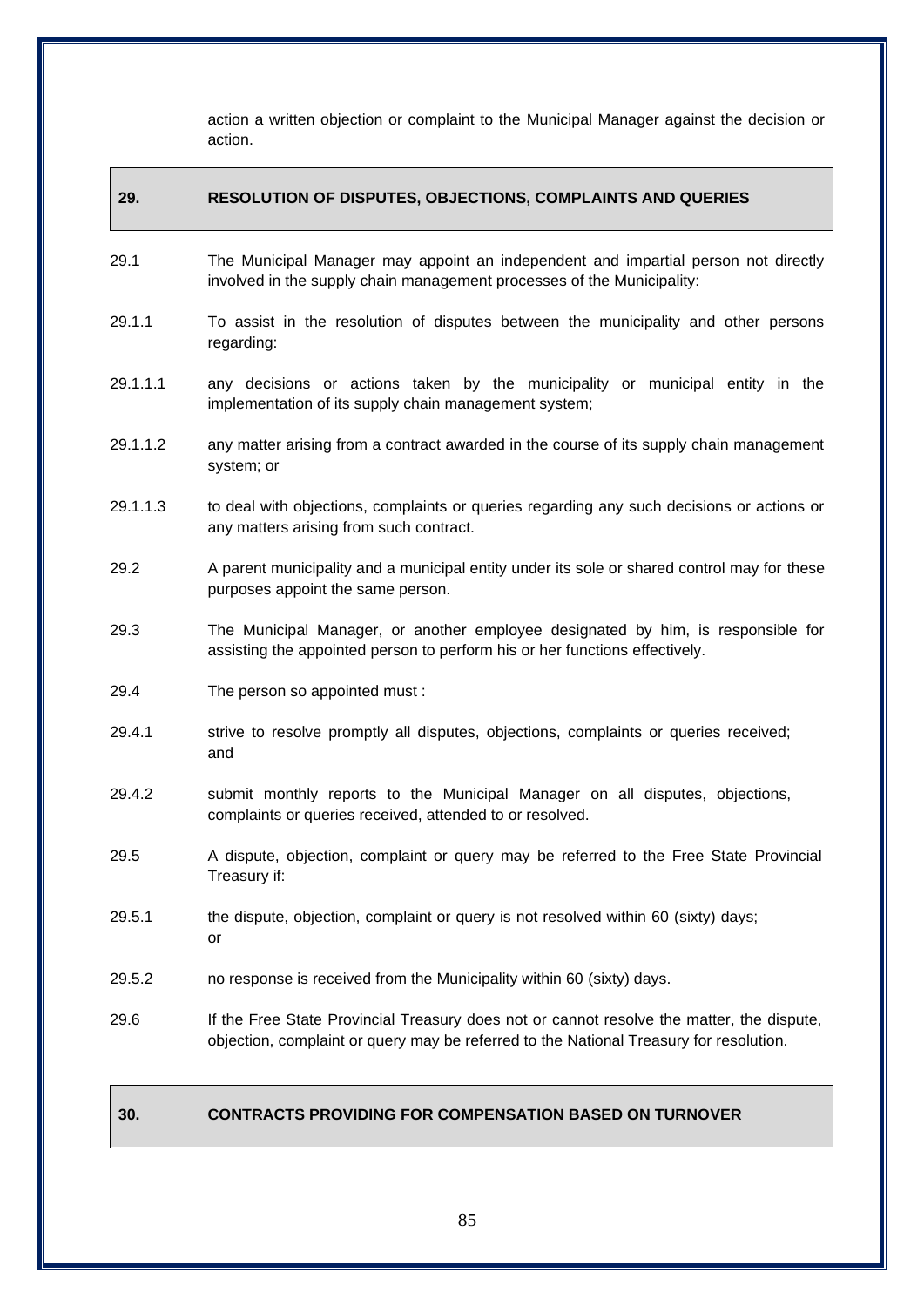action a written objection or complaint to the Municipal Manager against the decision or action.

## 29. RESOLUTION OF DISPUTES, OBJECTIONS, COMPLAINTS AND QUERIES

29.1 The Municipal Manager may appoint an independent and impartial person not directly involved in the supply chain management processes of the Municipality:

29.1.1 To assist in the resolution of disputes between the municipality and other persons regarding:

29.1.1.1 any decisions or actions taken by the municipality or municipal entity in the implementation of its supply chain management system;

29.1.1.2 any matter arising from a contract awarded in the course of its supply chain management system; or

29.1.1.3 to deal with objections, complaints or queries regarding any such decisions or actions or any matters arising from such contract.

29.2 A parent municipality and a municipal entity under its sole or shared control may for these purposes appoint the same person.

29.3 The Municipal Manager, or another employee designated by him, is responsible for assisting the appointed person to perform his or her functions effectively.

29.4 The person so appointed must :

29.4.1 strive to resolve promptly all disputes, objections, complaints or queries received; and

29.4.2 submit monthly reports to the Municipal Manager on all disputes, objections, complaints or queries received, attended to or resolved.

29.5 A dispute, objection, complaint or query may be referred to the Free State Provincial Treasury if:

29.5.1 the dispute, objection, complaint or query is not resolved within 60 (sixty) days; or

29.5.2 no response is received from the Municipality within 60 (sixty) days.

29.6 If the Free State Provincial Treasury does not or cannot resolve the matter, the dispute, objection, complaint or query may be referred to the National Treasury for resolution.

## 30. CONTRACTS PROVIDING FOR COMPENSATION BASED ON TURNOVER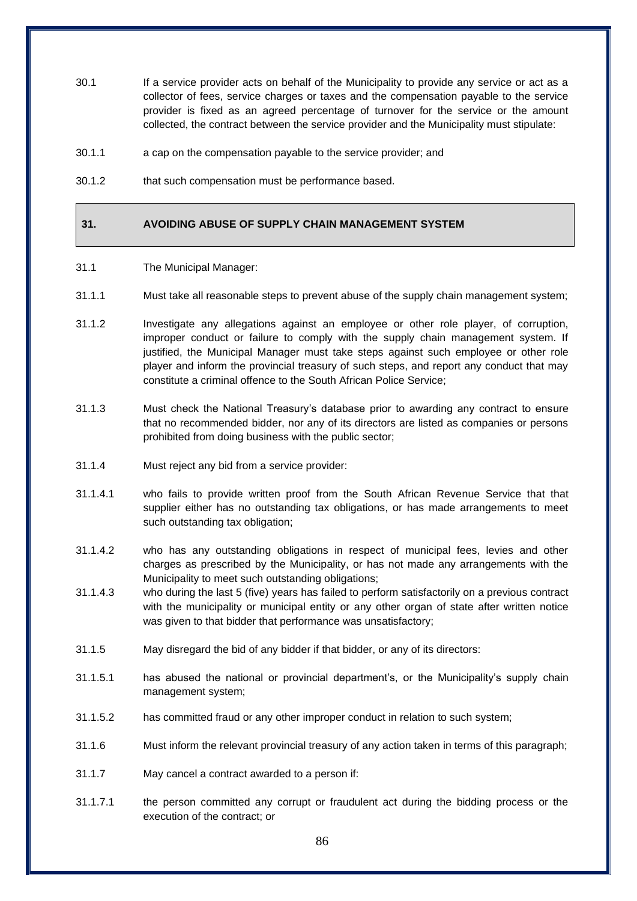30.1 If a service provider acts on behalf of the Municipality to provide any service or act as a collector of fees, service charges or taxes and the compensation payable to the service provider is fixed as an agreed percentage of turnover for the service or the amount collected, the contract between the service provider and the Municipality must stipulate:

30.1.1 a cap on the compensation payable to the service provider; and

30.1.2 that such compensation must be performance based.

## 31. AVOIDING ABUSE OF SUPPLY CHAIN MANAGEMENT SYSTEM

31.1 The Municipal Manager:

31.1.1 Must take all reasonable steps to prevent abuse of the supply chain management system;

31.1.2 Investigate any allegations against an employee or other role player, of corruption, improper conduct or failure to comply with the supply chain management system. If justified, the Municipal Manager must take steps against such employee or other role player and inform the provincial treasury of such steps, and report any conduct that may constitute a criminal offence to the South African Police Service;

31.1.3 Must check the National Treasury's database prior to awarding any contract to ensure that no recommended bidder, nor any of its directors are listed as companies or persons prohibited from doing business with the public sector;

31.1.4 Must reject any bid from a service provider:

31.1.4.1 who fails to provide written proof from the South African Revenue Service that that supplier either has no outstanding tax obligations, or has made arrangements to meet such outstanding tax obligation;

31.1.4.2 who has any outstanding obligations in respect of municipal fees, levies and other charges as prescribed by the Municipality, or has not made any arrangements with the Municipality to meet such outstanding obligations;

31.1.4.3 who during the last 5 (five) years has failed to perform satisfactorily on a previous contract with the municipality or municipal entity or any other organ of state after written notice was given to that bidder that performance was unsatisfactory;

31.1.5 May disregard the bid of any bidder if that bidder, or any of its directors:

31.1.5.1 has abused the national or provincial department's, or the Municipality's supply chain management system;

31.1.5.2 has committed fraud or any other improper conduct in relation to such system;

31.1.6 Must inform the relevant provincial treasury of any action taken in terms of this paragraph;

31.1.7 May cancel a contract awarded to a person if:

31.1.7.1 the person committed any corrupt or fraudulent act during the bidding process or the execution of the contract; or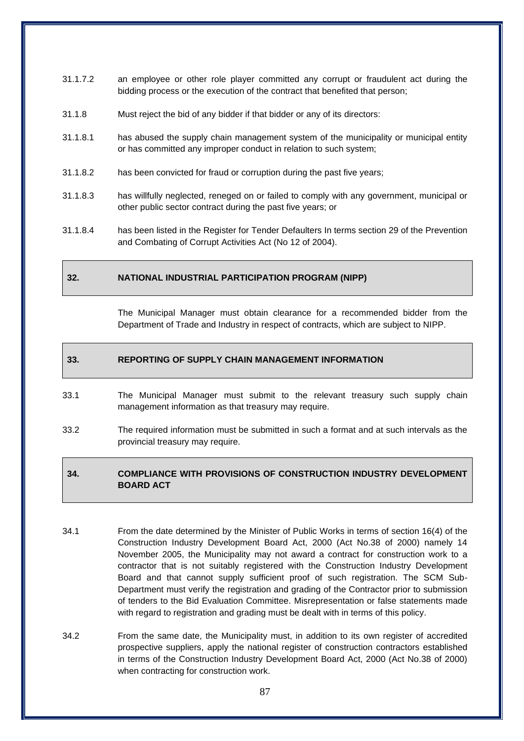31.1.7.2 an employee or other role player committed any corrupt or fraudulent act during the bidding process or the execution of the contract that benefited that person;

31.1.8 Must reject the bid of any bidder if that bidder or any of its directors:

31.1.8.1 has abused the supply chain management system of the municipality or municipal entity or has committed any improper conduct in relation to such system;

31.1.8.2 has been convicted for fraud or corruption during the past five years;

31.1.8.3 has willfully neglected, reneged on or failed to comply with any government, municipal or other public sector contract during the past five years; or

31.1.8.4 has been listed in the Register for Tender Defaulters In terms section 29 of the Prevention and Combating of Corrupt Activities Act (No 12 of 2004).

## 32. NATIONAL INDUSTRIAL PARTICIPATION PROGRAM (NIPP)

The Municipal Manager must obtain clearance for a recommended bidder from the Department of Trade and Industry in respect of contracts, which are subject to NIPP.

## 33. REPORTING OF SUPPLY CHAIN MANAGEMENT INFORMATION

33.1 The Municipal Manager must submit to the relevant treasury such supply chain management information as that treasury may require.

33.2 The required information must be submitted in such a format and at such intervals as the provincial treasury may require.

## 34. COMPLIANCE WITH PROVISIONS OF CONSTRUCTION INDUSTRY DEVELOPMENT BOARD ACT

34.1 From the date determined by the Minister of Public Works in terms of section 16(4) of the Construction Industry Development Board Act, 2000 (Act No.38 of 2000) namely 14 November 2005, the Municipality may not award a contract for construction work to a contractor that is not suitably registered with the Construction Industry Development Board and that cannot supply sufficient proof of such registration. The SCM Sub-Department must verify the registration and grading of the Contractor prior to submission of tenders to the Bid Evaluation Committee. Misrepresentation or false statements made with regard to registration and grading must be dealt with in terms of this policy.

34.2 From the same date, the Municipality must, in addition to its own register of accredited prospective suppliers, apply the national register of construction contractors established in terms of the Construction Industry Development Board Act, 2000 (Act No.38 of 2000) when contracting for construction work.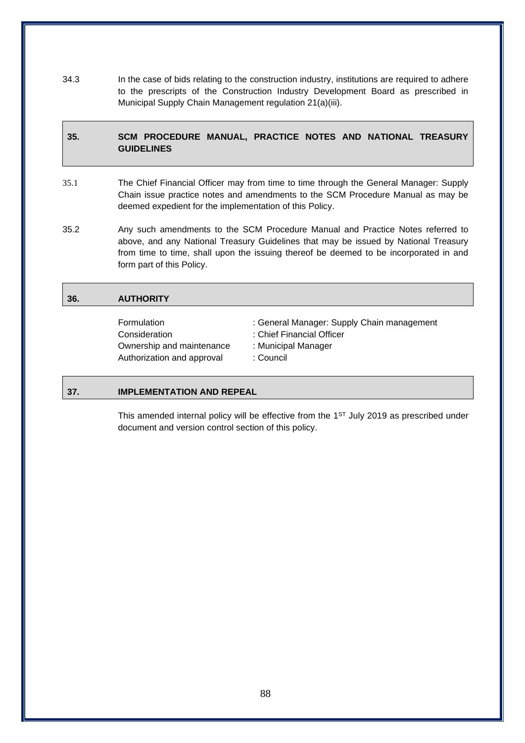34.3 In the case of bids relating to the construction industry, institutions are required to adhere to the prescripts of the Construction Industry Development Board as prescribed in Municipal Supply Chain Management regulation 21(a)(iii).

## 35. SCM PROCEDURE MANUAL, PRACTICE NOTES AND NATIONAL TREASURY GUIDELINES

35.1 The Chief Financial Officer may from time to time through the General Manager: Supply Chain issue practice notes and amendments to the SCM Procedure Manual as may be deemed expedient for the implementation of this Policy.

35.2 Any such amendments to the SCM Procedure Manual and Practice Notes referred to above, and any National Treasury Guidelines that may be issued by National Treasury from time to time, shall upon the issuing thereof be deemed to be incorporated in and form part of this Policy.

## 36. AUTHORITY

Formulation : General Manager: Supply Chain management
Consideration : Chief Financial Officer
Ownership and maintenance : Municipal Manager
Authorization and approval : Council

## 37. IMPLEMENTATION AND REPEAL

This amended internal policy will be effective from the 1ST July 2019 as prescribed under document and version control section of this policy.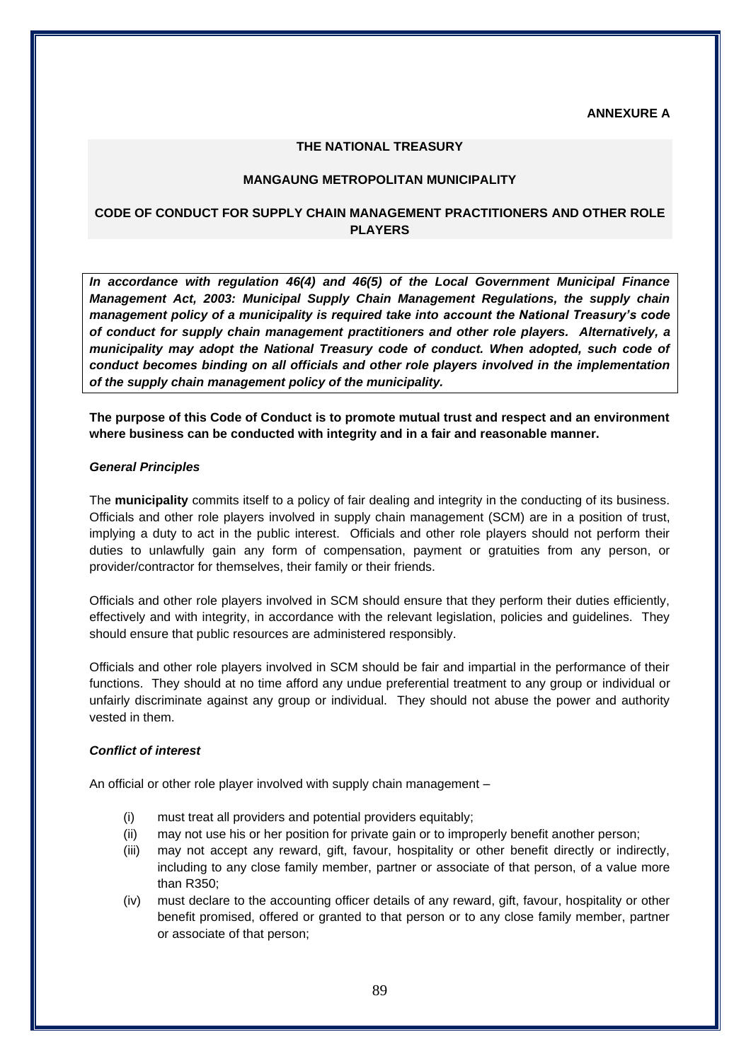**ANNEXURE A**

**THE NATIONAL TREASURY**

**MANGAUNG METROPOLITAN MUNICIPALITY**

**CODE OF CONDUCT FOR SUPPLY CHAIN MANAGEMENT PRACTITIONERS AND OTHER ROLE PLAYERS**

***In accordance with regulation 46(4) and 46(5) of the Local Government Municipal Finance Management Act, 2003: Municipal Supply Chain Management Regulations, the supply chain management policy of a municipality is required take into account the National Treasury's code of conduct for supply chain management practitioners and other role players. Alternatively, a municipality may adopt the National Treasury code of conduct. When adopted, such code of conduct becomes binding on all officials and other role players involved in the implementation of the supply chain management policy of the municipality.***

**The purpose of this Code of Conduct is to promote mutual trust and respect and an environment where business can be conducted with integrity and in a fair and reasonable manner.**

***General Principles***

The **municipality** commits itself to a policy of fair dealing and integrity in the conducting of its business. Officials and other role players involved in supply chain management (SCM) are in a position of trust, implying a duty to act in the public interest. Officials and other role players should not perform their duties to unlawfully gain any form of compensation, payment or gratuities from any person, or provider/contractor for themselves, their family or their friends.

Officials and other role players involved in SCM should ensure that they perform their duties efficiently, effectively and with integrity, in accordance with the relevant legislation, policies and guidelines. They should ensure that public resources are administered responsibly.

Officials and other role players involved in SCM should be fair and impartial in the performance of their functions. They should at no time afford any undue preferential treatment to any group or individual or unfairly discriminate against any group or individual. They should not abuse the power and authority vested in them.

***Conflict of interest***

An official or other role player involved with supply chain management –

- (i) must treat all providers and potential providers equitably;
- (ii) may not use his or her position for private gain or to improperly benefit another person;
- (iii) may not accept any reward, gift, favour, hospitality or other benefit directly or indirectly, including to any close family member, partner or associate of that person, of a value more than R350;
- (iv) must declare to the accounting officer details of any reward, gift, favour, hospitality or other benefit promised, offered or granted to that person or to any close family member, partner or associate of that person;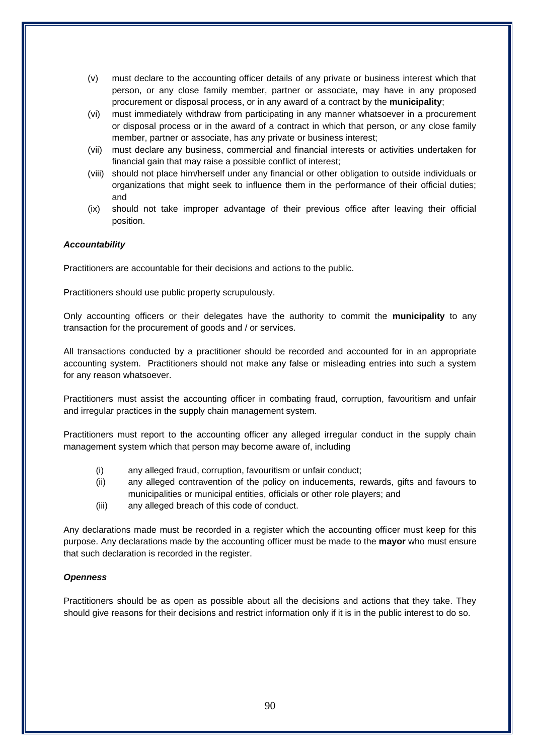(v) must declare to the accounting officer details of any private or business interest which that person, or any close family member, partner or associate, may have in any proposed procurement or disposal process, or in any award of a contract by the **municipality**;

(vi) must immediately withdraw from participating in any manner whatsoever in a procurement or disposal process or in the award of a contract in which that person, or any close family member, partner or associate, has any private or business interest;

(vii) must declare any business, commercial and financial interests or activities undertaken for financial gain that may raise a possible conflict of interest;

(viii) should not place him/herself under any financial or other obligation to outside individuals or organizations that might seek to influence them in the performance of their official duties; and

(ix) should not take improper advantage of their previous office after leaving their official position.

***Accountability***

Practitioners are accountable for their decisions and actions to the public.

Practitioners should use public property scrupulously.

Only accounting officers or their delegates have the authority to commit the **municipality** to any transaction for the procurement of goods and / or services.

All transactions conducted by a practitioner should be recorded and accounted for in an appropriate accounting system. Practitioners should not make any false or misleading entries into such a system for any reason whatsoever.

Practitioners must assist the accounting officer in combating fraud, corruption, favouritism and unfair and irregular practices in the supply chain management system.

Practitioners must report to the accounting officer any alleged irregular conduct in the supply chain management system which that person may become aware of, including

(i) any alleged fraud, corruption, favouritism or unfair conduct;

(ii) any alleged contravention of the policy on inducements, rewards, gifts and favours to municipalities or municipal entities, officials or other role players; and

(iii) any alleged breach of this code of conduct.

Any declarations made must be recorded in a register which the accounting officer must keep for this purpose. Any declarations made by the accounting officer must be made to the **mayor** who must ensure that such declaration is recorded in the register.

***Openness***

Practitioners should be as open as possible about all the decisions and actions that they take. They should give reasons for their decisions and restrict information only if it is in the public interest to do so.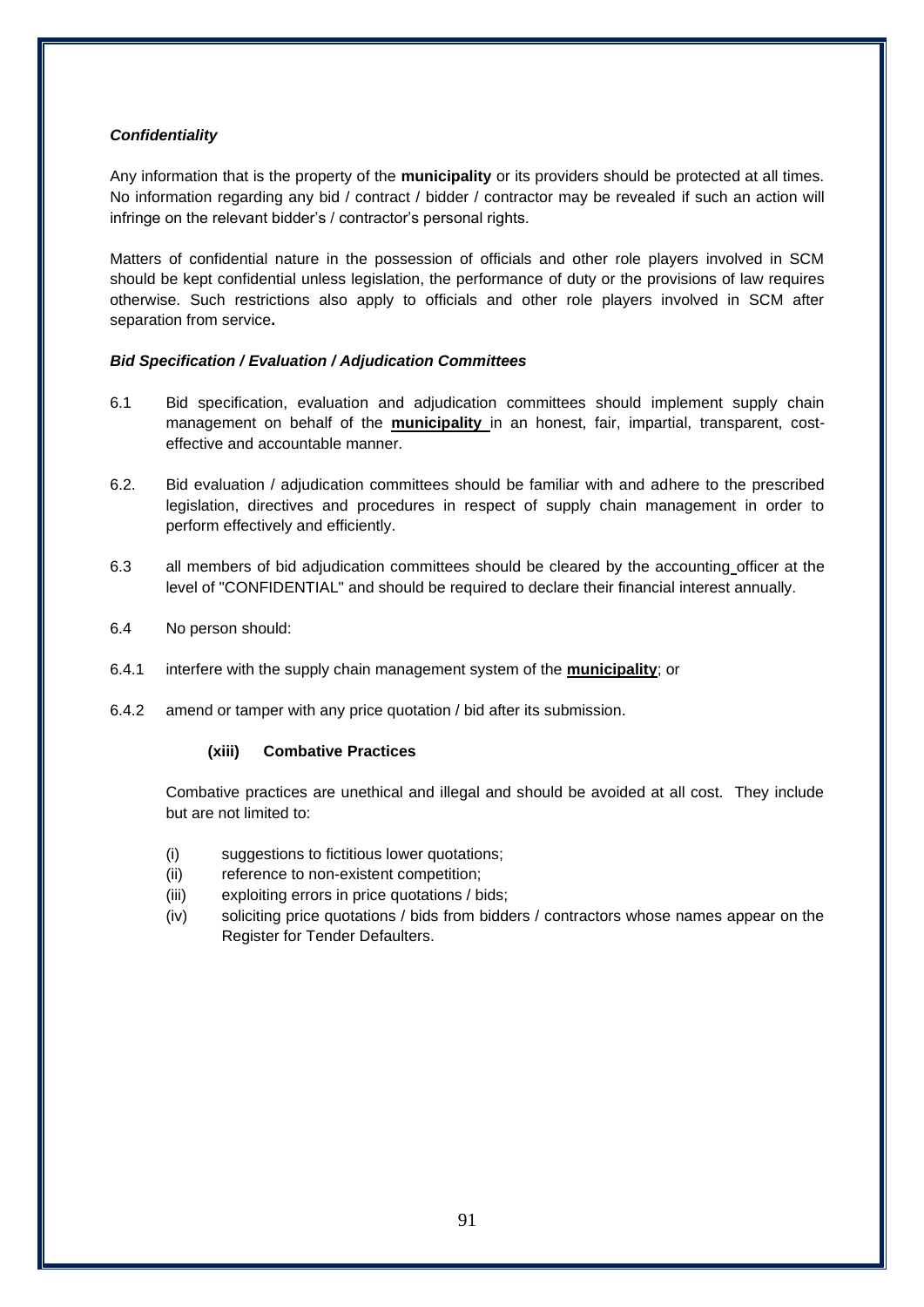***Confidentiality***

Any information that is the property of the **municipality** or its providers should be protected at all times. No information regarding any bid / contract / bidder / contractor may be revealed if such an action will infringe on the relevant bidder's / contractor's personal rights.

Matters of confidential nature in the possession of officials and other role players involved in SCM should be kept confidential unless legislation, the performance of duty or the provisions of law requires otherwise. Such restrictions also apply to officials and other role players involved in SCM after separation from service**.**

***Bid Specification / Evaluation / Adjudication Committees***

6.1 Bid specification, evaluation and adjudication committees should implement supply chain management on behalf of the **municipality** in an honest, fair, impartial, transparent, cost-effective and accountable manner.

6.2. Bid evaluation / adjudication committees should be familiar with and adhere to the prescribed legislation, directives and procedures in respect of supply chain management in order to perform effectively and efficiently.

6.3 all members of bid adjudication committees should be cleared by the accounting officer at the level of "CONFIDENTIAL" and should be required to declare their financial interest annually.

6.4 No person should:

6.4.1 interfere with the supply chain management system of the **municipality**; or

6.4.2 amend or tamper with any price quotation / bid after its submission.

**(xiii) Combative Practices**

Combative practices are unethical and illegal and should be avoided at all cost. They include but are not limited to:

(i) suggestions to fictitious lower quotations;
(ii) reference to non-existent competition;
(iii) exploiting errors in price quotations / bids;
(iv) soliciting price quotations / bids from bidders / contractors whose names appear on the Register for Tender Defaulters.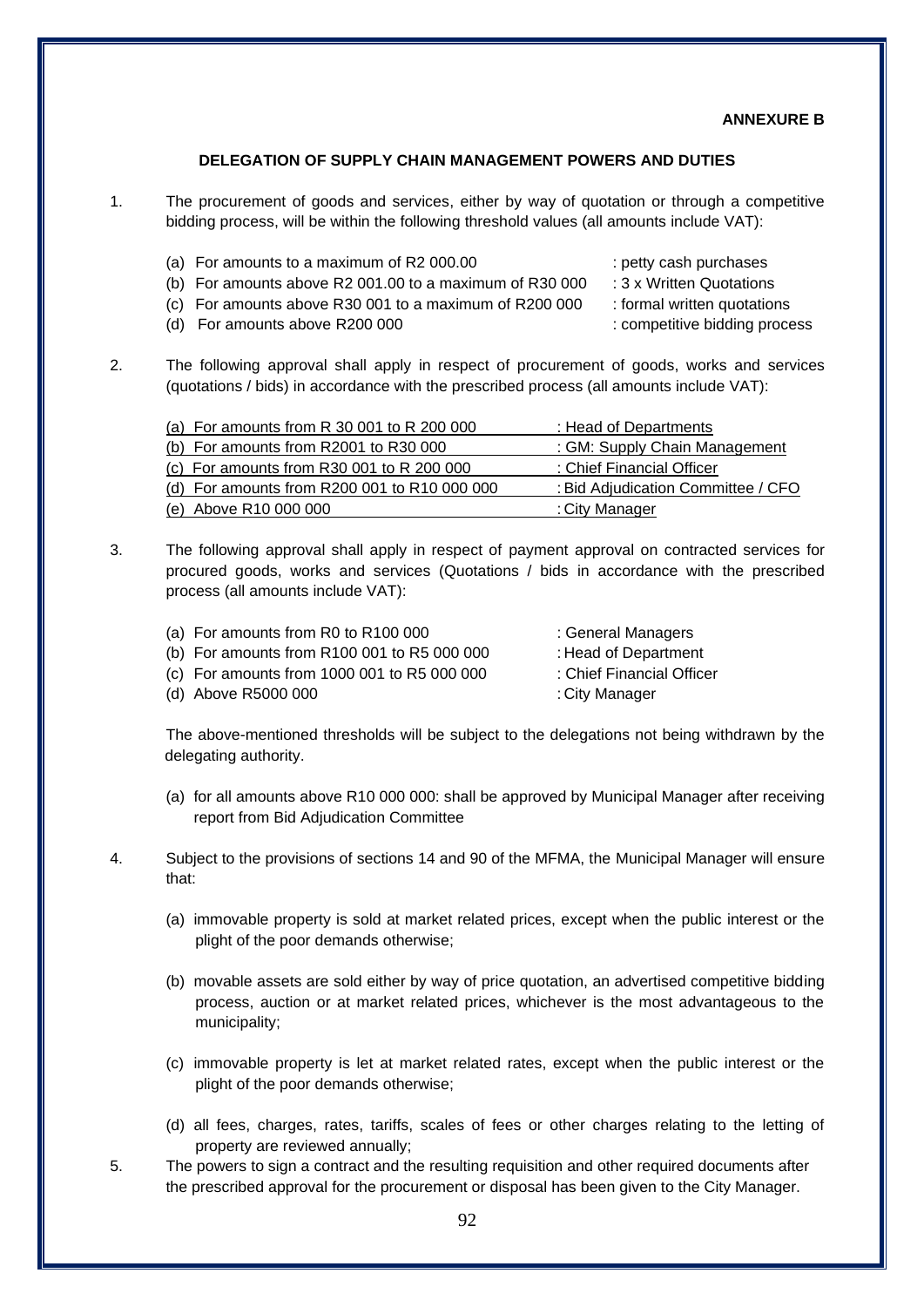**ANNEXURE B**

**DELEGATION OF SUPPLY CHAIN MANAGEMENT POWERS AND DUTIES**

1. The procurement of goods and services, either by way of quotation or through a competitive bidding process, will be within the following threshold values (all amounts include VAT):

   (a) For amounts to a maximum of R2 000.00 : petty cash purchases
   (b) For amounts above R2 001.00 to a maximum of R30 000 : 3 x Written Quotations
   (c) For amounts above R30 001 to a maximum of R200 000 : formal written quotations
   (d) For amounts above R200 000 : competitive bidding process

2. The following approval shall apply in respect of procurement of goods, works and services (quotations / bids) in accordance with the prescribed process (all amounts include VAT):

| | |
|---|---|
| (a) For amounts from R 30 001 to R 200 000 | : Head of Departments |
| (b) For amounts from R2001 to R30 000 | : GM: Supply Chain Management |
| (c) For amounts from R30 001 to R 200 000 | : Chief Financial Officer |
| (d) For amounts from R200 001 to R10 000 000 | : Bid Adjudication Committee / CFO |
| (e) Above R10 000 000 | : City Manager |

3. The following approval shall apply in respect of payment approval on contracted services for procured goods, works and services (Quotations / bids in accordance with the prescribed process (all amounts include VAT):

   (a) For amounts from R0 to R100 000 : General Managers
   (b) For amounts from R100 001 to R5 000 000 : Head of Department
   (c) For amounts from 1000 001 to R5 000 000 : Chief Financial Officer
   (d) Above R5000 000 : City Manager

   The above-mentioned thresholds will be subject to the delegations not being withdrawn by the delegating authority.

   (a) for all amounts above R10 000 000: shall be approved by Municipal Manager after receiving report from Bid Adjudication Committee

4. Subject to the provisions of sections 14 and 90 of the MFMA, the Municipal Manager will ensure that:

   (a) immovable property is sold at market related prices, except when the public interest or the plight of the poor demands otherwise;

   (b) movable assets are sold either by way of price quotation, an advertised competitive bidding process, auction or at market related prices, whichever is the most advantageous to the municipality;

   (c) immovable property is let at market related rates, except when the public interest or the plight of the poor demands otherwise;

   (d) all fees, charges, rates, tariffs, scales of fees or other charges relating to the letting of property are reviewed annually;

5. The powers to sign a contract and the resulting requisition and other required documents after the prescribed approval for the procurement or disposal has been given to the City Manager.